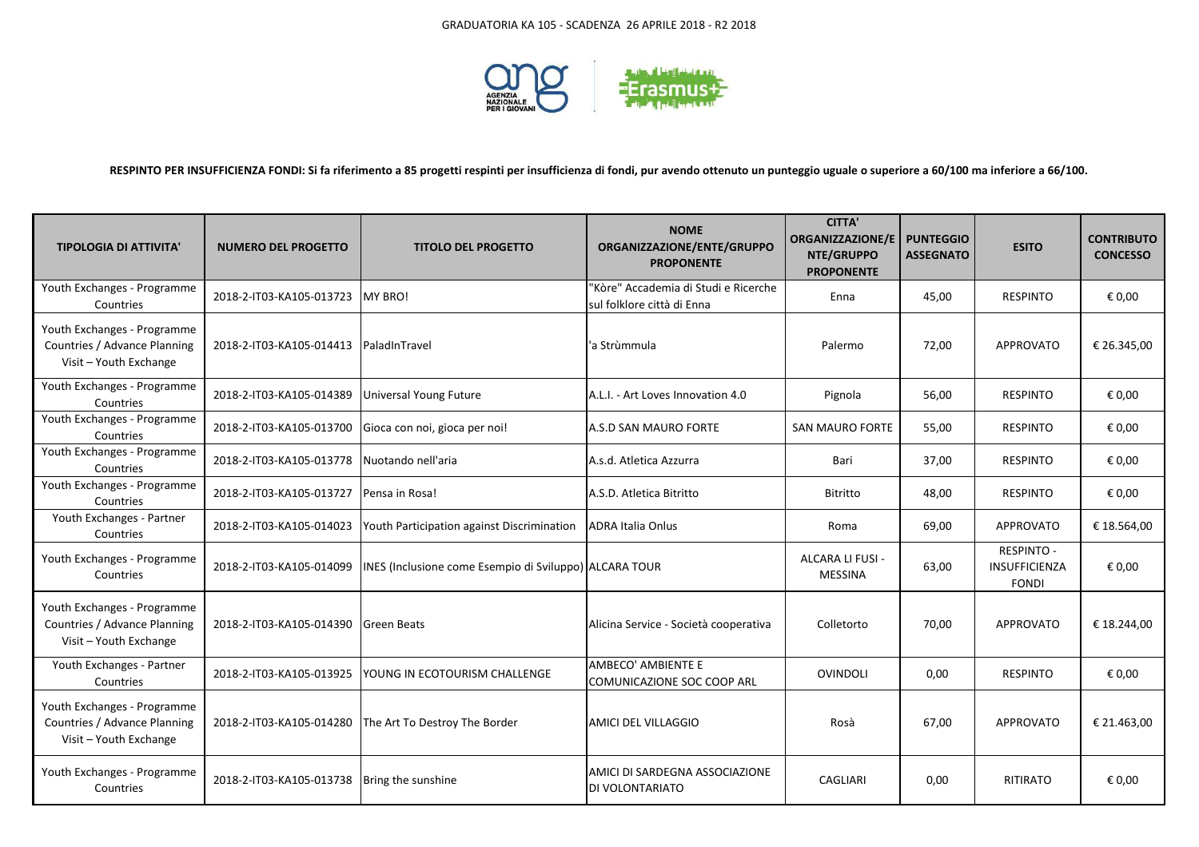GRADUATORIA KA 105 - SCADENZA 26 APRILE 2018 - R2 2018

**RESPINTO PER INSUFFICIENZA FONDI: Si fa riferimento a 85 progetti respinti per insufficienza di fondi, pur avendo ottenuto un punteggio uguale o superiore a 60/100 ma inferiore a 66/100.**

| TIPOLOGIA DI ATTIVITA' | NUMERO DEL PROGETTO | TITOLO DEL PROGETTO | NOME ORGANIZZAZIONE/ENTE/GRUPPO PROPONENTE | CITTA' ORGANIZZAZIONE/ENTE/GRUPPO PROPONENTE | PUNTEGGIO ASSEGNATO | ESITO | CONTRIBUTO CONCESSO |
|---|---|---|---|---|---|---|---|
| Youth Exchanges - Programme Countries | 2018-2-IT03-KA105-013723 | MY BRO! | "Kòre" Accademia di Studi e Ricerche sul folklore città di Enna | Enna | 45,00 | RESPINTO | € 0,00 |
| Youth Exchanges - Programme Countries / Advance Planning Visit – Youth Exchange | 2018-2-IT03-KA105-014413 | PaladInTravel | 'a Strùmmula | Palermo | 72,00 | APPROVATO | € 26.345,00 |
| Youth Exchanges - Programme Countries | 2018-2-IT03-KA105-014389 | Universal Young Future | A.L.I. - Art Loves Innovation 4.0 | Pignola | 56,00 | RESPINTO | € 0,00 |
| Youth Exchanges - Programme Countries | 2018-2-IT03-KA105-013700 | Gioca con noi, gioca per noi! | A.S.D SAN MAURO FORTE | SAN MAURO FORTE | 55,00 | RESPINTO | € 0,00 |
| Youth Exchanges - Programme Countries | 2018-2-IT03-KA105-013778 | Nuotando nell'aria | A.s.d. Atletica Azzurra | Bari | 37,00 | RESPINTO | € 0,00 |
| Youth Exchanges - Programme Countries | 2018-2-IT03-KA105-013727 | Pensa in Rosa! | A.S.D. Atletica Bitritto | Bitritto | 48,00 | RESPINTO | € 0,00 |
| Youth Exchanges - Partner Countries | 2018-2-IT03-KA105-014023 | Youth Participation against Discrimination | ADRA Italia Onlus | Roma | 69,00 | APPROVATO | € 18.564,00 |
| Youth Exchanges - Programme Countries | 2018-2-IT03-KA105-014099 | INES (Inclusione come Esempio di Sviluppo) | ALCARA TOUR | ALCARA LI FUSI - MESSINA | 63,00 | RESPINTO - INSUFFICIENZA FONDI | € 0,00 |
| Youth Exchanges - Programme Countries / Advance Planning Visit – Youth Exchange | 2018-2-IT03-KA105-014390 | Green Beats | Alicina Service - Società cooperativa | Colletorto | 70,00 | APPROVATO | € 18.244,00 |
| Youth Exchanges - Partner Countries | 2018-2-IT03-KA105-013925 | YOUNG IN ECOTOURISM CHALLENGE | AMBECO' AMBIENTE E COMUNICAZIONE SOC COOP ARL | OVINDOLI | 0,00 | RESPINTO | € 0,00 |
| Youth Exchanges - Programme Countries / Advance Planning Visit – Youth Exchange | 2018-2-IT03-KA105-014280 | The Art To Destroy The Border | AMICI DEL VILLAGGIO | Rosà | 67,00 | APPROVATO | € 21.463,00 |
| Youth Exchanges - Programme Countries | 2018-2-IT03-KA105-013738 | Bring the sunshine | AMICI DI SARDEGNA ASSOCIAZIONE DI VOLONTARIATO | CAGLIARI | 0,00 | RITIRATO | € 0,00 |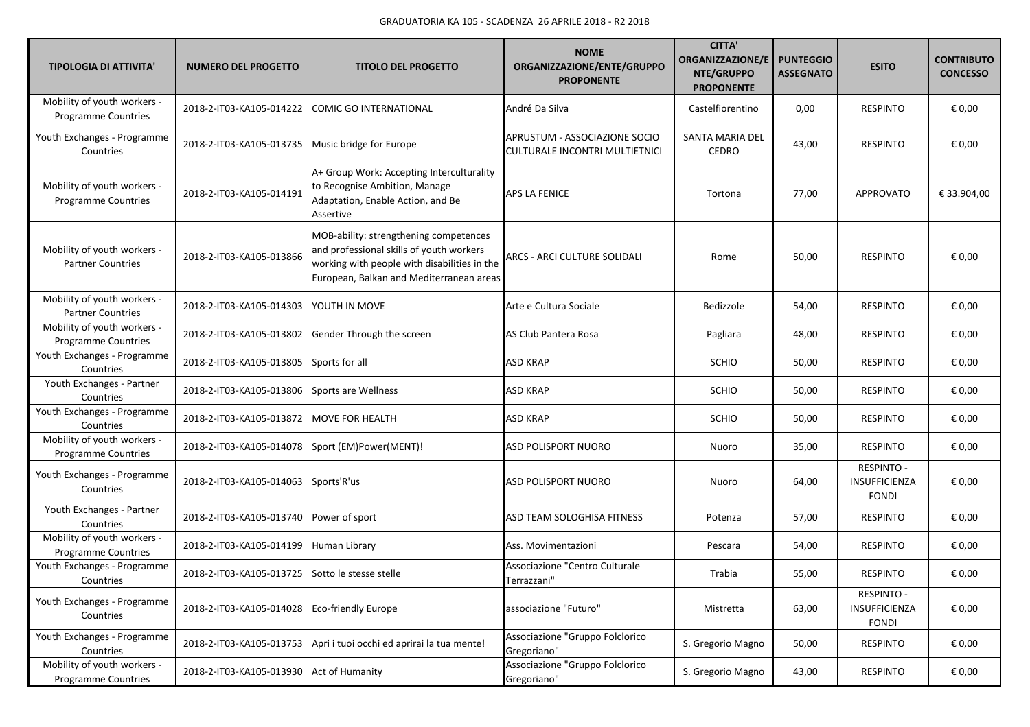GRADUATORIA KA 105 - SCADENZA 26 APRILE 2018 - R2 2018

| TIPOLOGIA DI ATTIVITA' | NUMERO DEL PROGETTO | TITOLO DEL PROGETTO | NOME ORGANIZZAZIONE/ENTE/GRUPPO PROPONENTE | CITTA' ORGANIZZAZIONE/ENTE/GRUPPO PROPONENTE | PUNTEGGIO ASSEGNATO | ESITO | CONTRIBUTO CONCESSO |
|---|---|---|---|---|---|---|---|
| Mobility of youth workers - Programme Countries | 2018-2-IT03-KA105-014222 | COMIC GO INTERNATIONAL | André Da Silva | Castelfiorentino | 0,00 | RESPINTO | € 0,00 |
| Youth Exchanges - Programme Countries | 2018-2-IT03-KA105-013735 | Music bridge for Europe | APRUSTUM - ASSOCIAZIONE SOCIO CULTURALE INCONTRI MULTIETNICI | SANTA MARIA DEL CEDRO | 43,00 | RESPINTO | € 0,00 |
| Mobility of youth workers - Programme Countries | 2018-2-IT03-KA105-014191 | A+ Group Work: Accepting Interculturality to Recognise Ambition, Manage Adaptation, Enable Action, and Be Assertive | APS LA FENICE | Tortona | 77,00 | APPROVATO | € 33.904,00 |
| Mobility of youth workers - Partner Countries | 2018-2-IT03-KA105-013866 | MOB-ability: strengthening competences and professional skills of youth workers working with people with disabilities in the European, Balkan and Mediterranean areas | ARCS - ARCI CULTURE SOLIDALI | Rome | 50,00 | RESPINTO | € 0,00 |
| Mobility of youth workers - Partner Countries | 2018-2-IT03-KA105-014303 | YOUTH IN MOVE | Arte e Cultura Sociale | Bedizzole | 54,00 | RESPINTO | € 0,00 |
| Mobility of youth workers - Programme Countries | 2018-2-IT03-KA105-013802 | Gender Through the screen | AS Club Pantera Rosa | Pagliara | 48,00 | RESPINTO | € 0,00 |
| Youth Exchanges - Programme Countries | 2018-2-IT03-KA105-013805 | Sports for all | ASD KRAP | SCHIO | 50,00 | RESPINTO | € 0,00 |
| Youth Exchanges - Partner Countries | 2018-2-IT03-KA105-013806 | Sports are Wellness | ASD KRAP | SCHIO | 50,00 | RESPINTO | € 0,00 |
| Youth Exchanges - Programme Countries | 2018-2-IT03-KA105-013872 | MOVE FOR HEALTH | ASD KRAP | SCHIO | 50,00 | RESPINTO | € 0,00 |
| Mobility of youth workers - Programme Countries | 2018-2-IT03-KA105-014078 | Sport (EM)Power(MENT)! | ASD POLISPORT NUORO | Nuoro | 35,00 | RESPINTO | € 0,00 |
| Youth Exchanges - Programme Countries | 2018-2-IT03-KA105-014063 | Sports'R'us | ASD POLISPORT NUORO | Nuoro | 64,00 | RESPINTO - INSUFFICIENZA FONDI | € 0,00 |
| Youth Exchanges - Partner Countries | 2018-2-IT03-KA105-013740 | Power of sport | ASD TEAM SOLOGHISA FITNESS | Potenza | 57,00 | RESPINTO | € 0,00 |
| Mobility of youth workers - Programme Countries | 2018-2-IT03-KA105-014199 | Human Library | Ass. Movimentazioni | Pescara | 54,00 | RESPINTO | € 0,00 |
| Youth Exchanges - Programme Countries | 2018-2-IT03-KA105-013725 | Sotto le stesse stelle | Associazione "Centro Culturale Terrazzani" | Trabia | 55,00 | RESPINTO | € 0,00 |
| Youth Exchanges - Programme Countries | 2018-2-IT03-KA105-014028 | Eco-friendly Europe | associazione "Futuro" | Mistretta | 63,00 | RESPINTO - INSUFFICIENZA FONDI | € 0,00 |
| Youth Exchanges - Programme Countries | 2018-2-IT03-KA105-013753 | Apri i tuoi occhi ed aprirai la tua mente! | Associazione "Gruppo Folclorico Gregoriano" | S. Gregorio Magno | 50,00 | RESPINTO | € 0,00 |
| Mobility of youth workers - Programme Countries | 2018-2-IT03-KA105-013930 | Act of Humanity | Associazione "Gruppo Folclorico Gregoriano" | S. Gregorio Magno | 43,00 | RESPINTO | € 0,00 |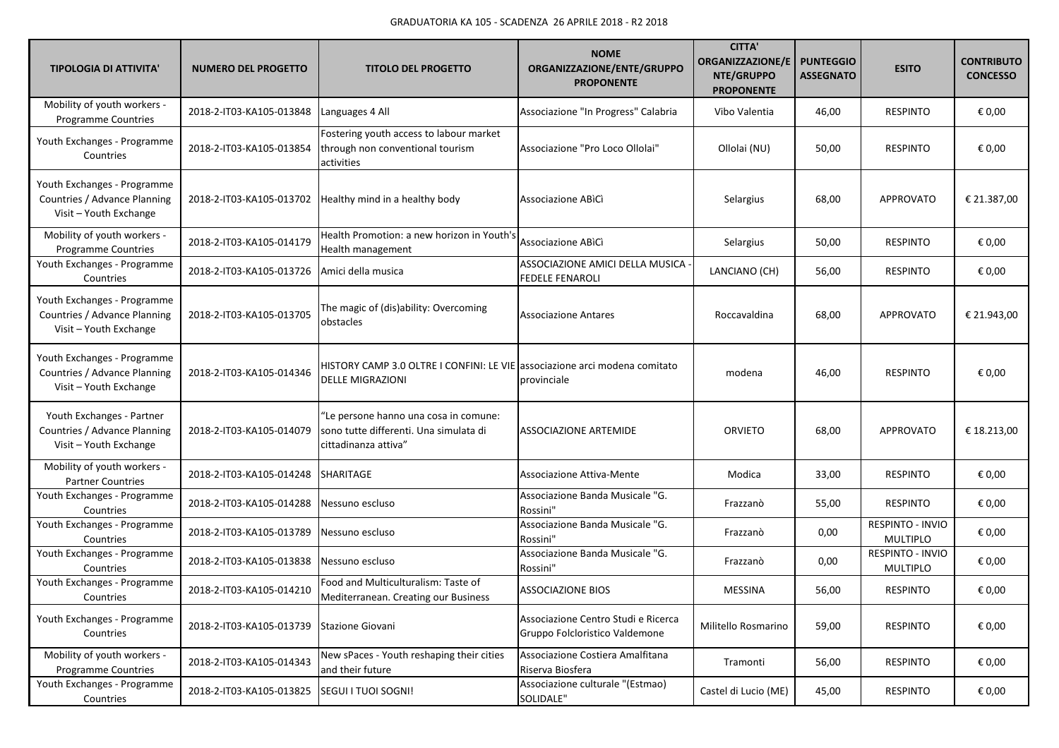GRADUATORIA KA 105 - SCADENZA 26 APRILE 2018 - R2 2018

| TIPOLOGIA DI ATTIVITA' | NUMERO DEL PROGETTO | TITOLO DEL PROGETTO | NOME ORGANIZZAZIONE/ENTE/GRUPPO PROPONENTE | CITTA' ORGANIZZAZIONE/ENTE/GRUPPO PROPONENTE | PUNTEGGIO ASSEGNATO | ESITO | CONTRIBUTO CONCESSO |
|---|---|---|---|---|---|---|---|
| Mobility of youth workers - Programme Countries | 2018-2-IT03-KA105-013848 | Languages 4 All | Associazione "In Progress" Calabria | Vibo Valentia | 46,00 | RESPINTO | € 0,00 |
| Youth Exchanges - Programme Countries | 2018-2-IT03-KA105-013854 | Fostering youth access to labour market through non conventional tourism activities | Associazione "Pro Loco Ollolai" | Ollolai (NU) | 50,00 | RESPINTO | € 0,00 |
| Youth Exchanges - Programme Countries / Advance Planning Visit – Youth Exchange | 2018-2-IT03-KA105-013702 | Healthy mind in a healthy body | Associazione ABìCì | Selargius | 68,00 | APPROVATO | € 21.387,00 |
| Mobility of youth workers - Programme Countries | 2018-2-IT03-KA105-014179 | Health Promotion: a new horizon in Youth's Health management | Associazione ABìCì | Selargius | 50,00 | RESPINTO | € 0,00 |
| Youth Exchanges - Programme Countries | 2018-2-IT03-KA105-013726 | Amici della musica | ASSOCIAZIONE AMICI DELLA MUSICA - FEDELE FENAROLI | LANCIANO (CH) | 56,00 | RESPINTO | € 0,00 |
| Youth Exchanges - Programme Countries / Advance Planning Visit – Youth Exchange | 2018-2-IT03-KA105-013705 | The magic of (dis)ability: Overcoming obstacles | Associazione Antares | Roccavaldina | 68,00 | APPROVATO | € 21.943,00 |
| Youth Exchanges - Programme Countries / Advance Planning Visit – Youth Exchange | 2018-2-IT03-KA105-014346 | HISTORY CAMP 3.0 OLTRE I CONFINI: LE VIE DELLE MIGRAZIONI | associazione arci modena comitato provinciale | modena | 46,00 | RESPINTO | € 0,00 |
| Youth Exchanges - Partner Countries / Advance Planning Visit – Youth Exchange | 2018-2-IT03-KA105-014079 | "Le persone hanno una cosa in comune: sono tutte differenti. Una simulata di cittadinanza attiva" | ASSOCIAZIONE ARTEMIDE | ORVIETO | 68,00 | APPROVATO | € 18.213,00 |
| Mobility of youth workers - Partner Countries | 2018-2-IT03-KA105-014248 | SHARITAGE | Associazione Attiva-Mente | Modica | 33,00 | RESPINTO | € 0,00 |
| Youth Exchanges - Programme Countries | 2018-2-IT03-KA105-014288 | Nessuno escluso | Associazione Banda Musicale "G. Rossini" | Frazzanò | 55,00 | RESPINTO | € 0,00 |
| Youth Exchanges - Programme Countries | 2018-2-IT03-KA105-013789 | Nessuno escluso | Associazione Banda Musicale "G. Rossini" | Frazzanò | 0,00 | RESPINTO - INVIO MULTIPLO | € 0,00 |
| Youth Exchanges - Programme Countries | 2018-2-IT03-KA105-013838 | Nessuno escluso | Associazione Banda Musicale "G. Rossini" | Frazzanò | 0,00 | RESPINTO - INVIO MULTIPLO | € 0,00 |
| Youth Exchanges - Programme Countries | 2018-2-IT03-KA105-014210 | Food and Multiculturalism: Taste of Mediterranean. Creating our Business | ASSOCIAZIONE BIOS | MESSINA | 56,00 | RESPINTO | € 0,00 |
| Youth Exchanges - Programme Countries | 2018-2-IT03-KA105-013739 | Stazione Giovani | Associazione Centro Studi e Ricerca Gruppo Folcloristico Valdemone | Militello Rosmarino | 59,00 | RESPINTO | € 0,00 |
| Mobility of youth workers - Programme Countries | 2018-2-IT03-KA105-014343 | New sPaces - Youth reshaping their cities and their future | Associazione Costiera Amalfitana Riserva Biosfera | Tramonti | 56,00 | RESPINTO | € 0,00 |
| Youth Exchanges - Programme Countries | 2018-2-IT03-KA105-013825 | SEGUI I TUOI SOGNI! | Associazione culturale "(Estmao) SOLIDALE" | Castel di Lucio (ME) | 45,00 | RESPINTO | € 0,00 |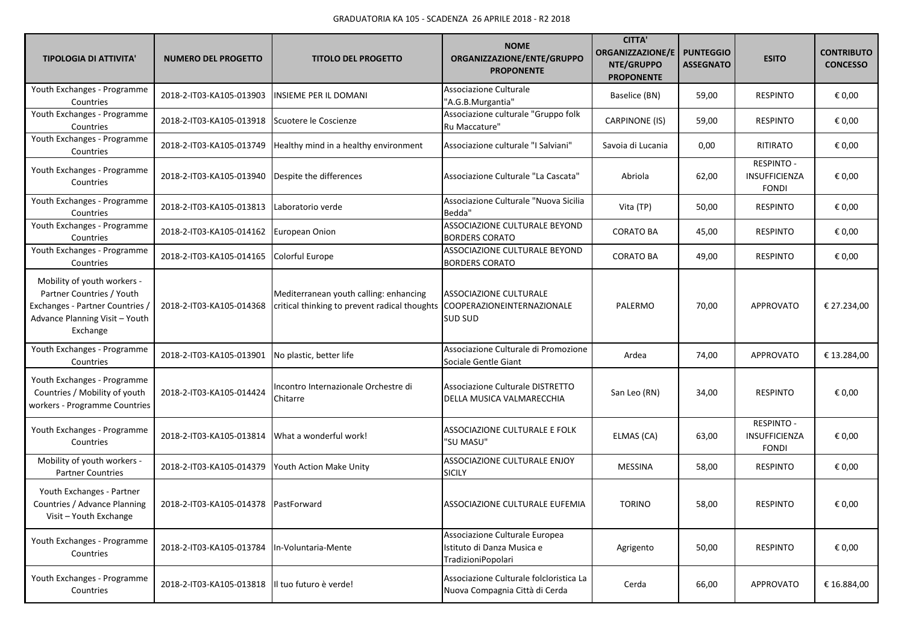GRADUATORIA KA 105 - SCADENZA 26 APRILE 2018 - R2 2018

| TIPOLOGIA DI ATTIVITA' | NUMERO DEL PROGETTO | TITOLO DEL PROGETTO | NOME ORGANIZZAZIONE/ENTE/GRUPPO PROPONENTE | CITTA' ORGANIZZAZIONE/ENTE/GRUPPO PROPONENTE | PUNTEGGIO ASSEGNATO | ESITO | CONTRIBUTO CONCESSO |
|---|---|---|---|---|---|---|---|
| Youth Exchanges - Programme Countries | 2018-2-IT03-KA105-013903 | INSIEME PER IL DOMANI | Associazione Culturale "A.G.B.Murgantia" | Baselice (BN) | 59,00 | RESPINTO | € 0,00 |
| Youth Exchanges - Programme Countries | 2018-2-IT03-KA105-013918 | Scuotere le Coscienze | Associazione culturale "Gruppo folk Ru Maccature" | CARPINONE (IS) | 59,00 | RESPINTO | € 0,00 |
| Youth Exchanges - Programme Countries | 2018-2-IT03-KA105-013749 | Healthy mind in a healthy environment | Associazione culturale "I Salviani" | Savoia di Lucania | 0,00 | RITIRATO | € 0,00 |
| Youth Exchanges - Programme Countries | 2018-2-IT03-KA105-013940 | Despite the differences | Associazione Culturale "La Cascata" | Abriola | 62,00 | RESPINTO - INSUFFICIENZA FONDI | € 0,00 |
| Youth Exchanges - Programme Countries | 2018-2-IT03-KA105-013813 | Laboratorio verde | Associazione Culturale "Nuova Sicilia Bedda" | Vita (TP) | 50,00 | RESPINTO | € 0,00 |
| Youth Exchanges - Programme Countries | 2018-2-IT03-KA105-014162 | European Onion | ASSOCIAZIONE CULTURALE BEYOND BORDERS CORATO | CORATO BA | 45,00 | RESPINTO | € 0,00 |
| Youth Exchanges - Programme Countries | 2018-2-IT03-KA105-014165 | Colorful Europe | ASSOCIAZIONE CULTURALE BEYOND BORDERS CORATO | CORATO BA | 49,00 | RESPINTO | € 0,00 |
| Mobility of youth workers - Partner Countries / Youth Exchanges - Partner Countries / Advance Planning Visit – Youth Exchange | 2018-2-IT03-KA105-014368 | Mediterranean youth calling: enhancing critical thinking to prevent radical thoughts | ASSOCIAZIONE CULTURALE COOPERAZIONEINTERNAZIONALE SUD SUD | PALERMO | 70,00 | APPROVATO | € 27.234,00 |
| Youth Exchanges - Programme Countries | 2018-2-IT03-KA105-013901 | No plastic, better life | Associazione Culturale di Promozione Sociale Gentle Giant | Ardea | 74,00 | APPROVATO | € 13.284,00 |
| Youth Exchanges - Programme Countries / Mobility of youth workers - Programme Countries | 2018-2-IT03-KA105-014424 | Incontro Internazionale Orchestre di Chitarre | Associazione Culturale DISTRETTO DELLA MUSICA VALMARECCHIA | San Leo (RN) | 34,00 | RESPINTO | € 0,00 |
| Youth Exchanges - Programme Countries | 2018-2-IT03-KA105-013814 | What a wonderful work! | ASSOCIAZIONE CULTURALE E FOLK "SU MASU" | ELMAS (CA) | 63,00 | RESPINTO - INSUFFICIENZA FONDI | € 0,00 |
| Mobility of youth workers - Partner Countries | 2018-2-IT03-KA105-014379 | Youth Action Make Unity | ASSOCIAZIONE CULTURALE ENJOY SICILY | MESSINA | 58,00 | RESPINTO | € 0,00 |
| Youth Exchanges - Partner Countries / Advance Planning Visit – Youth Exchange | 2018-2-IT03-KA105-014378 | PastForward | ASSOCIAZIONE CULTURALE EUFEMIA | TORINO | 58,00 | RESPINTO | € 0,00 |
| Youth Exchanges - Programme Countries | 2018-2-IT03-KA105-013784 | In-Voluntaria-Mente | Associazione Culturale Europea Istituto di Danza Musica e TradizioniPopolari | Agrigento | 50,00 | RESPINTO | € 0,00 |
| Youth Exchanges - Programme Countries | 2018-2-IT03-KA105-013818 | Il tuo futuro è verde! | Associazione Culturale folcloristica La Nuova Compagnia Città di Cerda | Cerda | 66,00 | APPROVATO | € 16.884,00 |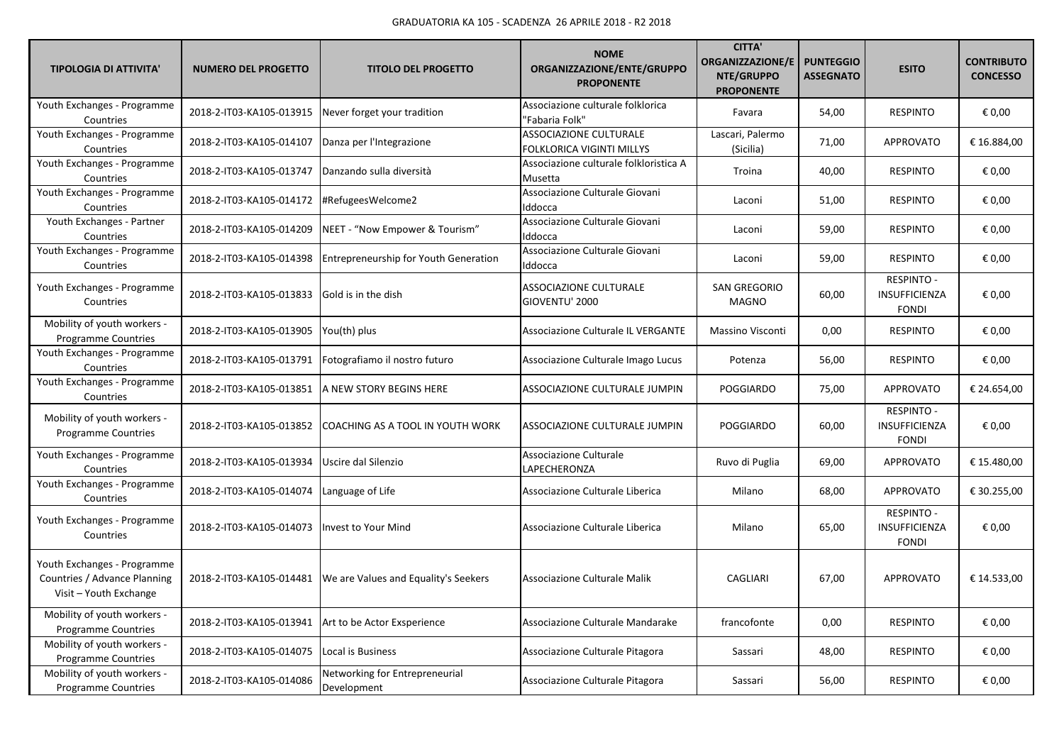GRADUATORIA KA 105 - SCADENZA 26 APRILE 2018 - R2 2018

| TIPOLOGIA DI ATTIVITA' | NUMERO DEL PROGETTO | TITOLO DEL PROGETTO | NOME ORGANIZZAZIONE/ENTE/GRUPPO PROPONENTE | CITTA' ORGANIZZAZIONE/ENTE/GRUPPO PROPONENTE | PUNTEGGIO ASSEGNATO | ESITO | CONTRIBUTO CONCESSO |
|---|---|---|---|---|---|---|---|
| Youth Exchanges - Programme Countries | 2018-2-IT03-KA105-013915 | Never forget your tradition | Associazione culturale folklorica "Fabaria Folk" | Favara | 54,00 | RESPINTO | € 0,00 |
| Youth Exchanges - Programme Countries | 2018-2-IT03-KA105-014107 | Danza per l'Integrazione | ASSOCIAZIONE CULTURALE FOLKLORICA VIGINTI MILLYS | Lascari, Palermo (Sicilia) | 71,00 | APPROVATO | € 16.884,00 |
| Youth Exchanges - Programme Countries | 2018-2-IT03-KA105-013747 | Danzando sulla diversità | Associazione culturale folkloristica A Musetta | Troina | 40,00 | RESPINTO | € 0,00 |
| Youth Exchanges - Programme Countries | 2018-2-IT03-KA105-014172 | #RefugeesWelcome2 | Associazione Culturale Giovani Iddocca | Laconi | 51,00 | RESPINTO | € 0,00 |
| Youth Exchanges - Partner Countries | 2018-2-IT03-KA105-014209 | NEET - "Now Empower & Tourism" | Associazione Culturale Giovani Iddocca | Laconi | 59,00 | RESPINTO | € 0,00 |
| Youth Exchanges - Programme Countries | 2018-2-IT03-KA105-014398 | Entrepreneurship for Youth Generation | Associazione Culturale Giovani Iddocca | Laconi | 59,00 | RESPINTO | € 0,00 |
| Youth Exchanges - Programme Countries | 2018-2-IT03-KA105-013833 | Gold is in the dish | ASSOCIAZIONE CULTURALE GIOVENTU' 2000 | SAN GREGORIO MAGNO | 60,00 | RESPINTO - INSUFFICIENZA FONDI | € 0,00 |
| Mobility of youth workers - Programme Countries | 2018-2-IT03-KA105-013905 | You(th) plus | Associazione Culturale IL VERGANTE | Massino Visconti | 0,00 | RESPINTO | € 0,00 |
| Youth Exchanges - Programme Countries | 2018-2-IT03-KA105-013791 | Fotografiamo il nostro futuro | Associazione Culturale Imago Lucus | Potenza | 56,00 | RESPINTO | € 0,00 |
| Youth Exchanges - Programme Countries | 2018-2-IT03-KA105-013851 | A NEW STORY BEGINS HERE | ASSOCIAZIONE CULTURALE JUMPIN | POGGIARDO | 75,00 | APPROVATO | € 24.654,00 |
| Mobility of youth workers - Programme Countries | 2018-2-IT03-KA105-013852 | COACHING AS A TOOL IN YOUTH WORK | ASSOCIAZIONE CULTURALE JUMPIN | POGGIARDO | 60,00 | RESPINTO - INSUFFICIENZA FONDI | € 0,00 |
| Youth Exchanges - Programme Countries | 2018-2-IT03-KA105-013934 | Uscire dal Silenzio | Associazione Culturale LAPECHERONZA | Ruvo di Puglia | 69,00 | APPROVATO | € 15.480,00 |
| Youth Exchanges - Programme Countries | 2018-2-IT03-KA105-014074 | Language of Life | Associazione Culturale Liberica | Milano | 68,00 | APPROVATO | € 30.255,00 |
| Youth Exchanges - Programme Countries | 2018-2-IT03-KA105-014073 | Invest to Your Mind | Associazione Culturale Liberica | Milano | 65,00 | RESPINTO - INSUFFICIENZA FONDI | € 0,00 |
| Youth Exchanges - Programme Countries / Advance Planning Visit – Youth Exchange | 2018-2-IT03-KA105-014481 | We are Values and Equality's Seekers | Associazione Culturale Malik | CAGLIARI | 67,00 | APPROVATO | € 14.533,00 |
| Mobility of youth workers - Programme Countries | 2018-2-IT03-KA105-013941 | Art to be Actor Exsperience | Associazione Culturale Mandarake | francofonte | 0,00 | RESPINTO | € 0,00 |
| Mobility of youth workers - Programme Countries | 2018-2-IT03-KA105-014075 | Local is Business | Associazione Culturale Pitagora | Sassari | 48,00 | RESPINTO | € 0,00 |
| Mobility of youth workers - Programme Countries | 2018-2-IT03-KA105-014086 | Networking for Entrepreneurial Development | Associazione Culturale Pitagora | Sassari | 56,00 | RESPINTO | € 0,00 |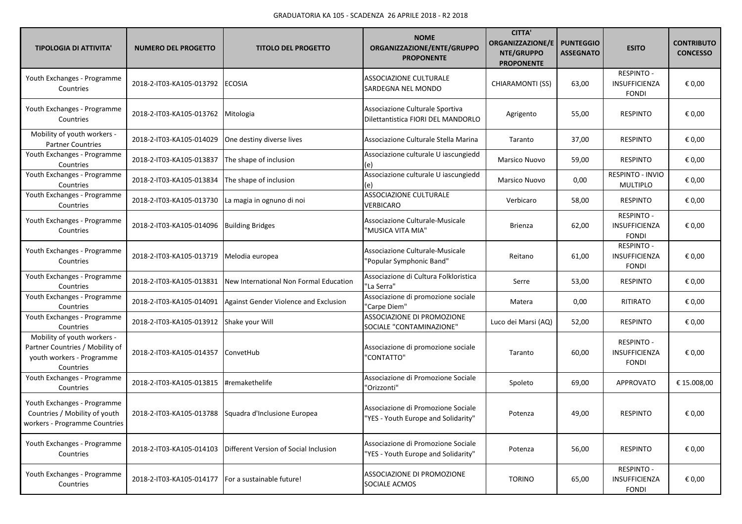GRADUATORIA KA 105 - SCADENZA 26 APRILE 2018 - R2 2018

| TIPOLOGIA DI ATTIVITA' | NUMERO DEL PROGETTO | TITOLO DEL PROGETTO | NOME ORGANIZZAZIONE/ENTE/GRUPPO PROPONENTE | CITTA' ORGANIZZAZIONE/ENTE/GRUPPO PROPONENTE | PUNTEGGIO ASSEGNATO | ESITO | CONTRIBUTO CONCESSO |
|---|---|---|---|---|---|---|---|
| Youth Exchanges - Programme Countries | 2018-2-IT03-KA105-013792 | ECOSIA | ASSOCIAZIONE CULTURALE SARDEGNA NEL MONDO | CHIARAMONTI (SS) | 63,00 | RESPINTO - INSUFFICIENZA FONDI | € 0,00 |
| Youth Exchanges - Programme Countries | 2018-2-IT03-KA105-013762 | Mitologia | Associazione Culturale Sportiva Dilettantistica FIORI DEL MANDORLO | Agrigento | 55,00 | RESPINTO | € 0,00 |
| Mobility of youth workers - Partner Countries | 2018-2-IT03-KA105-014029 | One destiny diverse lives | Associazione Culturale Stella Marina | Taranto | 37,00 | RESPINTO | € 0,00 |
| Youth Exchanges - Programme Countries | 2018-2-IT03-KA105-013837 | The shape of inclusion | Associazione culturale U iascungiedd (e) | Marsico Nuovo | 59,00 | RESPINTO | € 0,00 |
| Youth Exchanges - Programme Countries | 2018-2-IT03-KA105-013834 | The shape of inclusion | Associazione culturale U iascungiedd (e) | Marsico Nuovo | 0,00 | RESPINTO - INVIO MULTIPLO | € 0,00 |
| Youth Exchanges - Programme Countries | 2018-2-IT03-KA105-013730 | La magia in ognuno di noi | ASSOCIAZIONE CULTURALE VERBICARO | Verbicaro | 58,00 | RESPINTO | € 0,00 |
| Youth Exchanges - Programme Countries | 2018-2-IT03-KA105-014096 | Building Bridges | Associazione Culturale-Musicale "MUSICA VITA MIA" | Brienza | 62,00 | RESPINTO - INSUFFICIENZA FONDI | € 0,00 |
| Youth Exchanges - Programme Countries | 2018-2-IT03-KA105-013719 | Melodia europea | Associazione Culturale-Musicale "Popular Symphonic Band" | Reitano | 61,00 | RESPINTO - INSUFFICIENZA FONDI | € 0,00 |
| Youth Exchanges - Programme Countries | 2018-2-IT03-KA105-013831 | New International Non Formal Education | Associazione di Cultura Folkloristica "La Serra" | Serre | 53,00 | RESPINTO | € 0,00 |
| Youth Exchanges - Programme Countries | 2018-2-IT03-KA105-014091 | Against Gender Violence and Exclusion | Associazione di promozione sociale "Carpe Diem" | Matera | 0,00 | RITIRATO | € 0,00 |
| Youth Exchanges - Programme Countries | 2018-2-IT03-KA105-013912 | Shake your Will | ASSOCIAZIONE DI PROMOZIONE SOCIALE "CONTAMINAZIONE" | Luco dei Marsi (AQ) | 52,00 | RESPINTO | € 0,00 |
| Mobility of youth workers - Partner Countries / Mobility of youth workers - Programme Countries | 2018-2-IT03-KA105-014357 | ConvetHub | Associazione di promozione sociale "CONTATTO" | Taranto | 60,00 | RESPINTO - INSUFFICIENZA FONDI | € 0,00 |
| Youth Exchanges - Programme Countries | 2018-2-IT03-KA105-013815 | #remakethelife | Associazione di Promozione Sociale "Orizzonti" | Spoleto | 69,00 | APPROVATO | € 15.008,00 |
| Youth Exchanges - Programme Countries / Mobility of youth workers - Programme Countries | 2018-2-IT03-KA105-013788 | Squadra d'Inclusione Europea | Associazione di Promozione Sociale "YES - Youth Europe and Solidarity" | Potenza | 49,00 | RESPINTO | € 0,00 |
| Youth Exchanges - Programme Countries | 2018-2-IT03-KA105-014103 | Different Version of Social Inclusion | Associazione di Promozione Sociale "YES - Youth Europe and Solidarity" | Potenza | 56,00 | RESPINTO | € 0,00 |
| Youth Exchanges - Programme Countries | 2018-2-IT03-KA105-014177 | For a sustainable future! | ASSOCIAZIONE DI PROMOZIONE SOCIALE ACMOS | TORINO | 65,00 | RESPINTO - INSUFFICIENZA FONDI | € 0,00 |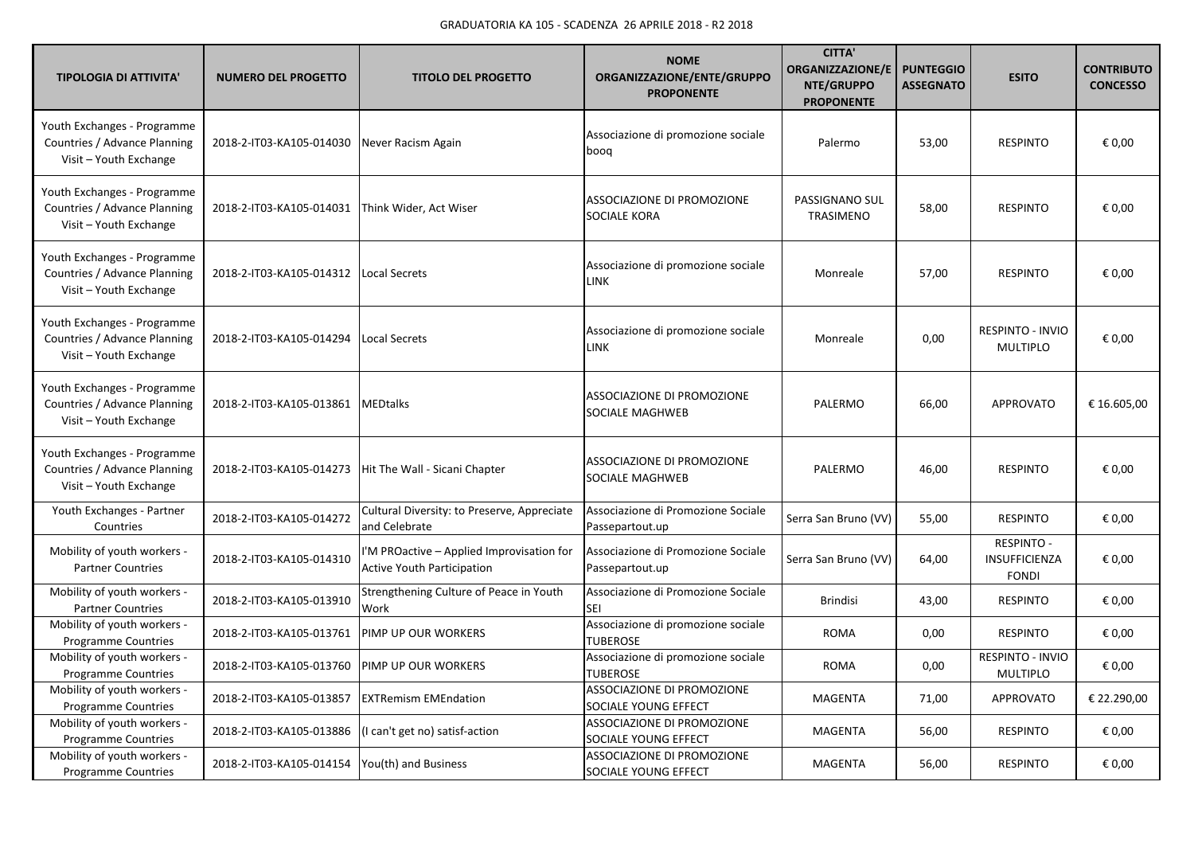GRADUATORIA KA 105 - SCADENZA 26 APRILE 2018 - R2 2018

| TIPOLOGIA DI ATTIVITA' | NUMERO DEL PROGETTO | TITOLO DEL PROGETTO | NOME ORGANIZZAZIONE/ENTE/GRUPPO PROPONENTE | CITTA' ORGANIZZAZIONE/ENTE/GRUPPO PROPONENTE | PUNTEGGIO ASSEGNATO | ESITO | CONTRIBUTO CONCESSO |
| --- | --- | --- | --- | --- | --- | --- | --- |
| Youth Exchanges - Programme Countries / Advance Planning Visit – Youth Exchange | 2018-2-IT03-KA105-014030 | Never Racism Again | Associazione di promozione sociale booq | Palermo | 53,00 | RESPINTO | € 0,00 |
| Youth Exchanges - Programme Countries / Advance Planning Visit – Youth Exchange | 2018-2-IT03-KA105-014031 | Think Wider, Act Wiser | ASSOCIAZIONE DI PROMOZIONE SOCIALE KORA | PASSIGNANO SUL TRASIMENO | 58,00 | RESPINTO | € 0,00 |
| Youth Exchanges - Programme Countries / Advance Planning Visit – Youth Exchange | 2018-2-IT03-KA105-014312 | Local Secrets | Associazione di promozione sociale LINK | Monreale | 57,00 | RESPINTO | € 0,00 |
| Youth Exchanges - Programme Countries / Advance Planning Visit – Youth Exchange | 2018-2-IT03-KA105-014294 | Local Secrets | Associazione di promozione sociale LINK | Monreale | 0,00 | RESPINTO - INVIO MULTIPLO | € 0,00 |
| Youth Exchanges - Programme Countries / Advance Planning Visit – Youth Exchange | 2018-2-IT03-KA105-013861 | MEDtalks | ASSOCIAZIONE DI PROMOZIONE SOCIALE MAGHWEB | PALERMO | 66,00 | APPROVATO | € 16.605,00 |
| Youth Exchanges - Programme Countries / Advance Planning Visit – Youth Exchange | 2018-2-IT03-KA105-014273 | Hit The Wall - Sicani Chapter | ASSOCIAZIONE DI PROMOZIONE SOCIALE MAGHWEB | PALERMO | 46,00 | RESPINTO | € 0,00 |
| Youth Exchanges - Partner Countries | 2018-2-IT03-KA105-014272 | Cultural Diversity: to Preserve, Appreciate and Celebrate | Associazione di Promozione Sociale Passepartout.up | Serra San Bruno (VV) | 55,00 | RESPINTO | € 0,00 |
| Mobility of youth workers - Partner Countries | 2018-2-IT03-KA105-014310 | I'M PROactive – Applied Improvisation for Active Youth Participation | Associazione di Promozione Sociale Passepartout.up | Serra San Bruno (VV) | 64,00 | RESPINTO - INSUFFICIENZA FONDI | € 0,00 |
| Mobility of youth workers - Partner Countries | 2018-2-IT03-KA105-013910 | Strengthening Culture of Peace in Youth Work | Associazione di Promozione Sociale SEI | Brindisi | 43,00 | RESPINTO | € 0,00 |
| Mobility of youth workers - Programme Countries | 2018-2-IT03-KA105-013761 | PIMP UP OUR WORKERS | Associazione di promozione sociale TUBEROSE | ROMA | 0,00 | RESPINTO | € 0,00 |
| Mobility of youth workers - Programme Countries | 2018-2-IT03-KA105-013760 | PIMP UP OUR WORKERS | Associazione di promozione sociale TUBEROSE | ROMA | 0,00 | RESPINTO - INVIO MULTIPLO | € 0,00 |
| Mobility of youth workers - Programme Countries | 2018-2-IT03-KA105-013857 | EXTRemism EMEndation | ASSOCIAZIONE DI PROMOZIONE SOCIALE YOUNG EFFECT | MAGENTA | 71,00 | APPROVATO | € 22.290,00 |
| Mobility of youth workers - Programme Countries | 2018-2-IT03-KA105-013886 | (I can't get no) satisf-action | ASSOCIAZIONE DI PROMOZIONE SOCIALE YOUNG EFFECT | MAGENTA | 56,00 | RESPINTO | € 0,00 |
| Mobility of youth workers - Programme Countries | 2018-2-IT03-KA105-014154 | You(th) and Business | ASSOCIAZIONE DI PROMOZIONE SOCIALE YOUNG EFFECT | MAGENTA | 56,00 | RESPINTO | € 0,00 |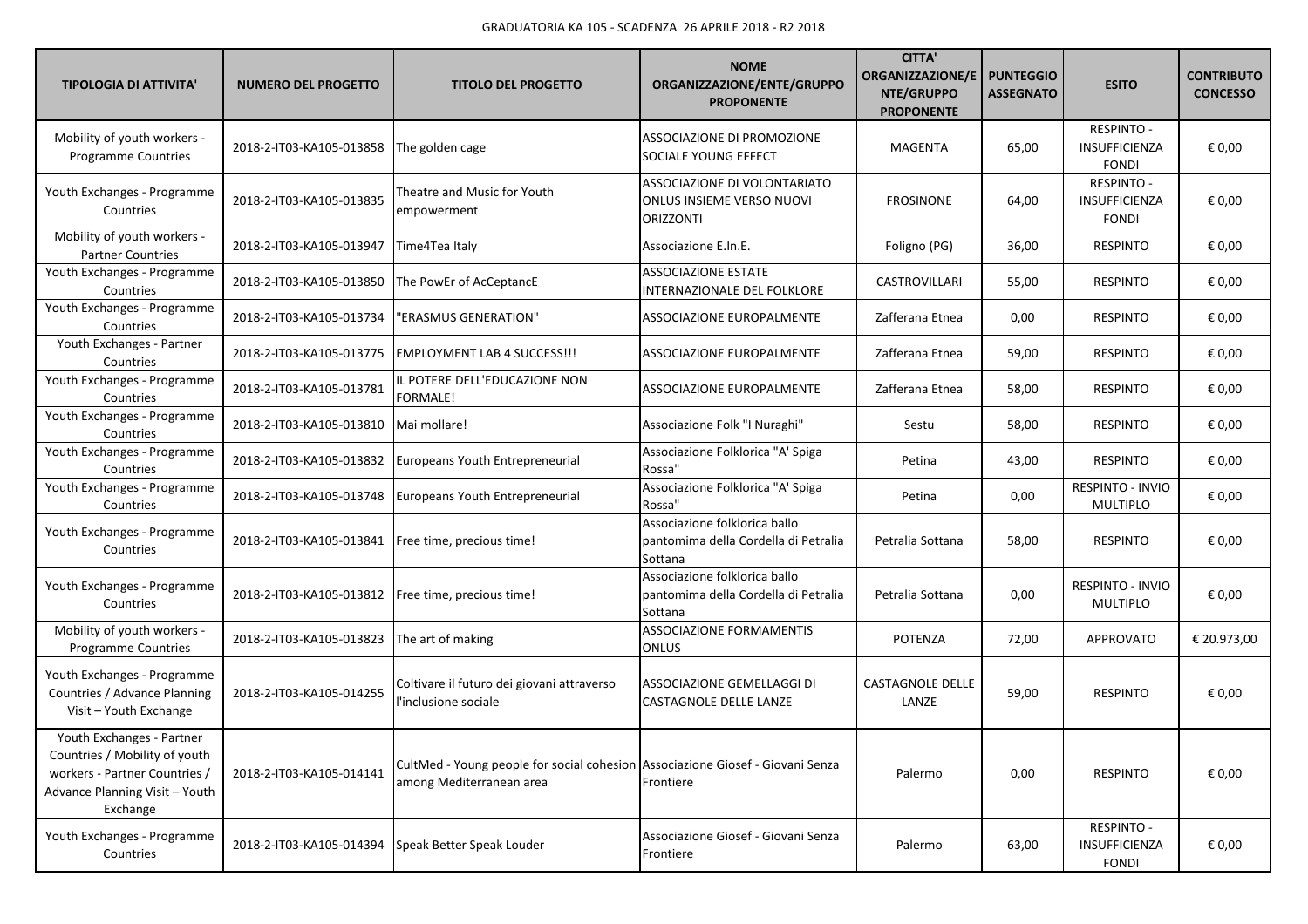GRADUATORIA KA 105 - SCADENZA 26 APRILE 2018 - R2 2018

| TIPOLOGIA DI ATTIVITA' | NUMERO DEL PROGETTO | TITOLO DEL PROGETTO | NOME ORGANIZZAZIONE/ENTE/GRUPPO PROPONENTE | CITTA' ORGANIZZAZIONE/ENTE/GRUPPO PROPONENTE | PUNTEGGIO ASSEGNATO | ESITO | CONTRIBUTO CONCESSO |
|---|---|---|---|---|---|---|---|
| Mobility of youth workers - Programme Countries | 2018-2-IT03-KA105-013858 | The golden cage | ASSOCIAZIONE DI PROMOZIONE SOCIALE YOUNG EFFECT | MAGENTA | 65,00 | RESPINTO - INSUFFICIENZA FONDI | € 0,00 |
| Youth Exchanges - Programme Countries | 2018-2-IT03-KA105-013835 | Theatre and Music for Youth empowerment | ASSOCIAZIONE DI VOLONTARIATO ONLUS INSIEME VERSO NUOVI ORIZZONTI | FROSINONE | 64,00 | RESPINTO - INSUFFICIENZA FONDI | € 0,00 |
| Mobility of youth workers - Partner Countries | 2018-2-IT03-KA105-013947 | Time4Tea Italy | Associazione E.In.E. | Foligno (PG) | 36,00 | RESPINTO | € 0,00 |
| Youth Exchanges - Programme Countries | 2018-2-IT03-KA105-013850 | The PowEr of AcCeptancE | ASSOCIAZIONE ESTATE INTERNAZIONALE DEL FOLKLORE | CASTROVILLARI | 55,00 | RESPINTO | € 0,00 |
| Youth Exchanges - Programme Countries | 2018-2-IT03-KA105-013734 | "ERASMUS GENERATION" | ASSOCIAZIONE EUROPALMENTE | Zafferana Etnea | 0,00 | RESPINTO | € 0,00 |
| Youth Exchanges - Partner Countries | 2018-2-IT03-KA105-013775 | EMPLOYMENT LAB 4 SUCCESS!!! | ASSOCIAZIONE EUROPALMENTE | Zafferana Etnea | 59,00 | RESPINTO | € 0,00 |
| Youth Exchanges - Programme Countries | 2018-2-IT03-KA105-013781 | IL POTERE DELL'EDUCAZIONE NON FORMALE! | ASSOCIAZIONE EUROPALMENTE | Zafferana Etnea | 58,00 | RESPINTO | € 0,00 |
| Youth Exchanges - Programme Countries | 2018-2-IT03-KA105-013810 | Mai mollare! | Associazione Folk "I Nuraghi" | Sestu | 58,00 | RESPINTO | € 0,00 |
| Youth Exchanges - Programme Countries | 2018-2-IT03-KA105-013832 | Europeans Youth Entrepreneurial | Associazione Folklorica "A' Spiga Rossa" | Petina | 43,00 | RESPINTO | € 0,00 |
| Youth Exchanges - Programme Countries | 2018-2-IT03-KA105-013748 | Europeans Youth Entrepreneurial | Associazione Folklorica "A' Spiga Rossa" | Petina | 0,00 | RESPINTO - INVIO MULTIPLO | € 0,00 |
| Youth Exchanges - Programme Countries | 2018-2-IT03-KA105-013841 | Free time, precious time! | Associazione folklorica ballo pantomima della Cordella di Petralia Sottana | Petralia Sottana | 58,00 | RESPINTO | € 0,00 |
| Youth Exchanges - Programme Countries | 2018-2-IT03-KA105-013812 | Free time, precious time! | Associazione folklorica ballo pantomima della Cordella di Petralia Sottana | Petralia Sottana | 0,00 | RESPINTO - INVIO MULTIPLO | € 0,00 |
| Mobility of youth workers - Programme Countries | 2018-2-IT03-KA105-013823 | The art of making | ASSOCIAZIONE FORMAMENTIS ONLUS | POTENZA | 72,00 | APPROVATO | € 20.973,00 |
| Youth Exchanges - Programme Countries / Advance Planning Visit – Youth Exchange | 2018-2-IT03-KA105-014255 | Coltivare il futuro dei giovani attraverso l'inclusione sociale | ASSOCIAZIONE GEMELLAGGI DI CASTAGNOLE DELLE LANZE | CASTAGNOLE DELLE LANZE | 59,00 | RESPINTO | € 0,00 |
| Youth Exchanges - Partner Countries / Mobility of youth workers - Partner Countries / Advance Planning Visit – Youth Exchange | 2018-2-IT03-KA105-014141 | CultMed - Young people for social cohesion among Mediterranean area | Associazione Giosef - Giovani Senza Frontiere | Palermo | 0,00 | RESPINTO | € 0,00 |
| Youth Exchanges - Programme Countries | 2018-2-IT03-KA105-014394 | Speak Better Speak Louder | Associazione Giosef - Giovani Senza Frontiere | Palermo | 63,00 | RESPINTO - INSUFFICIENZA FONDI | € 0,00 |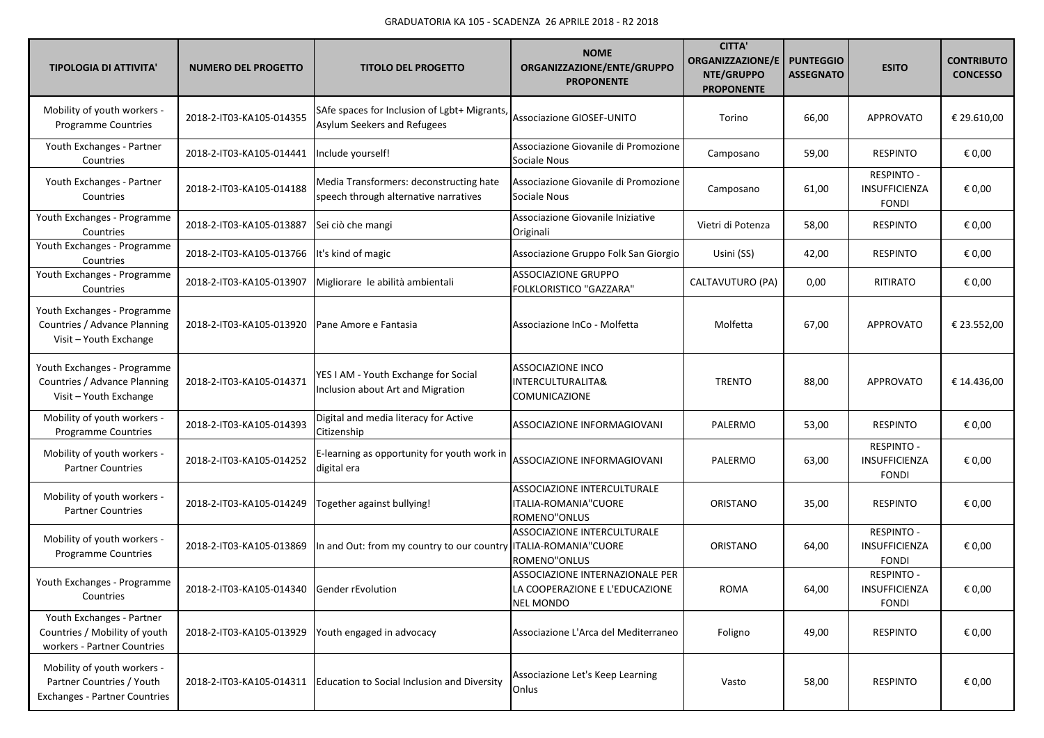GRADUATORIA KA 105 - SCADENZA 26 APRILE 2018 - R2 2018

| TIPOLOGIA DI ATTIVITA' | NUMERO DEL PROGETTO | TITOLO DEL PROGETTO | NOME ORGANIZZAZIONE/ENTE/GRUPPO PROPONENTE | CITTA' ORGANIZZAZIONE/ENTE/GRUPPO PROPONENTE | PUNTEGGIO ASSEGNATO | ESITO | CONTRIBUTO CONCESSO |
|---|---|---|---|---|---|---|---|
| Mobility of youth workers - Programme Countries | 2018-2-IT03-KA105-014355 | SAfe spaces for Inclusion of Lgbt+ Migrants, Asylum Seekers and Refugees | Associazione GIOSEF-UNITO | Torino | 66,00 | APPROVATO | € 29.610,00 |
| Youth Exchanges - Partner Countries | 2018-2-IT03-KA105-014441 | Include yourself! | Associazione Giovanile di Promozione Sociale Nous | Camposano | 59,00 | RESPINTO | € 0,00 |
| Youth Exchanges - Partner Countries | 2018-2-IT03-KA105-014188 | Media Transformers: deconstructing hate speech through alternative narratives | Associazione Giovanile di Promozione Sociale Nous | Camposano | 61,00 | RESPINTO - INSUFFICIENZA FONDI | € 0,00 |
| Youth Exchanges - Programme Countries | 2018-2-IT03-KA105-013887 | Sei ciò che mangi | Associazione Giovanile Iniziative Originali | Vietri di Potenza | 58,00 | RESPINTO | € 0,00 |
| Youth Exchanges - Programme Countries | 2018-2-IT03-KA105-013766 | It's kind of magic | Associazione Gruppo Folk San Giorgio | Usini (SS) | 42,00 | RESPINTO | € 0,00 |
| Youth Exchanges - Programme Countries | 2018-2-IT03-KA105-013907 | Migliorare le abilità ambientali | ASSOCIAZIONE GRUPPO FOLKLORISTICO "GAZZARA" | CALTAVUTURO (PA) | 0,00 | RITIRATO | € 0,00 |
| Youth Exchanges - Programme Countries / Advance Planning Visit – Youth Exchange | 2018-2-IT03-KA105-013920 | Pane Amore e Fantasia | Associazione InCo - Molfetta | Molfetta | 67,00 | APPROVATO | € 23.552,00 |
| Youth Exchanges - Programme Countries / Advance Planning Visit – Youth Exchange | 2018-2-IT03-KA105-014371 | YES I AM - Youth Exchange for Social Inclusion about Art and Migration | ASSOCIAZIONE INCO INTERCULTURALITA& COMUNICAZIONE | TRENTO | 88,00 | APPROVATO | € 14.436,00 |
| Mobility of youth workers - Programme Countries | 2018-2-IT03-KA105-014393 | Digital and media literacy for Active Citizenship | ASSOCIAZIONE INFORMAGIOVANI | PALERMO | 53,00 | RESPINTO | € 0,00 |
| Mobility of youth workers - Partner Countries | 2018-2-IT03-KA105-014252 | E-learning as opportunity for youth work in digital era | ASSOCIAZIONE INFORMAGIOVANI | PALERMO | 63,00 | RESPINTO - INSUFFICIENZA FONDI | € 0,00 |
| Mobility of youth workers - Partner Countries | 2018-2-IT03-KA105-014249 | Together against bullying! | ASSOCIAZIONE INTERCULTURALE ITALIA-ROMANIA"CUORE ROMENO"ONLUS | ORISTANO | 35,00 | RESPINTO | € 0,00 |
| Mobility of youth workers - Programme Countries | 2018-2-IT03-KA105-013869 | In and Out: from my country to our country | ASSOCIAZIONE INTERCULTURALE ITALIA-ROMANIA"CUORE ROMENO"ONLUS | ORISTANO | 64,00 | RESPINTO - INSUFFICIENZA FONDI | € 0,00 |
| Youth Exchanges - Programme Countries | 2018-2-IT03-KA105-014340 | Gender rEvolution | ASSOCIAZIONE INTERNAZIONALE PER LA COOPERAZIONE E L'EDUCAZIONE NEL MONDO | ROMA | 64,00 | RESPINTO - INSUFFICIENZA FONDI | € 0,00 |
| Youth Exchanges - Partner Countries / Mobility of youth workers - Partner Countries | 2018-2-IT03-KA105-013929 | Youth engaged in advocacy | Associazione L'Arca del Mediterraneo | Foligno | 49,00 | RESPINTO | € 0,00 |
| Mobility of youth workers - Partner Countries / Youth Exchanges - Partner Countries | 2018-2-IT03-KA105-014311 | Education to Social Inclusion and Diversity | Associazione Let's Keep Learning Onlus | Vasto | 58,00 | RESPINTO | € 0,00 |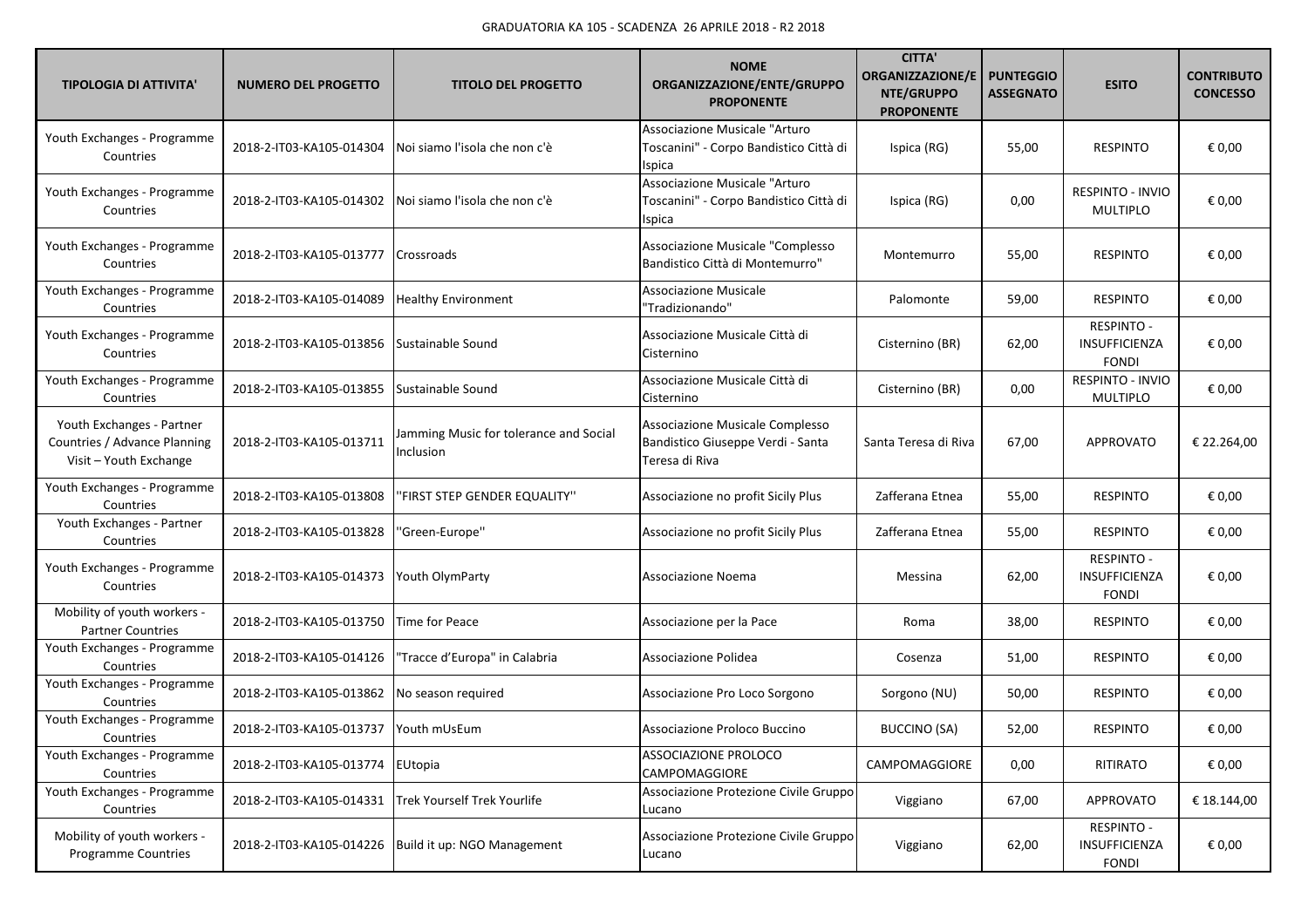GRADUATORIA KA 105 - SCADENZA 26 APRILE 2018 - R2 2018

| TIPOLOGIA DI ATTIVITA' | NUMERO DEL PROGETTO | TITOLO DEL PROGETTO | NOME ORGANIZZAZIONE/ENTE/GRUPPO PROPONENTE | CITTA' ORGANIZZAZIONE/ENTE/GRUPPO PROPONENTE | PUNTEGGIO ASSEGNATO | ESITO | CONTRIBUTO CONCESSO |
|---|---|---|---|---|---|---|---|
| Youth Exchanges - Programme Countries | 2018-2-IT03-KA105-014304 | Noi siamo l'isola che non c'è | Associazione Musicale "Arturo Toscanini" - Corpo Bandistico Città di Ispica | Ispica (RG) | 55,00 | RESPINTO | € 0,00 |
| Youth Exchanges - Programme Countries | 2018-2-IT03-KA105-014302 | Noi siamo l'isola che non c'è | Associazione Musicale "Arturo Toscanini" - Corpo Bandistico Città di Ispica | Ispica (RG) | 0,00 | RESPINTO - INVIO MULTIPLO | € 0,00 |
| Youth Exchanges - Programme Countries | 2018-2-IT03-KA105-013777 | Crossroads | Associazione Musicale "Complesso Bandistico Città di Montemurro" | Montemurro | 55,00 | RESPINTO | € 0,00 |
| Youth Exchanges - Programme Countries | 2018-2-IT03-KA105-014089 | Healthy Environment | Associazione Musicale "Tradizionando" | Palomonte | 59,00 | RESPINTO | € 0,00 |
| Youth Exchanges - Programme Countries | 2018-2-IT03-KA105-013856 | Sustainable Sound | Associazione Musicale Città di Cisternino | Cisternino (BR) | 62,00 | RESPINTO - INSUFFICIENZA FONDI | € 0,00 |
| Youth Exchanges - Programme Countries | 2018-2-IT03-KA105-013855 | Sustainable Sound | Associazione Musicale Città di Cisternino | Cisternino (BR) | 0,00 | RESPINTO - INVIO MULTIPLO | € 0,00 |
| Youth Exchanges - Partner Countries / Advance Planning Visit – Youth Exchange | 2018-2-IT03-KA105-013711 | Jamming Music for tolerance and Social Inclusion | Associazione Musicale Complesso Bandistico Giuseppe Verdi - Santa Teresa di Riva | Santa Teresa di Riva | 67,00 | APPROVATO | € 22.264,00 |
| Youth Exchanges - Programme Countries | 2018-2-IT03-KA105-013808 | ''FIRST STEP GENDER EQUALITY'' | Associazione no profit Sicily Plus | Zafferana Etnea | 55,00 | RESPINTO | € 0,00 |
| Youth Exchanges - Partner Countries | 2018-2-IT03-KA105-013828 | ''Green-Europe'' | Associazione no profit Sicily Plus | Zafferana Etnea | 55,00 | RESPINTO | € 0,00 |
| Youth Exchanges - Programme Countries | 2018-2-IT03-KA105-014373 | Youth OlymParty | Associazione Noema | Messina | 62,00 | RESPINTO - INSUFFICIENZA FONDI | € 0,00 |
| Mobility of youth workers - Partner Countries | 2018-2-IT03-KA105-013750 | Time for Peace | Associazione per la Pace | Roma | 38,00 | RESPINTO | € 0,00 |
| Youth Exchanges - Programme Countries | 2018-2-IT03-KA105-014126 | "Tracce d'Europa" in Calabria | Associazione Polidea | Cosenza | 51,00 | RESPINTO | € 0,00 |
| Youth Exchanges - Programme Countries | 2018-2-IT03-KA105-013862 | No season required | Associazione Pro Loco Sorgono | Sorgono (NU) | 50,00 | RESPINTO | € 0,00 |
| Youth Exchanges - Programme Countries | 2018-2-IT03-KA105-013737 | Youth mUsEum | Associazione Proloco Buccino | BUCCINO (SA) | 52,00 | RESPINTO | € 0,00 |
| Youth Exchanges - Programme Countries | 2018-2-IT03-KA105-013774 | EUtopia | ASSOCIAZIONE PROLOCO CAMPOMAGGIORE | CAMPOMAGGIORE | 0,00 | RITIRATO | € 0,00 |
| Youth Exchanges - Programme Countries | 2018-2-IT03-KA105-014331 | Trek Yourself Trek Yourlife | Associazione Protezione Civile Gruppo Lucano | Viggiano | 67,00 | APPROVATO | € 18.144,00 |
| Mobility of youth workers - Programme Countries | 2018-2-IT03-KA105-014226 | Build it up: NGO Management | Associazione Protezione Civile Gruppo Lucano | Viggiano | 62,00 | RESPINTO - INSUFFICIENZA FONDI | € 0,00 |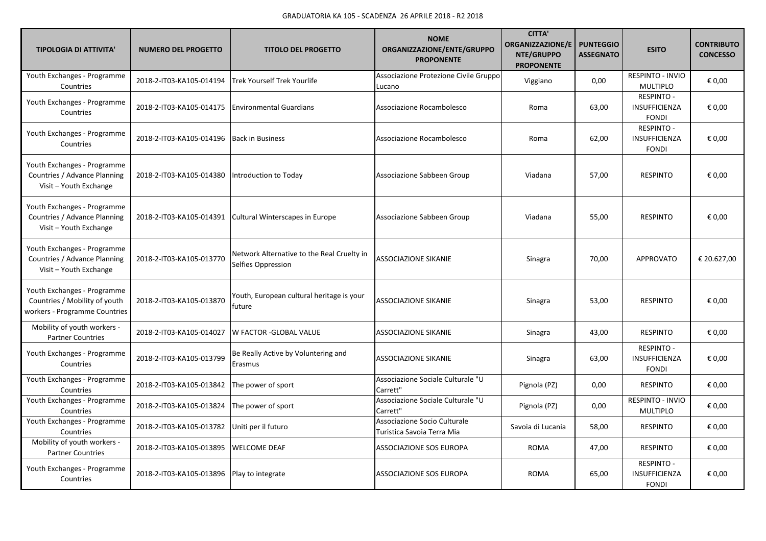GRADUATORIA KA 105 - SCADENZA 26 APRILE 2018 - R2 2018

| TIPOLOGIA DI ATTIVITA' | NUMERO DEL PROGETTO | TITOLO DEL PROGETTO | NOME ORGANIZZAZIONE/ENTE/GRUPPO PROPONENTE | CITTA' ORGANIZZAZIONE/ENTE/GRUPPO PROPONENTE | PUNTEGGIO ASSEGNATO | ESITO | CONTRIBUTO CONCESSO |
|---|---|---|---|---|---|---|---|
| Youth Exchanges - Programme Countries | 2018-2-IT03-KA105-014194 | Trek Yourself Trek Yourlife | Associazione Protezione Civile Gruppo Lucano | Viggiano | 0,00 | RESPINTO - INVIO MULTIPLO | € 0,00 |
| Youth Exchanges - Programme Countries | 2018-2-IT03-KA105-014175 | Environmental Guardians | Associazione Rocambolesco | Roma | 63,00 | RESPINTO - INSUFFICIENZA FONDI | € 0,00 |
| Youth Exchanges - Programme Countries | 2018-2-IT03-KA105-014196 | Back in Business | Associazione Rocambolesco | Roma | 62,00 | RESPINTO - INSUFFICIENZA FONDI | € 0,00 |
| Youth Exchanges - Programme Countries / Advance Planning Visit – Youth Exchange | 2018-2-IT03-KA105-014380 | Introduction to Today | Associazione Sabbeen Group | Viadana | 57,00 | RESPINTO | € 0,00 |
| Youth Exchanges - Programme Countries / Advance Planning Visit – Youth Exchange | 2018-2-IT03-KA105-014391 | Cultural Winterscapes in Europe | Associazione Sabbeen Group | Viadana | 55,00 | RESPINTO | € 0,00 |
| Youth Exchanges - Programme Countries / Advance Planning Visit – Youth Exchange | 2018-2-IT03-KA105-013770 | Network Alternative to the Real Cruelty in Selfies Oppression | ASSOCIAZIONE SIKANIE | Sinagra | 70,00 | APPROVATO | € 20.627,00 |
| Youth Exchanges - Programme Countries / Mobility of youth workers - Programme Countries | 2018-2-IT03-KA105-013870 | Youth, European cultural heritage is your future | ASSOCIAZIONE SIKANIE | Sinagra | 53,00 | RESPINTO | € 0,00 |
| Mobility of youth workers - Partner Countries | 2018-2-IT03-KA105-014027 | W FACTOR -GLOBAL VALUE | ASSOCIAZIONE SIKANIE | Sinagra | 43,00 | RESPINTO | € 0,00 |
| Youth Exchanges - Programme Countries | 2018-2-IT03-KA105-013799 | Be Really Active by Voluntering and Erasmus | ASSOCIAZIONE SIKANIE | Sinagra | 63,00 | RESPINTO - INSUFFICIENZA FONDI | € 0,00 |
| Youth Exchanges - Programme Countries | 2018-2-IT03-KA105-013842 | The power of sport | Associazione Sociale Culturale "U Carrett" | Pignola (PZ) | 0,00 | RESPINTO | € 0,00 |
| Youth Exchanges - Programme Countries | 2018-2-IT03-KA105-013824 | The power of sport | Associazione Sociale Culturale "U Carrett" | Pignola (PZ) | 0,00 | RESPINTO - INVIO MULTIPLO | € 0,00 |
| Youth Exchanges - Programme Countries | 2018-2-IT03-KA105-013782 | Uniti per il futuro | Associazione Socio Culturale Turistica Savoia Terra Mia | Savoia di Lucania | 58,00 | RESPINTO | € 0,00 |
| Mobility of youth workers - Partner Countries | 2018-2-IT03-KA105-013895 | WELCOME DEAF | ASSOCIAZIONE SOS EUROPA | ROMA | 47,00 | RESPINTO | € 0,00 |
| Youth Exchanges - Programme Countries | 2018-2-IT03-KA105-013896 | Play to integrate | ASSOCIAZIONE SOS EUROPA | ROMA | 65,00 | RESPINTO - INSUFFICIENZA FONDI | € 0,00 |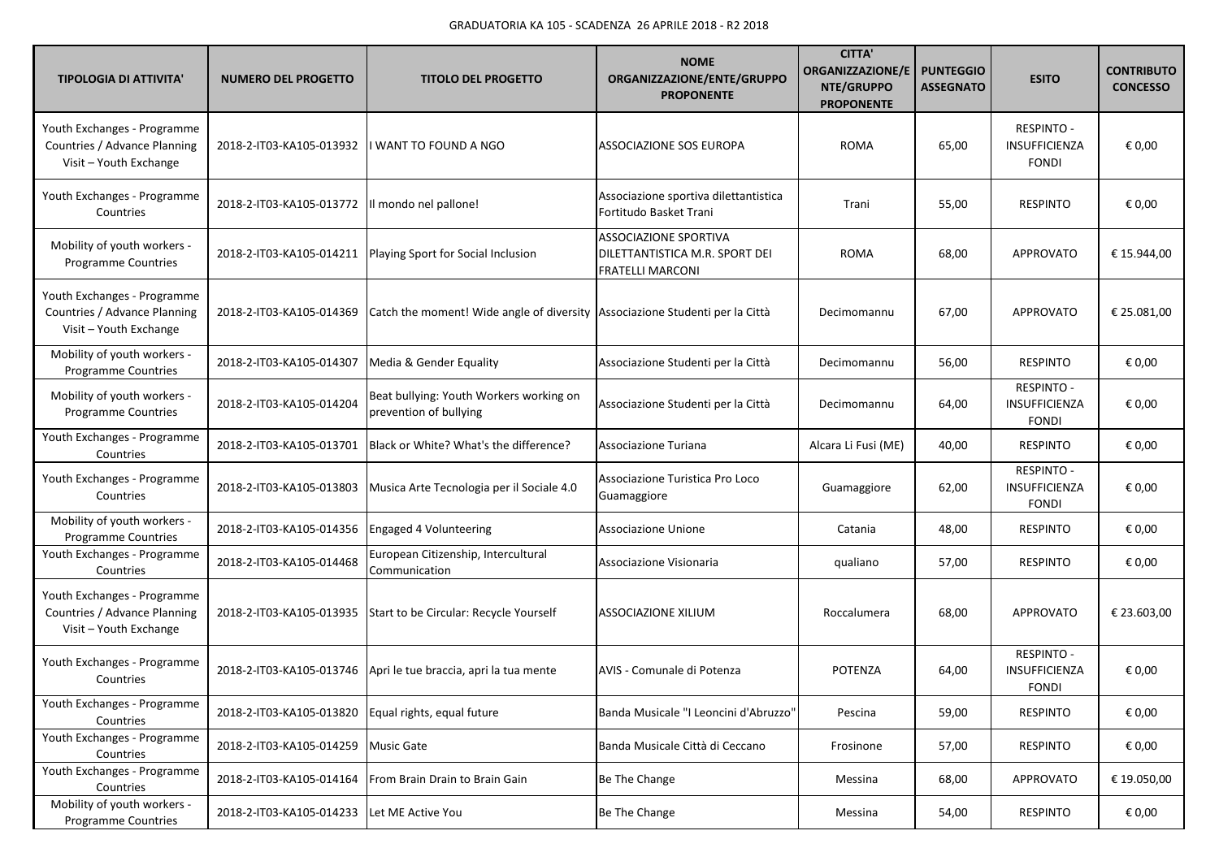GRADUATORIA KA 105 - SCADENZA 26 APRILE 2018 - R2 2018

| TIPOLOGIA DI ATTIVITA' | NUMERO DEL PROGETTO | TITOLO DEL PROGETTO | NOME ORGANIZZAZIONE/ENTE/GRUPPO PROPONENTE | CITTA' ORGANIZZAZIONE/ENTE/GRUPPO PROPONENTE | PUNTEGGIO ASSEGNATO | ESITO | CONTRIBUTO CONCESSO |
|---|---|---|---|---|---|---|---|
| Youth Exchanges - Programme Countries / Advance Planning Visit – Youth Exchange | 2018-2-IT03-KA105-013932 | I WANT TO FOUND A NGO | ASSOCIAZIONE SOS EUROPA | ROMA | 65,00 | RESPINTO - INSUFFICIENZA FONDI | € 0,00 |
| Youth Exchanges - Programme Countries | 2018-2-IT03-KA105-013772 | Il mondo nel pallone! | Associazione sportiva dilettantistica Fortitudo Basket Trani | Trani | 55,00 | RESPINTO | € 0,00 |
| Mobility of youth workers - Programme Countries | 2018-2-IT03-KA105-014211 | Playing Sport for Social Inclusion | ASSOCIAZIONE SPORTIVA DILETTANTISTICA M.R. SPORT DEI FRATELLI MARCONI | ROMA | 68,00 | APPROVATO | € 15.944,00 |
| Youth Exchanges - Programme Countries / Advance Planning Visit – Youth Exchange | 2018-2-IT03-KA105-014369 | Catch the moment! Wide angle of diversity | Associazione Studenti per la Città | Decimomannu | 67,00 | APPROVATO | € 25.081,00 |
| Mobility of youth workers - Programme Countries | 2018-2-IT03-KA105-014307 | Media & Gender Equality | Associazione Studenti per la Città | Decimomannu | 56,00 | RESPINTO | € 0,00 |
| Mobility of youth workers - Programme Countries | 2018-2-IT03-KA105-014204 | Beat bullying: Youth Workers working on prevention of bullying | Associazione Studenti per la Città | Decimomannu | 64,00 | RESPINTO - INSUFFICIENZA FONDI | € 0,00 |
| Youth Exchanges - Programme Countries | 2018-2-IT03-KA105-013701 | Black or White? What's the difference? | Associazione Turiana | Alcara Li Fusi (ME) | 40,00 | RESPINTO | € 0,00 |
| Youth Exchanges - Programme Countries | 2018-2-IT03-KA105-013803 | Musica Arte Tecnologia per il Sociale 4.0 | Associazione Turistica Pro Loco Guamaggiore | Guamaggiore | 62,00 | RESPINTO - INSUFFICIENZA FONDI | € 0,00 |
| Mobility of youth workers - Programme Countries | 2018-2-IT03-KA105-014356 | Engaged 4 Volunteering | Associazione Unione | Catania | 48,00 | RESPINTO | € 0,00 |
| Youth Exchanges - Programme Countries | 2018-2-IT03-KA105-014468 | European Citizenship, Intercultural Communication | Associazione Visionaria | qualiano | 57,00 | RESPINTO | € 0,00 |
| Youth Exchanges - Programme Countries / Advance Planning Visit – Youth Exchange | 2018-2-IT03-KA105-013935 | Start to be Circular: Recycle Yourself | ASSOCIAZIONE XILIUM | Roccalumera | 68,00 | APPROVATO | € 23.603,00 |
| Youth Exchanges - Programme Countries | 2018-2-IT03-KA105-013746 | Apri le tue braccia, apri la tua mente | AVIS - Comunale di Potenza | POTENZA | 64,00 | RESPINTO - INSUFFICIENZA FONDI | € 0,00 |
| Youth Exchanges - Programme Countries | 2018-2-IT03-KA105-013820 | Equal rights, equal future | Banda Musicale "I Leoncini d'Abruzzo" | Pescina | 59,00 | RESPINTO | € 0,00 |
| Youth Exchanges - Programme Countries | 2018-2-IT03-KA105-014259 | Music Gate | Banda Musicale Città di Ceccano | Frosinone | 57,00 | RESPINTO | € 0,00 |
| Youth Exchanges - Programme Countries | 2018-2-IT03-KA105-014164 | From Brain Drain to Brain Gain | Be The Change | Messina | 68,00 | APPROVATO | € 19.050,00 |
| Mobility of youth workers - Programme Countries | 2018-2-IT03-KA105-014233 | Let ME Active You | Be The Change | Messina | 54,00 | RESPINTO | € 0,00 |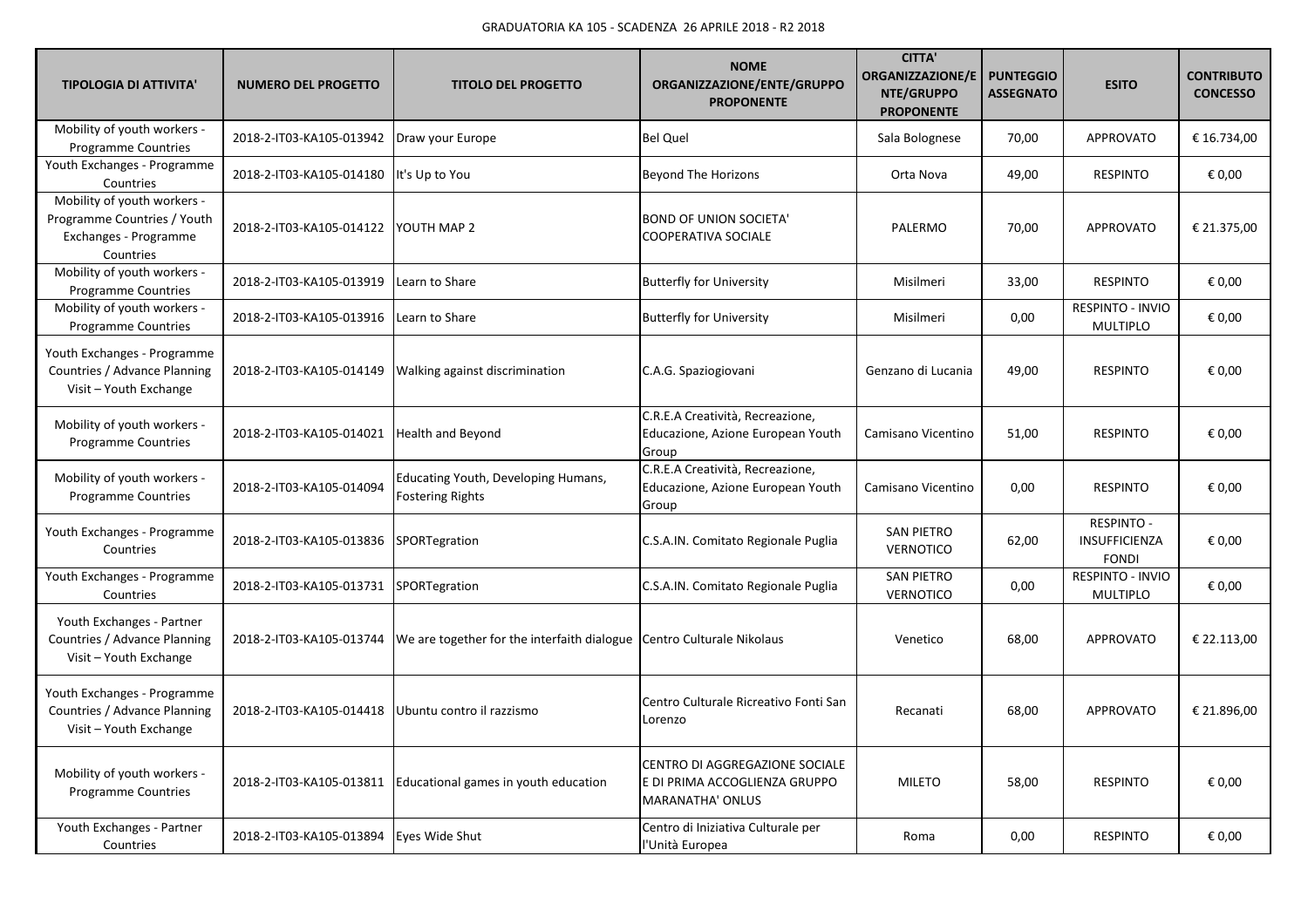GRADUATORIA KA 105 - SCADENZA 26 APRILE 2018 - R2 2018

| TIPOLOGIA DI ATTIVITA' | NUMERO DEL PROGETTO | TITOLO DEL PROGETTO | NOME ORGANIZZAZIONE/ENTE/GRUPPO PROPONENTE | CITTA' ORGANIZZAZIONE/ENTE/GRUPPO PROPONENTE | PUNTEGGIO ASSEGNATO | ESITO | CONTRIBUTO CONCESSO |
|---|---|---|---|---|---|---|---|
| Mobility of youth workers - Programme Countries | 2018-2-IT03-KA105-013942 | Draw your Europe | Bel Quel | Sala Bolognese | 70,00 | APPROVATO | € 16.734,00 |
| Youth Exchanges - Programme Countries | 2018-2-IT03-KA105-014180 | It's Up to You | Beyond The Horizons | Orta Nova | 49,00 | RESPINTO | € 0,00 |
| Mobility of youth workers - Programme Countries / Youth Exchanges - Programme Countries | 2018-2-IT03-KA105-014122 | YOUTH MAP 2 | BOND OF UNION SOCIETA' COOPERATIVA SOCIALE | PALERMO | 70,00 | APPROVATO | € 21.375,00 |
| Mobility of youth workers - Programme Countries | 2018-2-IT03-KA105-013919 | Learn to Share | Butterfly for University | Misilmeri | 33,00 | RESPINTO | € 0,00 |
| Mobility of youth workers - Programme Countries | 2018-2-IT03-KA105-013916 | Learn to Share | Butterfly for University | Misilmeri | 0,00 | RESPINTO - INVIO MULTIPLO | € 0,00 |
| Youth Exchanges - Programme Countries / Advance Planning Visit – Youth Exchange | 2018-2-IT03-KA105-014149 | Walking against discrimination | C.A.G. Spaziogiovani | Genzano di Lucania | 49,00 | RESPINTO | € 0,00 |
| Mobility of youth workers - Programme Countries | 2018-2-IT03-KA105-014021 | Health and Beyond | C.R.E.A Creatività, Recreazione, Educazione, Azione European Youth Group | Camisano Vicentino | 51,00 | RESPINTO | € 0,00 |
| Mobility of youth workers - Programme Countries | 2018-2-IT03-KA105-014094 | Educating Youth, Developing Humans, Fostering Rights | C.R.E.A Creatività, Recreazione, Educazione, Azione European Youth Group | Camisano Vicentino | 0,00 | RESPINTO | € 0,00 |
| Youth Exchanges - Programme Countries | 2018-2-IT03-KA105-013836 | SPORTegration | C.S.A.IN. Comitato Regionale Puglia | SAN PIETRO VERNOTICO | 62,00 | RESPINTO - INSUFFICIENZA FONDI | € 0,00 |
| Youth Exchanges - Programme Countries | 2018-2-IT03-KA105-013731 | SPORTegration | C.S.A.IN. Comitato Regionale Puglia | SAN PIETRO VERNOTICO | 0,00 | RESPINTO - INVIO MULTIPLO | € 0,00 |
| Youth Exchanges - Partner Countries / Advance Planning Visit – Youth Exchange | 2018-2-IT03-KA105-013744 | We are together for the interfaith dialogue | Centro Culturale Nikolaus | Venetico | 68,00 | APPROVATO | € 22.113,00 |
| Youth Exchanges - Programme Countries / Advance Planning Visit – Youth Exchange | 2018-2-IT03-KA105-014418 | Ubuntu contro il razzismo | Centro Culturale Ricreativo Fonti San Lorenzo | Recanati | 68,00 | APPROVATO | € 21.896,00 |
| Mobility of youth workers - Programme Countries | 2018-2-IT03-KA105-013811 | Educational games in youth education | CENTRO DI AGGREGAZIONE SOCIALE E DI PRIMA ACCOGLIENZA GRUPPO MARANATHA' ONLUS | MILETO | 58,00 | RESPINTO | € 0,00 |
| Youth Exchanges - Partner Countries | 2018-2-IT03-KA105-013894 | Eyes Wide Shut | Centro di Iniziativa Culturale per l'Unità Europea | Roma | 0,00 | RESPINTO | € 0,00 |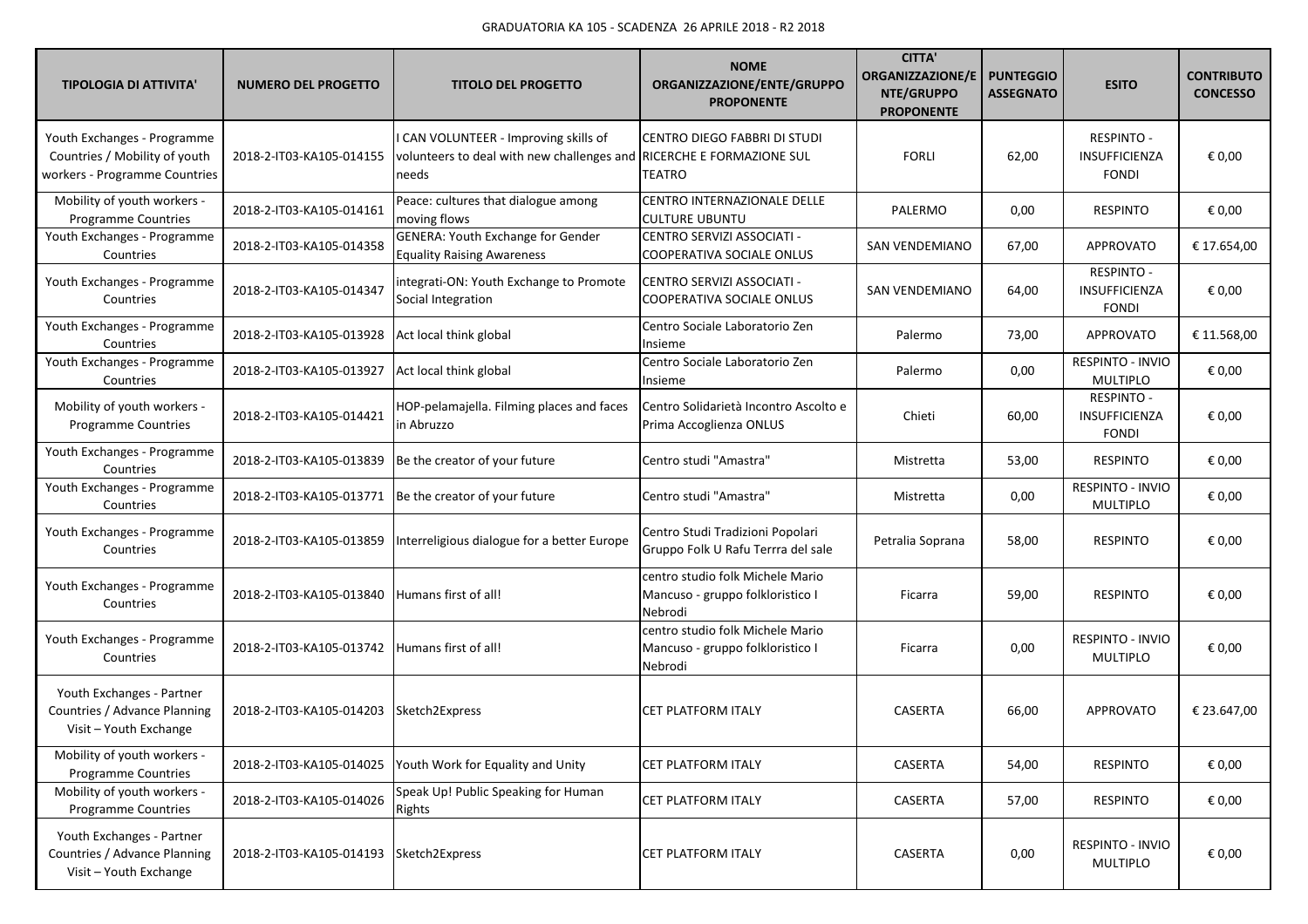GRADUATORIA KA 105 - SCADENZA 26 APRILE 2018 - R2 2018

| TIPOLOGIA DI ATTIVITA' | NUMERO DEL PROGETTO | TITOLO DEL PROGETTO | NOME ORGANIZZAZIONE/ENTE/GRUPPO PROPONENTE | CITTA' ORGANIZZAZIONE/ENTE/GRUPPO PROPONENTE | PUNTEGGIO ASSEGNATO | ESITO | CONTRIBUTO CONCESSO |
|---|---|---|---|---|---|---|---|
| Youth Exchanges - Programme Countries / Mobility of youth workers - Programme Countries | 2018-2-IT03-KA105-014155 | I CAN VOLUNTEER - Improving skills of volunteers to deal with new challenges and needs | CENTRO DIEGO FABBRI DI STUDI RICERCHE E FORMAZIONE SUL TEATRO | FORLI | 62,00 | RESPINTO - INSUFFICIENZA FONDI | € 0,00 |
| Mobility of youth workers - Programme Countries | 2018-2-IT03-KA105-014161 | Peace: cultures that dialogue among moving flows | CENTRO INTERNAZIONALE DELLE CULTURE UBUNTU | PALERMO | 0,00 | RESPINTO | € 0,00 |
| Youth Exchanges - Programme Countries | 2018-2-IT03-KA105-014358 | GENERA: Youth Exchange for Gender Equality Raising Awareness | CENTRO SERVIZI ASSOCIATI - COOPERATIVA SOCIALE ONLUS | SAN VENDEMIANO | 67,00 | APPROVATO | € 17.654,00 |
| Youth Exchanges - Programme Countries | 2018-2-IT03-KA105-014347 | integrati-ON: Youth Exchange to Promote Social Integration | CENTRO SERVIZI ASSOCIATI - COOPERATIVA SOCIALE ONLUS | SAN VENDEMIANO | 64,00 | RESPINTO - INSUFFICIENZA FONDI | € 0,00 |
| Youth Exchanges - Programme Countries | 2018-2-IT03-KA105-013928 | Act local think global | Centro Sociale Laboratorio Zen Insieme | Palermo | 73,00 | APPROVATO | € 11.568,00 |
| Youth Exchanges - Programme Countries | 2018-2-IT03-KA105-013927 | Act local think global | Centro Sociale Laboratorio Zen Insieme | Palermo | 0,00 | RESPINTO - INVIO MULTIPLO | € 0,00 |
| Mobility of youth workers - Programme Countries | 2018-2-IT03-KA105-014421 | HOP-pelamajella. Filming places and faces in Abruzzo | Centro Solidarietà Incontro Ascolto e Prima Accoglienza ONLUS | Chieti | 60,00 | RESPINTO - INSUFFICIENZA FONDI | € 0,00 |
| Youth Exchanges - Programme Countries | 2018-2-IT03-KA105-013839 | Be the creator of your future | Centro studi "Amastra" | Mistretta | 53,00 | RESPINTO | € 0,00 |
| Youth Exchanges - Programme Countries | 2018-2-IT03-KA105-013771 | Be the creator of your future | Centro studi "Amastra" | Mistretta | 0,00 | RESPINTO - INVIO MULTIPLO | € 0,00 |
| Youth Exchanges - Programme Countries | 2018-2-IT03-KA105-013859 | Interreligious dialogue for a better Europe | Centro Studi Tradizioni Popolari Gruppo Folk U Rafu Terrra del sale | Petralia Soprana | 58,00 | RESPINTO | € 0,00 |
| Youth Exchanges - Programme Countries | 2018-2-IT03-KA105-013840 | Humans first of all! | centro studio folk Michele Mario Mancuso - gruppo folkloristico I Nebrodi | Ficarra | 59,00 | RESPINTO | € 0,00 |
| Youth Exchanges - Programme Countries | 2018-2-IT03-KA105-013742 | Humans first of all! | centro studio folk Michele Mario Mancuso - gruppo folkloristico I Nebrodi | Ficarra | 0,00 | RESPINTO - INVIO MULTIPLO | € 0,00 |
| Youth Exchanges - Partner Countries / Advance Planning Visit – Youth Exchange | 2018-2-IT03-KA105-014203 | Sketch2Express | CET PLATFORM ITALY | CASERTA | 66,00 | APPROVATO | € 23.647,00 |
| Mobility of youth workers - Programme Countries | 2018-2-IT03-KA105-014025 | Youth Work for Equality and Unity | CET PLATFORM ITALY | CASERTA | 54,00 | RESPINTO | € 0,00 |
| Mobility of youth workers - Programme Countries | 2018-2-IT03-KA105-014026 | Speak Up! Public Speaking for Human Rights | CET PLATFORM ITALY | CASERTA | 57,00 | RESPINTO | € 0,00 |
| Youth Exchanges - Partner Countries / Advance Planning Visit – Youth Exchange | 2018-2-IT03-KA105-014193 | Sketch2Express | CET PLATFORM ITALY | CASERTA | 0,00 | RESPINTO - INVIO MULTIPLO | € 0,00 |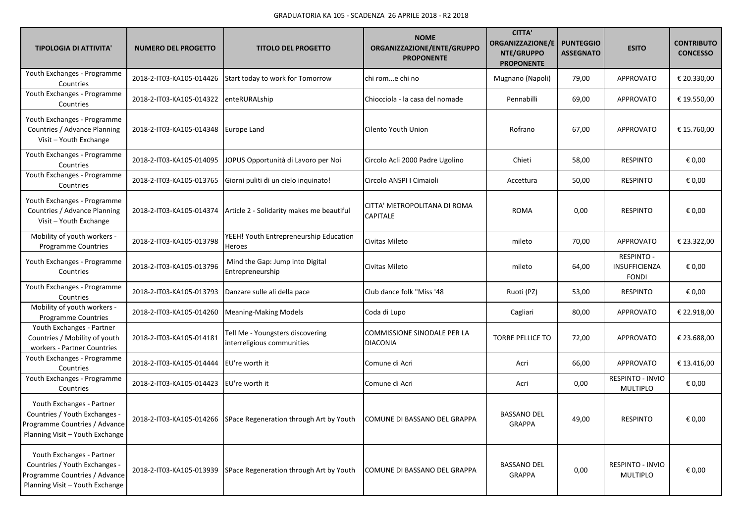GRADUATORIA KA 105 - SCADENZA 26 APRILE 2018 - R2 2018

| TIPOLOGIA DI ATTIVITA' | NUMERO DEL PROGETTO | TITOLO DEL PROGETTO | NOME ORGANIZZAZIONE/ENTE/GRUPPO PROPONENTE | CITTA' ORGANIZZAZIONE/ENTE/GRUPPO PROPONENTE | PUNTEGGIO ASSEGNATO | ESITO | CONTRIBUTO CONCESSO |
|---|---|---|---|---|---|---|---|
| Youth Exchanges - Programme Countries | 2018-2-IT03-KA105-014426 | Start today to work for Tomorrow | chi rom...e chi no | Mugnano (Napoli) | 79,00 | APPROVATO | € 20.330,00 |
| Youth Exchanges - Programme Countries | 2018-2-IT03-KA105-014322 | enteRURALship | Chiocciola - la casa del nomade | Pennabilli | 69,00 | APPROVATO | € 19.550,00 |
| Youth Exchanges - Programme Countries / Advance Planning Visit – Youth Exchange | 2018-2-IT03-KA105-014348 | Europe Land | Cilento Youth Union | Rofrano | 67,00 | APPROVATO | € 15.760,00 |
| Youth Exchanges - Programme Countries | 2018-2-IT03-KA105-014095 | JOPUS Opportunità di Lavoro per Noi | Circolo Acli 2000 Padre Ugolino | Chieti | 58,00 | RESPINTO | € 0,00 |
| Youth Exchanges - Programme Countries | 2018-2-IT03-KA105-013765 | Giorni puliti di un cielo inquinato! | Circolo ANSPI I Cimaioli | Accettura | 50,00 | RESPINTO | € 0,00 |
| Youth Exchanges - Programme Countries / Advance Planning Visit – Youth Exchange | 2018-2-IT03-KA105-014374 | Article 2 - Solidarity makes me beautiful | CITTA' METROPOLITANA DI ROMA CAPITALE | ROMA | 0,00 | RESPINTO | € 0,00 |
| Mobility of youth workers - Programme Countries | 2018-2-IT03-KA105-013798 | YEEH! Youth Entrepreneurship Education Heroes | Civitas Mileto | mileto | 70,00 | APPROVATO | € 23.322,00 |
| Youth Exchanges - Programme Countries | 2018-2-IT03-KA105-013796 | Mind the Gap: Jump into Digital Entrepreneurship | Civitas Mileto | mileto | 64,00 | RESPINTO - INSUFFICIENZA FONDI | € 0,00 |
| Youth Exchanges - Programme Countries | 2018-2-IT03-KA105-013793 | Danzare sulle ali della pace | Club dance folk "Miss '48 | Ruoti (PZ) | 53,00 | RESPINTO | € 0,00 |
| Mobility of youth workers - Programme Countries | 2018-2-IT03-KA105-014260 | Meaning-Making Models | Coda di Lupo | Cagliari | 80,00 | APPROVATO | € 22.918,00 |
| Youth Exchanges - Partner Countries / Mobility of youth workers - Partner Countries | 2018-2-IT03-KA105-014181 | Tell Me - Youngsters discovering interreligious communities | COMMISSIONE SINODALE PER LA DIACONIA | TORRE PELLICE TO | 72,00 | APPROVATO | € 23.688,00 |
| Youth Exchanges - Programme Countries | 2018-2-IT03-KA105-014444 | EU're worth it | Comune di Acri | Acri | 66,00 | APPROVATO | € 13.416,00 |
| Youth Exchanges - Programme Countries | 2018-2-IT03-KA105-014423 | EU're worth it | Comune di Acri | Acri | 0,00 | RESPINTO - INVIO MULTIPLO | € 0,00 |
| Youth Exchanges - Partner Countries / Youth Exchanges - Programme Countries / Advance Planning Visit – Youth Exchange | 2018-2-IT03-KA105-014266 | SPace Regeneration through Art by Youth | COMUNE DI BASSANO DEL GRAPPA | BASSANO DEL GRAPPA | 49,00 | RESPINTO | € 0,00 |
| Youth Exchanges - Partner Countries / Youth Exchanges - Programme Countries / Advance Planning Visit – Youth Exchange | 2018-2-IT03-KA105-013939 | SPace Regeneration through Art by Youth | COMUNE DI BASSANO DEL GRAPPA | BASSANO DEL GRAPPA | 0,00 | RESPINTO - INVIO MULTIPLO | € 0,00 |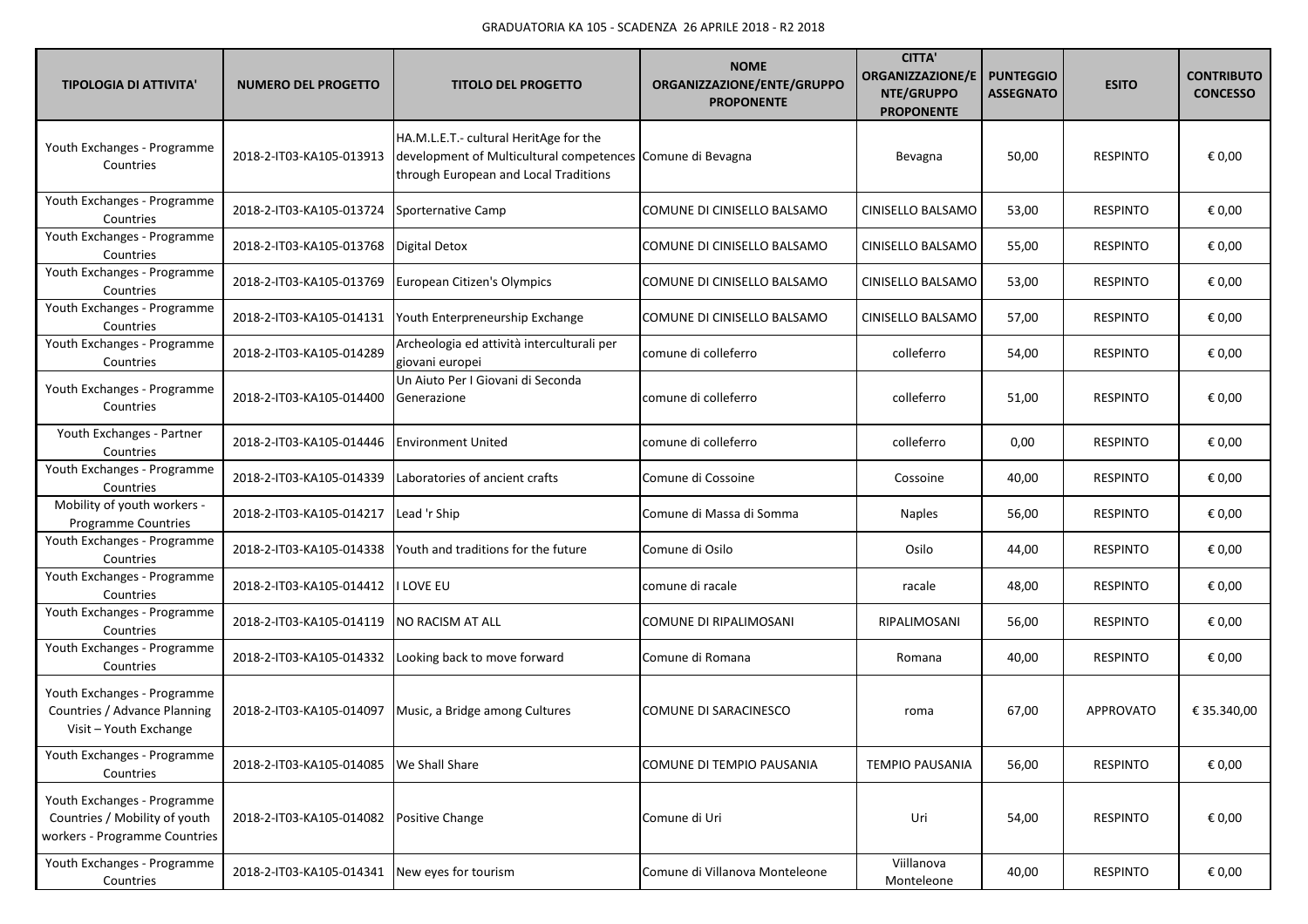GRADUATORIA KA 105 - SCADENZA 26 APRILE 2018 - R2 2018

| TIPOLOGIA DI ATTIVITA' | NUMERO DEL PROGETTO | TITOLO DEL PROGETTO | NOME ORGANIZZAZIONE/ENTE/GRUPPO PROPONENTE | CITTA' ORGANIZZAZIONE/ENTE/GRUPPO PROPONENTE | PUNTEGGIO ASSEGNATO | ESITO | CONTRIBUTO CONCESSO |
|---|---|---|---|---|---|---|---|
| Youth Exchanges - Programme Countries | 2018-2-IT03-KA105-013913 | HA.M.L.E.T.- cultural HeritAge for the development of Multicultural competences through European and Local Traditions | Comune di Bevagna | Bevagna | 50,00 | RESPINTO | € 0,00 |
| Youth Exchanges - Programme Countries | 2018-2-IT03-KA105-013724 | Sporternative Camp | COMUNE DI CINISELLO BALSAMO | CINISELLO BALSAMO | 53,00 | RESPINTO | € 0,00 |
| Youth Exchanges - Programme Countries | 2018-2-IT03-KA105-013768 | Digital Detox | COMUNE DI CINISELLO BALSAMO | CINISELLO BALSAMO | 55,00 | RESPINTO | € 0,00 |
| Youth Exchanges - Programme Countries | 2018-2-IT03-KA105-013769 | European Citizen's Olympics | COMUNE DI CINISELLO BALSAMO | CINISELLO BALSAMO | 53,00 | RESPINTO | € 0,00 |
| Youth Exchanges - Programme Countries | 2018-2-IT03-KA105-014131 | Youth Enterpreneurship Exchange | COMUNE DI CINISELLO BALSAMO | CINISELLO BALSAMO | 57,00 | RESPINTO | € 0,00 |
| Youth Exchanges - Programme Countries | 2018-2-IT03-KA105-014289 | Archeologia ed attività interculturali per giovani europei | comune di colleferro | colleferro | 54,00 | RESPINTO | € 0,00 |
| Youth Exchanges - Programme Countries | 2018-2-IT03-KA105-014400 | Un Aiuto Per I Giovani di Seconda Generazione | comune di colleferro | colleferro | 51,00 | RESPINTO | € 0,00 |
| Youth Exchanges - Partner Countries | 2018-2-IT03-KA105-014446 | Environment United | comune di colleferro | colleferro | 0,00 | RESPINTO | € 0,00 |
| Youth Exchanges - Programme Countries | 2018-2-IT03-KA105-014339 | Laboratories of ancient crafts | Comune di Cossoine | Cossoine | 40,00 | RESPINTO | € 0,00 |
| Mobility of youth workers - Programme Countries | 2018-2-IT03-KA105-014217 | Lead 'r Ship | Comune di Massa di Somma | Naples | 56,00 | RESPINTO | € 0,00 |
| Youth Exchanges - Programme Countries | 2018-2-IT03-KA105-014338 | Youth and traditions for the future | Comune di Osilo | Osilo | 44,00 | RESPINTO | € 0,00 |
| Youth Exchanges - Programme Countries | 2018-2-IT03-KA105-014412 | I LOVE EU | comune di racale | racale | 48,00 | RESPINTO | € 0,00 |
| Youth Exchanges - Programme Countries | 2018-2-IT03-KA105-014119 | NO RACISM AT ALL | COMUNE DI RIPALIMOSANI | RIPALIMOSANI | 56,00 | RESPINTO | € 0,00 |
| Youth Exchanges - Programme Countries | 2018-2-IT03-KA105-014332 | Looking back to move forward | Comune di Romana | Romana | 40,00 | RESPINTO | € 0,00 |
| Youth Exchanges - Programme Countries / Advance Planning Visit – Youth Exchange | 2018-2-IT03-KA105-014097 | Music, a Bridge among Cultures | COMUNE DI SARACINESCO | roma | 67,00 | APPROVATO | € 35.340,00 |
| Youth Exchanges - Programme Countries | 2018-2-IT03-KA105-014085 | We Shall Share | COMUNE DI TEMPIO PAUSANIA | TEMPIO PAUSANIA | 56,00 | RESPINTO | € 0,00 |
| Youth Exchanges - Programme Countries / Mobility of youth workers - Programme Countries | 2018-2-IT03-KA105-014082 | Positive Change | Comune di Uri | Uri | 54,00 | RESPINTO | € 0,00 |
| Youth Exchanges - Programme Countries | 2018-2-IT03-KA105-014341 | New eyes for tourism | Comune di Villanova Monteleone | Viillanova Monteleone | 40,00 | RESPINTO | € 0,00 |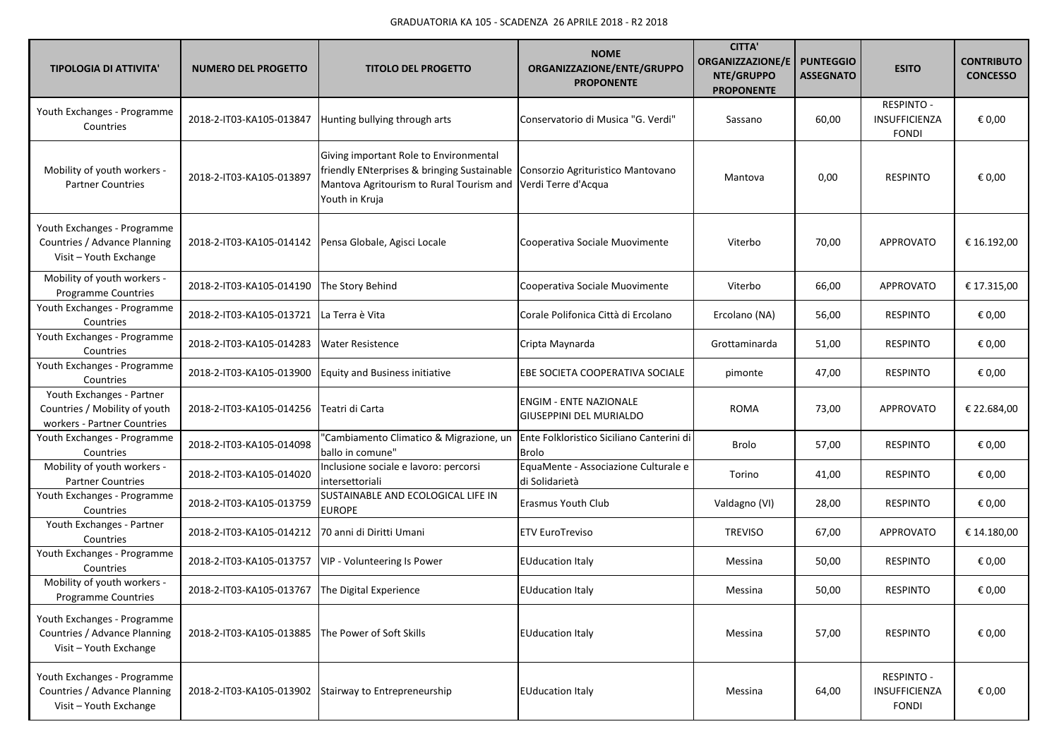GRADUATORIA KA 105 - SCADENZA 26 APRILE 2018 - R2 2018

| TIPOLOGIA DI ATTIVITA' | NUMERO DEL PROGETTO | TITOLO DEL PROGETTO | NOME ORGANIZZAZIONE/ENTE/GRUPPO PROPONENTE | CITTA' ORGANIZZAZIONE/ENTE/GRUPPO PROPONENTE | PUNTEGGIO ASSEGNATO | ESITO | CONTRIBUTO CONCESSO |
|---|---|---|---|---|---|---|---|
| Youth Exchanges - Programme Countries | 2018-2-IT03-KA105-013847 | Hunting bullying through arts | Conservatorio di Musica "G. Verdi" | Sassano | 60,00 | RESPINTO - INSUFFICIENZA FONDI | € 0,00 |
| Mobility of youth workers - Partner Countries | 2018-2-IT03-KA105-013897 | Giving important Role to Environmental friendly ENterprises & bringing Sustainable Mantova Agritourism to Rural Tourism and Youth in Kruja | Consorzio Agrituristico Mantovano Verdi Terre d'Acqua | Mantova | 0,00 | RESPINTO | € 0,00 |
| Youth Exchanges - Programme Countries / Advance Planning Visit – Youth Exchange | 2018-2-IT03-KA105-014142 | Pensa Globale, Agisci Locale | Cooperativa Sociale Muovimente | Viterbo | 70,00 | APPROVATO | € 16.192,00 |
| Mobility of youth workers - Programme Countries | 2018-2-IT03-KA105-014190 | The Story Behind | Cooperativa Sociale Muovimente | Viterbo | 66,00 | APPROVATO | € 17.315,00 |
| Youth Exchanges - Programme Countries | 2018-2-IT03-KA105-013721 | La Terra è Vita | Corale Polifonica Città di Ercolano | Ercolano (NA) | 56,00 | RESPINTO | € 0,00 |
| Youth Exchanges - Programme Countries | 2018-2-IT03-KA105-014283 | Water Resistence | Cripta Maynarda | Grottaminarda | 51,00 | RESPINTO | € 0,00 |
| Youth Exchanges - Programme Countries | 2018-2-IT03-KA105-013900 | Equity and Business initiative | EBE SOCIETA COOPERATIVA SOCIALE | pimonte | 47,00 | RESPINTO | € 0,00 |
| Youth Exchanges - Partner Countries / Mobility of youth workers - Partner Countries | 2018-2-IT03-KA105-014256 | Teatri di Carta | ENGIM - ENTE NAZIONALE GIUSEPPINI DEL MURIALDO | ROMA | 73,00 | APPROVATO | € 22.684,00 |
| Youth Exchanges - Programme Countries | 2018-2-IT03-KA105-014098 | "Cambiamento Climatico & Migrazione, un ballo in comune" | Ente Folkloristico Siciliano Canterini di Brolo | Brolo | 57,00 | RESPINTO | € 0,00 |
| Mobility of youth workers - Partner Countries | 2018-2-IT03-KA105-014020 | Inclusione sociale e lavoro: percorsi intersettoriali | EquaMente - Associazione Culturale e di Solidarietà | Torino | 41,00 | RESPINTO | € 0,00 |
| Youth Exchanges - Programme Countries | 2018-2-IT03-KA105-013759 | SUSTAINABLE AND ECOLOGICAL LIFE IN EUROPE | Erasmus Youth Club | Valdagno (VI) | 28,00 | RESPINTO | € 0,00 |
| Youth Exchanges - Partner Countries | 2018-2-IT03-KA105-014212 | 70 anni di Diritti Umani | ETV EuroTreviso | TREVISO | 67,00 | APPROVATO | € 14.180,00 |
| Youth Exchanges - Programme Countries | 2018-2-IT03-KA105-013757 | VIP - Volunteering Is Power | EUducation Italy | Messina | 50,00 | RESPINTO | € 0,00 |
| Mobility of youth workers - Programme Countries | 2018-2-IT03-KA105-013767 | The Digital Experience | EUducation Italy | Messina | 50,00 | RESPINTO | € 0,00 |
| Youth Exchanges - Programme Countries / Advance Planning Visit – Youth Exchange | 2018-2-IT03-KA105-013885 | The Power of Soft Skills | EUducation Italy | Messina | 57,00 | RESPINTO | € 0,00 |
| Youth Exchanges - Programme Countries / Advance Planning Visit – Youth Exchange | 2018-2-IT03-KA105-013902 | Stairway to Entrepreneurship | EUducation Italy | Messina | 64,00 | RESPINTO - INSUFFICIENZA FONDI | € 0,00 |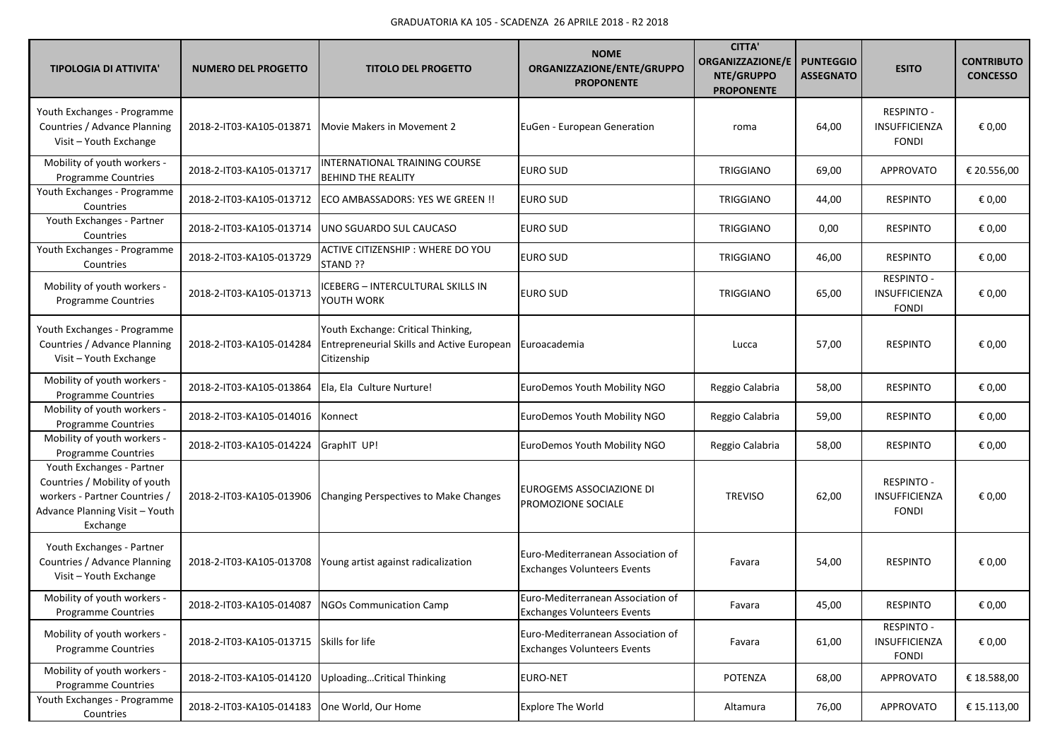GRADUATORIA KA 105 - SCADENZA 26 APRILE 2018 - R2 2018

| TIPOLOGIA DI ATTIVITA' | NUMERO DEL PROGETTO | TITOLO DEL PROGETTO | NOME ORGANIZZAZIONE/ENTE/GRUPPO PROPONENTE | CITTA' ORGANIZZAZIONE/ENTE/GRUPPO PROPONENTE | PUNTEGGIO ASSEGNATO | ESITO | CONTRIBUTO CONCESSO |
|---|---|---|---|---|---|---|---|
| Youth Exchanges - Programme Countries / Advance Planning Visit – Youth Exchange | 2018-2-IT03-KA105-013871 | Movie Makers in Movement 2 | EuGen - European Generation | roma | 64,00 | RESPINTO - INSUFFICIENZA FONDI | € 0,00 |
| Mobility of youth workers - Programme Countries | 2018-2-IT03-KA105-013717 | INTERNATIONAL TRAINING COURSE BEHIND THE REALITY | EURO SUD | TRIGGIANO | 69,00 | APPROVATO | € 20.556,00 |
| Youth Exchanges - Programme Countries | 2018-2-IT03-KA105-013712 | ECO AMBASSADORS: YES WE GREEN !! | EURO SUD | TRIGGIANO | 44,00 | RESPINTO | € 0,00 |
| Youth Exchanges - Partner Countries | 2018-2-IT03-KA105-013714 | UNO SGUARDO SUL CAUCASO | EURO SUD | TRIGGIANO | 0,00 | RESPINTO | € 0,00 |
| Youth Exchanges - Programme Countries | 2018-2-IT03-KA105-013729 | ACTIVE CITIZENSHIP : WHERE DO YOU STAND ?? | EURO SUD | TRIGGIANO | 46,00 | RESPINTO | € 0,00 |
| Mobility of youth workers - Programme Countries | 2018-2-IT03-KA105-013713 | ICEBERG – INTERCULTURAL SKILLS IN YOUTH WORK | EURO SUD | TRIGGIANO | 65,00 | RESPINTO - INSUFFICIENZA FONDI | € 0,00 |
| Youth Exchanges - Programme Countries / Advance Planning Visit – Youth Exchange | 2018-2-IT03-KA105-014284 | Youth Exchange: Critical Thinking, Entrepreneurial Skills and Active European Citizenship | Euroacademia | Lucca | 57,00 | RESPINTO | € 0,00 |
| Mobility of youth workers - Programme Countries | 2018-2-IT03-KA105-013864 | Ela, Ela Culture Nurture! | EuroDemos Youth Mobility NGO | Reggio Calabria | 58,00 | RESPINTO | € 0,00 |
| Mobility of youth workers - Programme Countries | 2018-2-IT03-KA105-014016 | Konnect | EuroDemos Youth Mobility NGO | Reggio Calabria | 59,00 | RESPINTO | € 0,00 |
| Mobility of youth workers - Programme Countries | 2018-2-IT03-KA105-014224 | GraphIT UP! | EuroDemos Youth Mobility NGO | Reggio Calabria | 58,00 | RESPINTO | € 0,00 |
| Youth Exchanges - Partner Countries / Mobility of youth workers - Partner Countries / Advance Planning Visit – Youth Exchange | 2018-2-IT03-KA105-013906 | Changing Perspectives to Make Changes | EUROGEMS ASSOCIAZIONE DI PROMOZIONE SOCIALE | TREVISO | 62,00 | RESPINTO - INSUFFICIENZA FONDI | € 0,00 |
| Youth Exchanges - Partner Countries / Advance Planning Visit – Youth Exchange | 2018-2-IT03-KA105-013708 | Young artist against radicalization | Euro-Mediterranean Association of Exchanges Volunteers Events | Favara | 54,00 | RESPINTO | € 0,00 |
| Mobility of youth workers - Programme Countries | 2018-2-IT03-KA105-014087 | NGOs Communication Camp | Euro-Mediterranean Association of Exchanges Volunteers Events | Favara | 45,00 | RESPINTO | € 0,00 |
| Mobility of youth workers - Programme Countries | 2018-2-IT03-KA105-013715 | Skills for life | Euro-Mediterranean Association of Exchanges Volunteers Events | Favara | 61,00 | RESPINTO - INSUFFICIENZA FONDI | € 0,00 |
| Mobility of youth workers - Programme Countries | 2018-2-IT03-KA105-014120 | Uploading…Critical Thinking | EURO-NET | POTENZA | 68,00 | APPROVATO | € 18.588,00 |
| Youth Exchanges - Programme Countries | 2018-2-IT03-KA105-014183 | One World, Our Home | Explore The World | Altamura | 76,00 | APPROVATO | € 15.113,00 |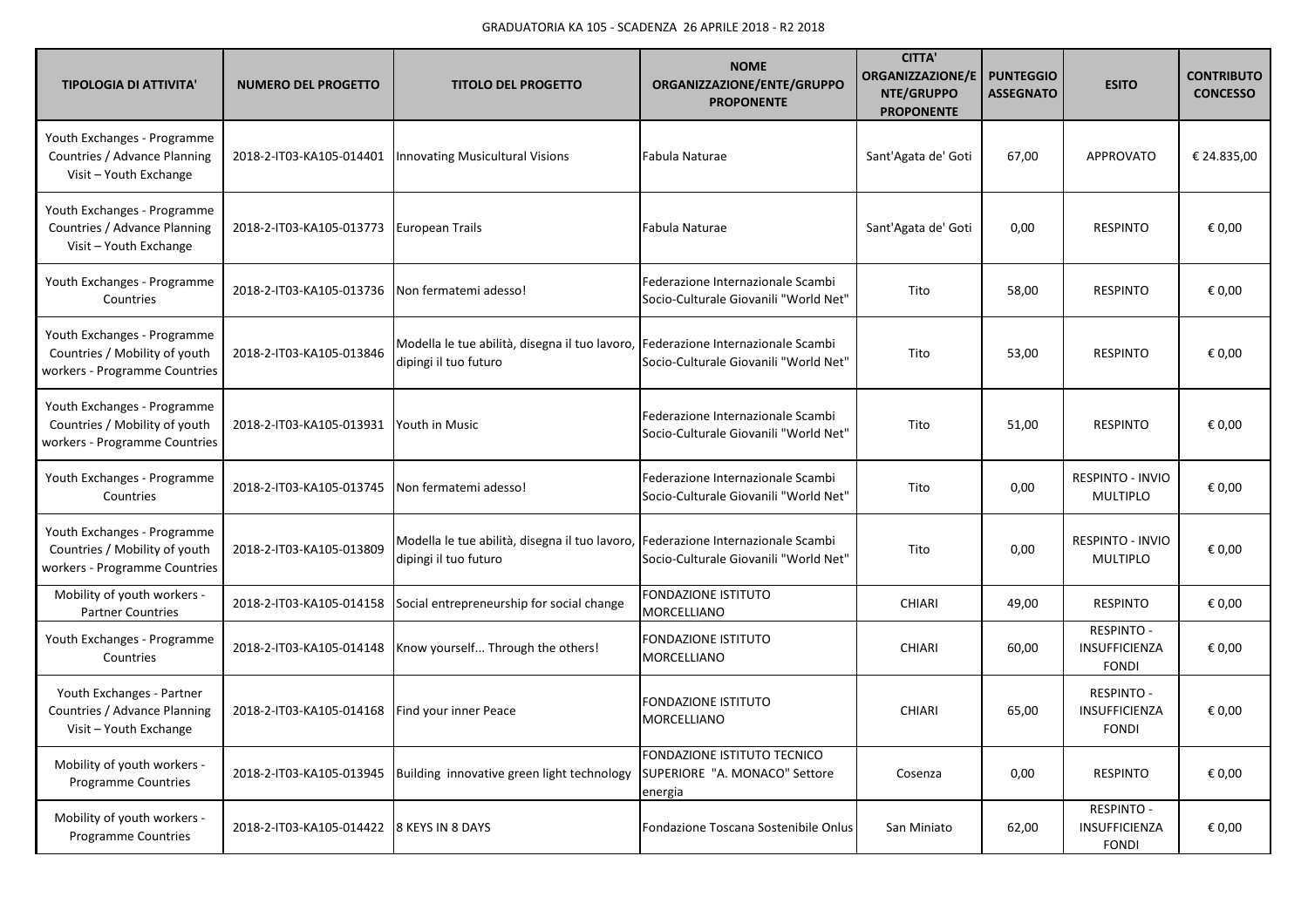GRADUATORIA KA 105 - SCADENZA 26 APRILE 2018 - R2 2018

| TIPOLOGIA DI ATTIVITA' | NUMERO DEL PROGETTO | TITOLO DEL PROGETTO | NOME ORGANIZZAZIONE/ENTE/GRUPPO PROPONENTE | CITTA' ORGANIZZAZIONE/ENTE/GRUPPO PROPONENTE | PUNTEGGIO ASSEGNATO | ESITO | CONTRIBUTO CONCESSO |
|---|---|---|---|---|---|---|---|
| Youth Exchanges - Programme Countries / Advance Planning Visit – Youth Exchange | 2018-2-IT03-KA105-014401 | Innovating Musicultural Visions | Fabula Naturae | Sant'Agata de' Goti | 67,00 | APPROVATO | € 24.835,00 |
| Youth Exchanges - Programme Countries / Advance Planning Visit – Youth Exchange | 2018-2-IT03-KA105-013773 | European Trails | Fabula Naturae | Sant'Agata de' Goti | 0,00 | RESPINTO | € 0,00 |
| Youth Exchanges - Programme Countries | 2018-2-IT03-KA105-013736 | Non fermatemi adesso! | Federazione Internazionale Scambi Socio-Culturale Giovanili "World Net" | Tito | 58,00 | RESPINTO | € 0,00 |
| Youth Exchanges - Programme Countries / Mobility of youth workers - Programme Countries | 2018-2-IT03-KA105-013846 | Modella le tue abilità, disegna il tuo lavoro, dipingi il tuo futuro | Federazione Internazionale Scambi Socio-Culturale Giovanili "World Net" | Tito | 53,00 | RESPINTO | € 0,00 |
| Youth Exchanges - Programme Countries / Mobility of youth workers - Programme Countries | 2018-2-IT03-KA105-013931 | Youth in Music | Federazione Internazionale Scambi Socio-Culturale Giovanili "World Net" | Tito | 51,00 | RESPINTO | € 0,00 |
| Youth Exchanges - Programme Countries | 2018-2-IT03-KA105-013745 | Non fermatemi adesso! | Federazione Internazionale Scambi Socio-Culturale Giovanili "World Net" | Tito | 0,00 | RESPINTO - INVIO MULTIPLO | € 0,00 |
| Youth Exchanges - Programme Countries / Mobility of youth workers - Programme Countries | 2018-2-IT03-KA105-013809 | Modella le tue abilità, disegna il tuo lavoro, dipingi il tuo futuro | Federazione Internazionale Scambi Socio-Culturale Giovanili "World Net" | Tito | 0,00 | RESPINTO - INVIO MULTIPLO | € 0,00 |
| Mobility of youth workers - Partner Countries | 2018-2-IT03-KA105-014158 | Social entrepreneurship for social change | FONDAZIONE ISTITUTO MORCELLIANO | CHIARI | 49,00 | RESPINTO | € 0,00 |
| Youth Exchanges - Programme Countries | 2018-2-IT03-KA105-014148 | Know yourself... Through the others! | FONDAZIONE ISTITUTO MORCELLIANO | CHIARI | 60,00 | RESPINTO - INSUFFICIENZA FONDI | € 0,00 |
| Youth Exchanges - Partner Countries / Advance Planning Visit – Youth Exchange | 2018-2-IT03-KA105-014168 | Find your inner Peace | FONDAZIONE ISTITUTO MORCELLIANO | CHIARI | 65,00 | RESPINTO - INSUFFICIENZA FONDI | € 0,00 |
| Mobility of youth workers - Programme Countries | 2018-2-IT03-KA105-013945 | Building innovative green light technology | FONDAZIONE ISTITUTO TECNICO SUPERIORE "A. MONACO" Settore energia | Cosenza | 0,00 | RESPINTO | € 0,00 |
| Mobility of youth workers - Programme Countries | 2018-2-IT03-KA105-014422 | 8 KEYS IN 8 DAYS | Fondazione Toscana Sostenibile Onlus | San Miniato | 62,00 | RESPINTO - INSUFFICIENZA FONDI | € 0,00 |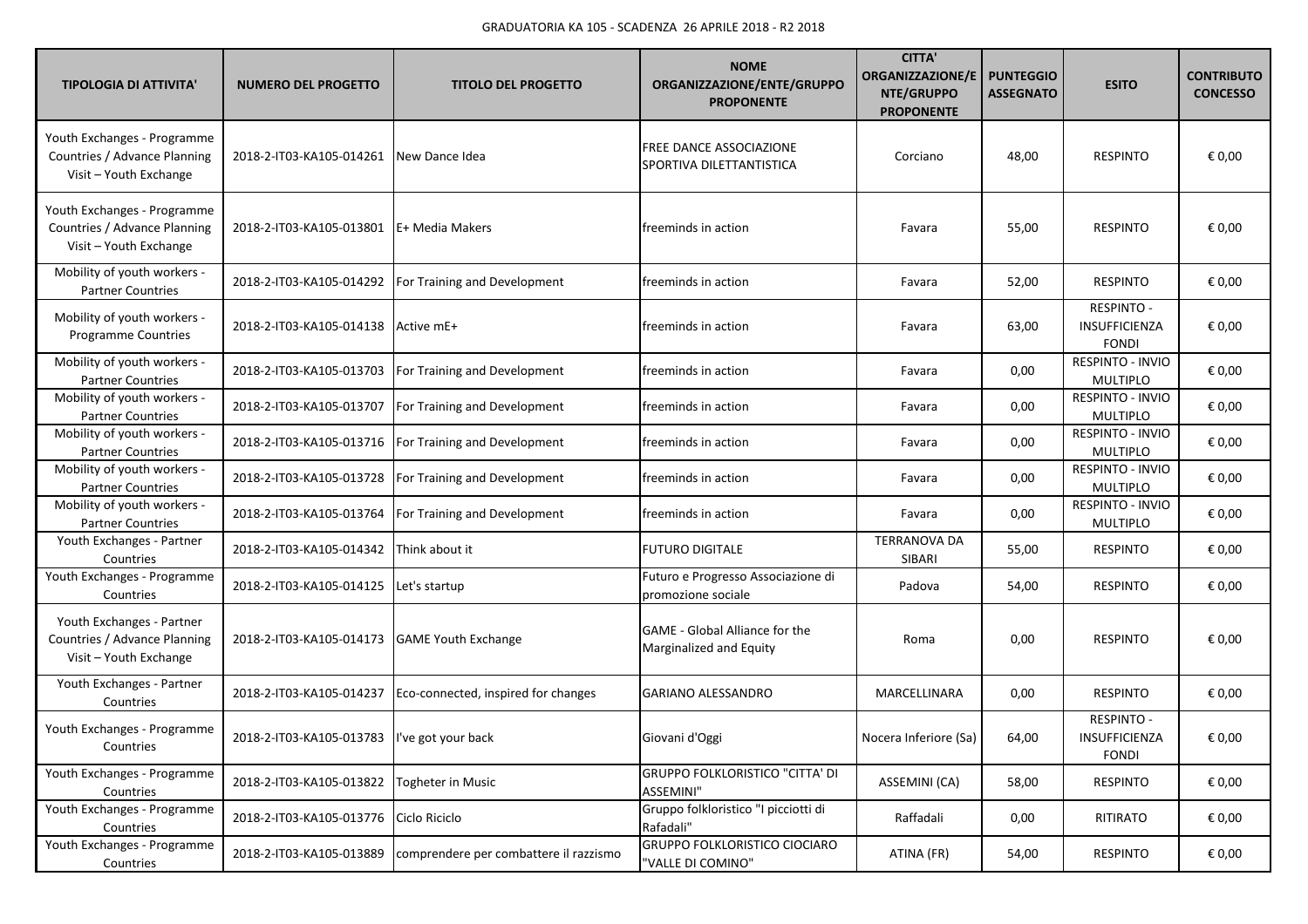GRADUATORIA KA 105 - SCADENZA 26 APRILE 2018 - R2 2018

| TIPOLOGIA DI ATTIVITA' | NUMERO DEL PROGETTO | TITOLO DEL PROGETTO | NOME ORGANIZZAZIONE/ENTE/GRUPPO PROPONENTE | CITTA' ORGANIZZAZIONE/ENTE/GRUPPO PROPONENTE | PUNTEGGIO ASSEGNATO | ESITO | CONTRIBUTO CONCESSO |
|---|---|---|---|---|---|---|---|
| Youth Exchanges - Programme Countries / Advance Planning Visit – Youth Exchange | 2018-2-IT03-KA105-014261 | New Dance Idea | FREE DANCE ASSOCIAZIONE SPORTIVA DILETTANTISTICA | Corciano | 48,00 | RESPINTO | € 0,00 |
| Youth Exchanges - Programme Countries / Advance Planning Visit – Youth Exchange | 2018-2-IT03-KA105-013801 | E+ Media Makers | freeminds in action | Favara | 55,00 | RESPINTO | € 0,00 |
| Mobility of youth workers - Partner Countries | 2018-2-IT03-KA105-014292 | For Training and Development | freeminds in action | Favara | 52,00 | RESPINTO | € 0,00 |
| Mobility of youth workers - Programme Countries | 2018-2-IT03-KA105-014138 | Active mE+ | freeminds in action | Favara | 63,00 | RESPINTO - INSUFFICIENZA FONDI | € 0,00 |
| Mobility of youth workers - Partner Countries | 2018-2-IT03-KA105-013703 | For Training and Development | freeminds in action | Favara | 0,00 | RESPINTO - INVIO MULTIPLO | € 0,00 |
| Mobility of youth workers - Partner Countries | 2018-2-IT03-KA105-013707 | For Training and Development | freeminds in action | Favara | 0,00 | RESPINTO - INVIO MULTIPLO | € 0,00 |
| Mobility of youth workers - Partner Countries | 2018-2-IT03-KA105-013716 | For Training and Development | freeminds in action | Favara | 0,00 | RESPINTO - INVIO MULTIPLO | € 0,00 |
| Mobility of youth workers - Partner Countries | 2018-2-IT03-KA105-013728 | For Training and Development | freeminds in action | Favara | 0,00 | RESPINTO - INVIO MULTIPLO | € 0,00 |
| Mobility of youth workers - Partner Countries | 2018-2-IT03-KA105-013764 | For Training and Development | freeminds in action | Favara | 0,00 | RESPINTO - INVIO MULTIPLO | € 0,00 |
| Youth Exchanges - Partner Countries | 2018-2-IT03-KA105-014342 | Think about it | FUTURO DIGITALE | TERRANOVA DA SIBARI | 55,00 | RESPINTO | € 0,00 |
| Youth Exchanges - Programme Countries | 2018-2-IT03-KA105-014125 | Let's startup | Futuro e Progresso Associazione di promozione sociale | Padova | 54,00 | RESPINTO | € 0,00 |
| Youth Exchanges - Partner Countries / Advance Planning Visit – Youth Exchange | 2018-2-IT03-KA105-014173 | GAME Youth Exchange | GAME - Global Alliance for the Marginalized and Equity | Roma | 0,00 | RESPINTO | € 0,00 |
| Youth Exchanges - Partner Countries | 2018-2-IT03-KA105-014237 | Eco-connected, inspired for changes | GARIANO ALESSANDRO | MARCELLINARA | 0,00 | RESPINTO | € 0,00 |
| Youth Exchanges - Programme Countries | 2018-2-IT03-KA105-013783 | I've got your back | Giovani d'Oggi | Nocera Inferiore (Sa) | 64,00 | RESPINTO - INSUFFICIENZA FONDI | € 0,00 |
| Youth Exchanges - Programme Countries | 2018-2-IT03-KA105-013822 | Togheter in Music | GRUPPO FOLKLORISTICO "CITTA' DI ASSEMINI" | ASSEMINI (CA) | 58,00 | RESPINTO | € 0,00 |
| Youth Exchanges - Programme Countries | 2018-2-IT03-KA105-013776 | Ciclo Riciclo | Gruppo folkloristico "I picciotti di Rafadali" | Raffadali | 0,00 | RITIRATO | € 0,00 |
| Youth Exchanges - Programme Countries | 2018-2-IT03-KA105-013889 | comprendere per combattere il razzismo | GRUPPO FOLKLORISTICO CIOCIARO "VALLE DI COMINO" | ATINA (FR) | 54,00 | RESPINTO | € 0,00 |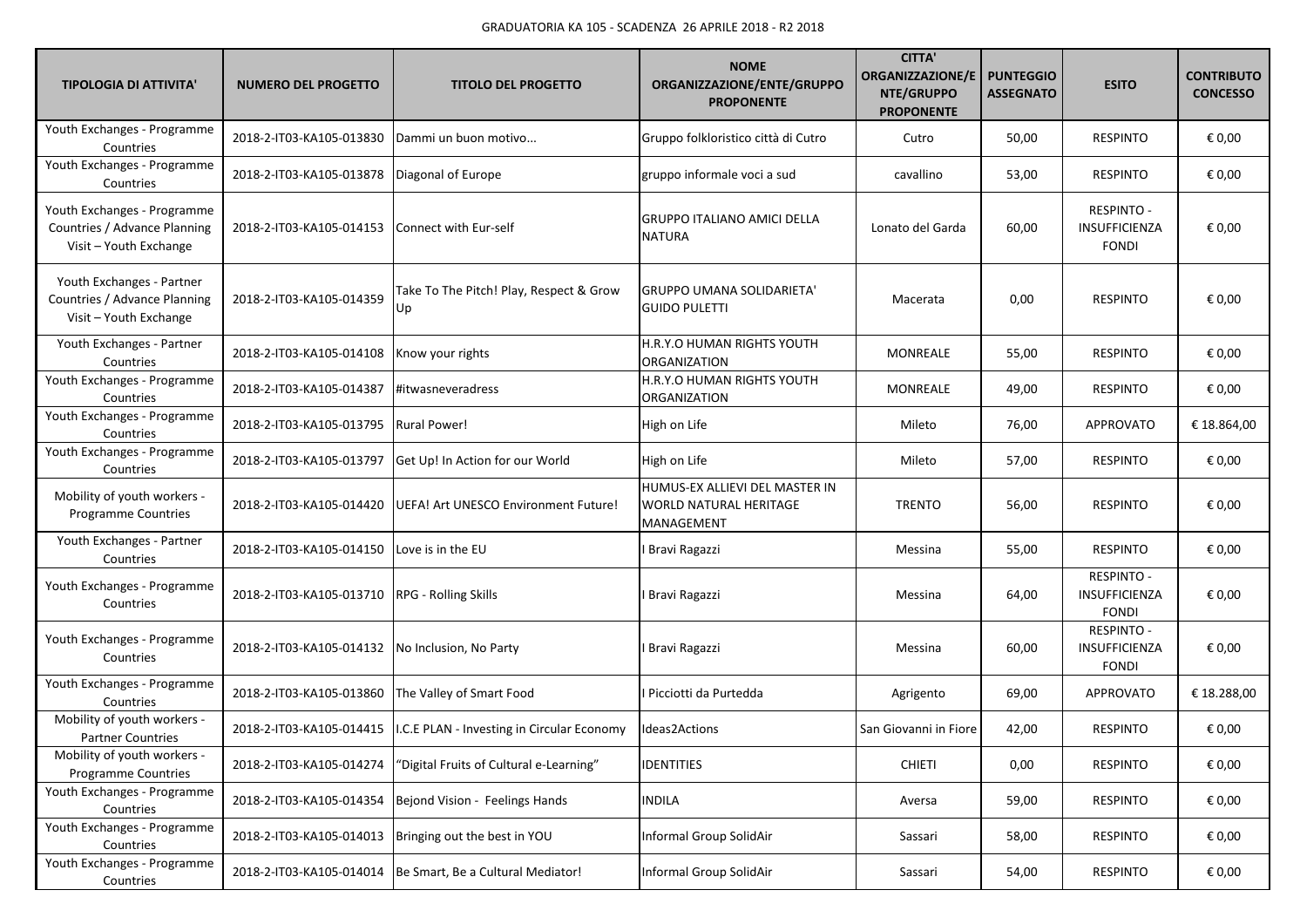GRADUATORIA KA 105 - SCADENZA 26 APRILE 2018 - R2 2018

| TIPOLOGIA DI ATTIVITA' | NUMERO DEL PROGETTO | TITOLO DEL PROGETTO | NOME ORGANIZZAZIONE/ENTE/GRUPPO PROPONENTE | CITTA' ORGANIZZAZIONE/ENTE/GRUPPO PROPONENTE | PUNTEGGIO ASSEGNATO | ESITO | CONTRIBUTO CONCESSO |
|---|---|---|---|---|---|---|---|
| Youth Exchanges - Programme Countries | 2018-2-IT03-KA105-013830 | Dammi un buon motivo... | Gruppo folkloristico città di Cutro | Cutro | 50,00 | RESPINTO | € 0,00 |
| Youth Exchanges - Programme Countries | 2018-2-IT03-KA105-013878 | Diagonal of Europe | gruppo informale voci a sud | cavallino | 53,00 | RESPINTO | € 0,00 |
| Youth Exchanges - Programme Countries / Advance Planning Visit – Youth Exchange | 2018-2-IT03-KA105-014153 | Connect with Eur-self | GRUPPO ITALIANO AMICI DELLA NATURA | Lonato del Garda | 60,00 | RESPINTO - INSUFFICIENZA FONDI | € 0,00 |
| Youth Exchanges - Partner Countries / Advance Planning Visit – Youth Exchange | 2018-2-IT03-KA105-014359 | Take To The Pitch! Play, Respect & Grow Up | GRUPPO UMANA SOLIDARIETA' GUIDO PULETTI | Macerata | 0,00 | RESPINTO | € 0,00 |
| Youth Exchanges - Partner Countries | 2018-2-IT03-KA105-014108 | Know your rights | H.R.Y.O HUMAN RIGHTS YOUTH ORGANIZATION | MONREALE | 55,00 | RESPINTO | € 0,00 |
| Youth Exchanges - Programme Countries | 2018-2-IT03-KA105-014387 | #itwasneveradress | H.R.Y.O HUMAN RIGHTS YOUTH ORGANIZATION | MONREALE | 49,00 | RESPINTO | € 0,00 |
| Youth Exchanges - Programme Countries | 2018-2-IT03-KA105-013795 | Rural Power! | High on Life | Mileto | 76,00 | APPROVATO | € 18.864,00 |
| Youth Exchanges - Programme Countries | 2018-2-IT03-KA105-013797 | Get Up! In Action for our World | High on Life | Mileto | 57,00 | RESPINTO | € 0,00 |
| Mobility of youth workers - Programme Countries | 2018-2-IT03-KA105-014420 | UEFA! Art UNESCO Environment Future! | HUMUS-EX ALLIEVI DEL MASTER IN WORLD NATURAL HERITAGE MANAGEMENT | TRENTO | 56,00 | RESPINTO | € 0,00 |
| Youth Exchanges - Partner Countries | 2018-2-IT03-KA105-014150 | Love is in the EU | I Bravi Ragazzi | Messina | 55,00 | RESPINTO | € 0,00 |
| Youth Exchanges - Programme Countries | 2018-2-IT03-KA105-013710 | RPG - Rolling Skills | I Bravi Ragazzi | Messina | 64,00 | RESPINTO - INSUFFICIENZA FONDI | € 0,00 |
| Youth Exchanges - Programme Countries | 2018-2-IT03-KA105-014132 | No Inclusion, No Party | I Bravi Ragazzi | Messina | 60,00 | RESPINTO - INSUFFICIENZA FONDI | € 0,00 |
| Youth Exchanges - Programme Countries | 2018-2-IT03-KA105-013860 | The Valley of Smart Food | I Picciotti da Purtedda | Agrigento | 69,00 | APPROVATO | € 18.288,00 |
| Mobility of youth workers - Partner Countries | 2018-2-IT03-KA105-014415 | I.C.E PLAN - Investing in Circular Economy | Ideas2Actions | San Giovanni in Fiore | 42,00 | RESPINTO | € 0,00 |
| Mobility of youth workers - Programme Countries | 2018-2-IT03-KA105-014274 | "Digital Fruits of Cultural e-Learning" | IDENTITIES | CHIETI | 0,00 | RESPINTO | € 0,00 |
| Youth Exchanges - Programme Countries | 2018-2-IT03-KA105-014354 | Bejond Vision - Feelings Hands | INDILA | Aversa | 59,00 | RESPINTO | € 0,00 |
| Youth Exchanges - Programme Countries | 2018-2-IT03-KA105-014013 | Bringing out the best in YOU | Informal Group SolidAir | Sassari | 58,00 | RESPINTO | € 0,00 |
| Youth Exchanges - Programme Countries | 2018-2-IT03-KA105-014014 | Be Smart, Be a Cultural Mediator! | Informal Group SolidAir | Sassari | 54,00 | RESPINTO | € 0,00 |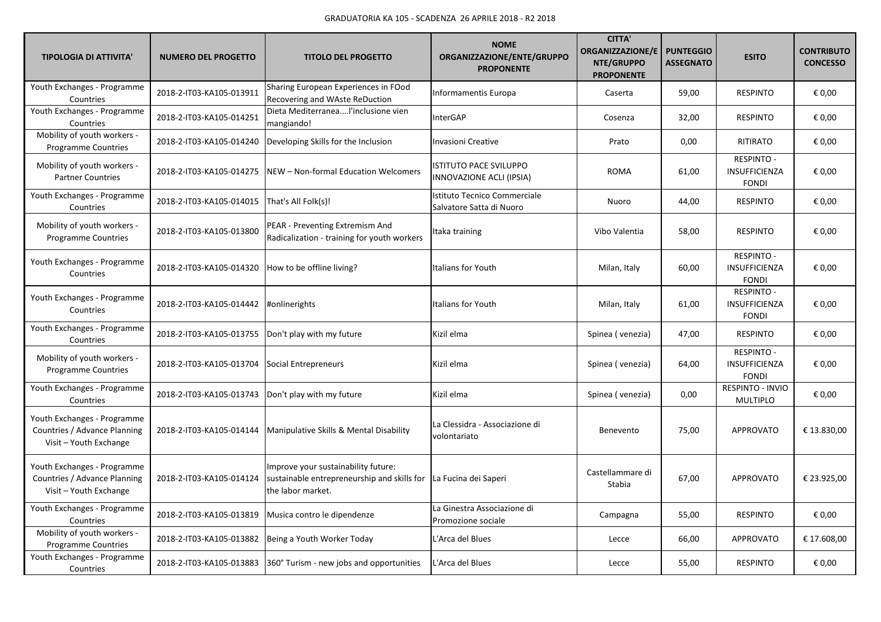GRADUATORIA KA 105 - SCADENZA 26 APRILE 2018 - R2 2018

| TIPOLOGIA DI ATTIVITA' | NUMERO DEL PROGETTO | TITOLO DEL PROGETTO | NOME ORGANIZZAZIONE/ENTE/GRUPPO PROPONENTE | CITTA' ORGANIZZAZIONE/ENTE/GRUPPO PROPONENTE | PUNTEGGIO ASSEGNATO | ESITO | CONTRIBUTO CONCESSO |
|---|---|---|---|---|---|---|---|
| Youth Exchanges - Programme Countries | 2018-2-IT03-KA105-013911 | Sharing European Experiences in FOod Recovering and WAste ReDuction | Informamentis Europa | Caserta | 59,00 | RESPINTO | € 0,00 |
| Youth Exchanges - Programme Countries | 2018-2-IT03-KA105-014251 | Dieta Mediterranea....l'inclusione vien mangiando! | InterGAP | Cosenza | 32,00 | RESPINTO | € 0,00 |
| Mobility of youth workers - Programme Countries | 2018-2-IT03-KA105-014240 | Developing Skills for the Inclusion | Invasioni Creative | Prato | 0,00 | RITIRATO | € 0,00 |
| Mobility of youth workers - Partner Countries | 2018-2-IT03-KA105-014275 | NEW – Non-formal Education Welcomers | ISTITUTO PACE SVILUPPO INNOVAZIONE ACLI (IPSIA) | ROMA | 61,00 | RESPINTO - INSUFFICIENZA FONDI | € 0,00 |
| Youth Exchanges - Programme Countries | 2018-2-IT03-KA105-014015 | That's All Folk(s)! | Istituto Tecnico Commerciale Salvatore Satta di Nuoro | Nuoro | 44,00 | RESPINTO | € 0,00 |
| Mobility of youth workers - Programme Countries | 2018-2-IT03-KA105-013800 | PEAR - Preventing Extremism And Radicalization - training for youth workers | Itaka training | Vibo Valentia | 58,00 | RESPINTO | € 0,00 |
| Youth Exchanges - Programme Countries | 2018-2-IT03-KA105-014320 | How to be offline living? | Italians for Youth | Milan, Italy | 60,00 | RESPINTO - INSUFFICIENZA FONDI | € 0,00 |
| Youth Exchanges - Programme Countries | 2018-2-IT03-KA105-014442 | #onlinerights | Italians for Youth | Milan, Italy | 61,00 | RESPINTO - INSUFFICIENZA FONDI | € 0,00 |
| Youth Exchanges - Programme Countries | 2018-2-IT03-KA105-013755 | Don't play with my future | Kizil elma | Spinea ( venezia) | 47,00 | RESPINTO | € 0,00 |
| Mobility of youth workers - Programme Countries | 2018-2-IT03-KA105-013704 | Social Entrepreneurs | Kizil elma | Spinea ( venezia) | 64,00 | RESPINTO - INSUFFICIENZA FONDI | € 0,00 |
| Youth Exchanges - Programme Countries | 2018-2-IT03-KA105-013743 | Don't play with my future | Kizil elma | Spinea ( venezia) | 0,00 | RESPINTO - INVIO MULTIPLO | € 0,00 |
| Youth Exchanges - Programme Countries / Advance Planning Visit – Youth Exchange | 2018-2-IT03-KA105-014144 | Manipulative Skills & Mental Disability | La Clessidra - Associazione di volontariato | Benevento | 75,00 | APPROVATO | € 13.830,00 |
| Youth Exchanges - Programme Countries / Advance Planning Visit – Youth Exchange | 2018-2-IT03-KA105-014124 | Improve your sustainability future: sustainable entrepreneurship and skills for the labor market. | La Fucina dei Saperi | Castellammare di Stabia | 67,00 | APPROVATO | € 23.925,00 |
| Youth Exchanges - Programme Countries | 2018-2-IT03-KA105-013819 | Musica contro le dipendenze | La Ginestra Associazione di Promozione sociale | Campagna | 55,00 | RESPINTO | € 0,00 |
| Mobility of youth workers - Programme Countries | 2018-2-IT03-KA105-013882 | Being a Youth Worker Today | L'Arca del Blues | Lecce | 66,00 | APPROVATO | € 17.608,00 |
| Youth Exchanges - Programme Countries | 2018-2-IT03-KA105-013883 | 360° Turism - new jobs and opportunities | L'Arca del Blues | Lecce | 55,00 | RESPINTO | € 0,00 |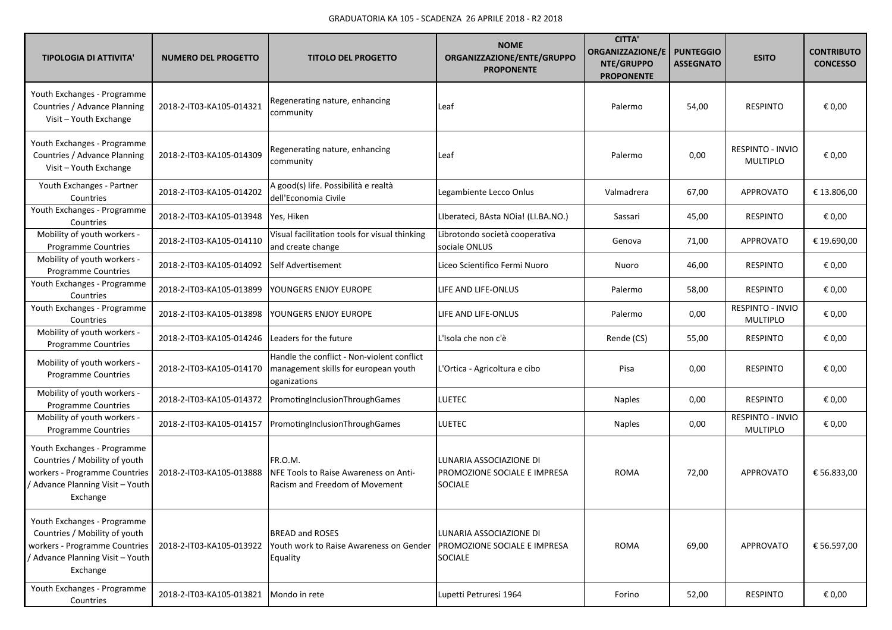GRADUATORIA KA 105 - SCADENZA 26 APRILE 2018 - R2 2018

| TIPOLOGIA DI ATTIVITA' | NUMERO DEL PROGETTO | TITOLO DEL PROGETTO | NOME ORGANIZZAZIONE/ENTE/GRUPPO PROPONENTE | CITTA' ORGANIZZAZIONE/ENTE/GRUPPO PROPONENTE | PUNTEGGIO ASSEGNATO | ESITO | CONTRIBUTO CONCESSO |
|---|---|---|---|---|---|---|---|
| Youth Exchanges - Programme Countries / Advance Planning Visit – Youth Exchange | 2018-2-IT03-KA105-014321 | Regenerating nature, enhancing community | Leaf | Palermo | 54,00 | RESPINTO | € 0,00 |
| Youth Exchanges - Programme Countries / Advance Planning Visit – Youth Exchange | 2018-2-IT03-KA105-014309 | Regenerating nature, enhancing community | Leaf | Palermo | 0,00 | RESPINTO - INVIO MULTIPLO | € 0,00 |
| Youth Exchanges - Partner Countries | 2018-2-IT03-KA105-014202 | A good(s) life. Possibilità e realtà dell'Economia Civile | Legambiente Lecco Onlus | Valmadrera | 67,00 | APPROVATO | € 13.806,00 |
| Youth Exchanges - Programme Countries | 2018-2-IT03-KA105-013948 | Yes, Hiken | LIberateci, BAsta NOia! (LI.BA.NO.) | Sassari | 45,00 | RESPINTO | € 0,00 |
| Mobility of youth workers - Programme Countries | 2018-2-IT03-KA105-014110 | Visual facilitation tools for visual thinking and create change | Librotondo società cooperativa sociale ONLUS | Genova | 71,00 | APPROVATO | € 19.690,00 |
| Mobility of youth workers - Programme Countries | 2018-2-IT03-KA105-014092 | Self Advertisement | Liceo Scientifico Fermi Nuoro | Nuoro | 46,00 | RESPINTO | € 0,00 |
| Youth Exchanges - Programme Countries | 2018-2-IT03-KA105-013899 | YOUNGERS ENJOY EUROPE | LIFE AND LIFE-ONLUS | Palermo | 58,00 | RESPINTO | € 0,00 |
| Youth Exchanges - Programme Countries | 2018-2-IT03-KA105-013898 | YOUNGERS ENJOY EUROPE | LIFE AND LIFE-ONLUS | Palermo | 0,00 | RESPINTO - INVIO MULTIPLO | € 0,00 |
| Mobility of youth workers - Programme Countries | 2018-2-IT03-KA105-014246 | Leaders for the future | L'Isola che non c'è | Rende (CS) | 55,00 | RESPINTO | € 0,00 |
| Mobility of youth workers - Programme Countries | 2018-2-IT03-KA105-014170 | Handle the conflict - Non-violent conflict management skills for european youth oganizations | L'Ortica - Agricoltura e cibo | Pisa | 0,00 | RESPINTO | € 0,00 |
| Mobility of youth workers - Programme Countries | 2018-2-IT03-KA105-014372 | PromotingInclusionThroughGames | LUETEC | Naples | 0,00 | RESPINTO | € 0,00 |
| Mobility of youth workers - Programme Countries | 2018-2-IT03-KA105-014157 | PromotingInclusionThroughGames | LUETEC | Naples | 0,00 | RESPINTO - INVIO MULTIPLO | € 0,00 |
| Youth Exchanges - Programme Countries / Mobility of youth workers - Programme Countries / Advance Planning Visit – Youth Exchange | 2018-2-IT03-KA105-013888 | FR.O.M. NFE Tools to Raise Awareness on Anti-Racism and Freedom of Movement | LUNARIA ASSOCIAZIONE DI PROMOZIONE SOCIALE E IMPRESA SOCIALE | ROMA | 72,00 | APPROVATO | € 56.833,00 |
| Youth Exchanges - Programme Countries / Mobility of youth workers - Programme Countries / Advance Planning Visit – Youth Exchange | 2018-2-IT03-KA105-013922 | BREAD and ROSES Youth work to Raise Awareness on Gender Equality | LUNARIA ASSOCIAZIONE DI PROMOZIONE SOCIALE E IMPRESA SOCIALE | ROMA | 69,00 | APPROVATO | € 56.597,00 |
| Youth Exchanges - Programme Countries | 2018-2-IT03-KA105-013821 | Mondo in rete | Lupetti Petruresi 1964 | Forino | 52,00 | RESPINTO | € 0,00 |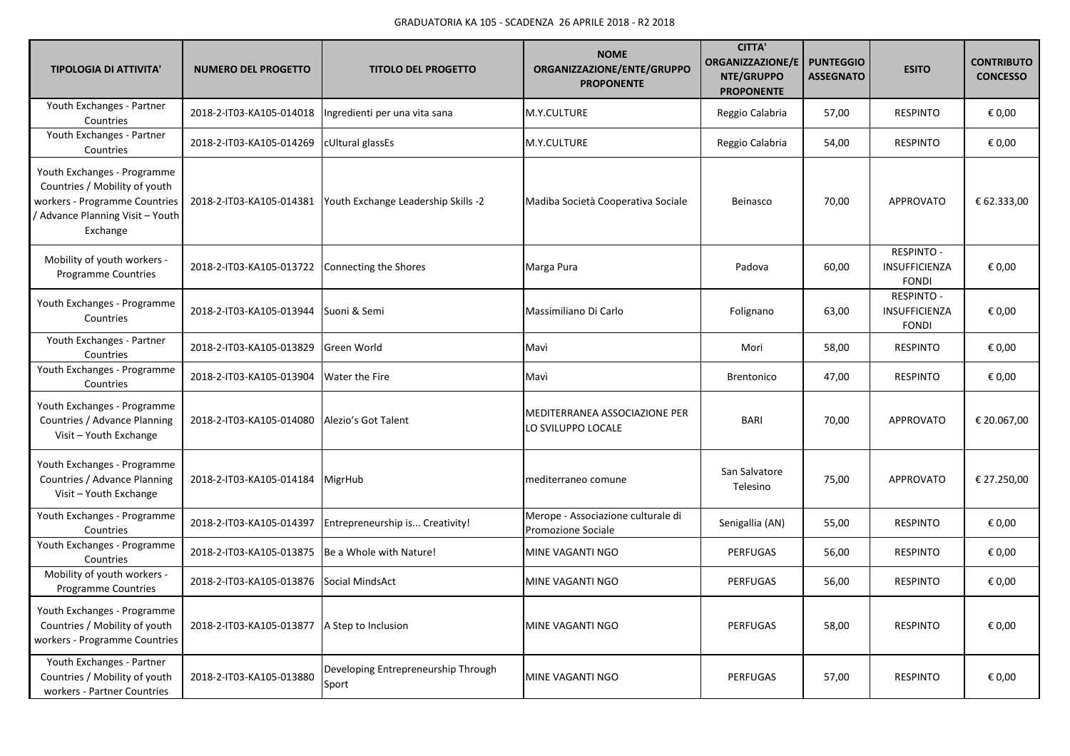GRADUATORIA KA 105 - SCADENZA 26 APRILE 2018 - R2 2018

| TIPOLOGIA DI ATTIVITA' | NUMERO DEL PROGETTO | TITOLO DEL PROGETTO | NOME ORGANIZZAZIONE/ENTE/GRUPPO PROPONENTE | CITTA' ORGANIZZAZIONE/ENTE/GRUPPO PROPONENTE | PUNTEGGIO ASSEGNATO | ESITO | CONTRIBUTO CONCESSO |
| --- | --- | --- | --- | --- | --- | --- | --- |
| Youth Exchanges - Partner Countries | 2018-2-IT03-KA105-014018 | Ingredienti per una vita sana | M.Y.CULTURE | Reggio Calabria | 57,00 | RESPINTO | € 0,00 |
| Youth Exchanges - Partner Countries | 2018-2-IT03-KA105-014269 | cUltural glassEs | M.Y.CULTURE | Reggio Calabria | 54,00 | RESPINTO | € 0,00 |
| Youth Exchanges - Programme Countries / Mobility of youth workers - Programme Countries / Advance Planning Visit – Youth Exchange | 2018-2-IT03-KA105-014381 | Youth Exchange Leadership Skills -2 | Madiba Società Cooperativa Sociale | Beinasco | 70,00 | APPROVATO | € 62.333,00 |
| Mobility of youth workers - Programme Countries | 2018-2-IT03-KA105-013722 | Connecting the Shores | Marga Pura | Padova | 60,00 | RESPINTO - INSUFFICIENZA FONDI | € 0,00 |
| Youth Exchanges - Programme Countries | 2018-2-IT03-KA105-013944 | Suoni & Semi | Massimiliano Di Carlo | Folignano | 63,00 | RESPINTO - INSUFFICIENZA FONDI | € 0,00 |
| Youth Exchanges - Partner Countries | 2018-2-IT03-KA105-013829 | Green World | Mavì | Mori | 58,00 | RESPINTO | € 0,00 |
| Youth Exchanges - Programme Countries | 2018-2-IT03-KA105-013904 | Water the Fire | Mavì | Brentonico | 47,00 | RESPINTO | € 0,00 |
| Youth Exchanges - Programme Countries / Advance Planning Visit – Youth Exchange | 2018-2-IT03-KA105-014080 | Alezio's Got Talent | MEDITERRANEA ASSOCIAZIONE PER LO SVILUPPO LOCALE | BARI | 70,00 | APPROVATO | € 20.067,00 |
| Youth Exchanges - Programme Countries / Advance Planning Visit – Youth Exchange | 2018-2-IT03-KA105-014184 | MigrHub | mediterraneo comune | San Salvatore Telesino | 75,00 | APPROVATO | € 27.250,00 |
| Youth Exchanges - Programme Countries | 2018-2-IT03-KA105-014397 | Entrepreneurship is... Creativity! | Merope - Associazione culturale di Promozione Sociale | Senigallia (AN) | 55,00 | RESPINTO | € 0,00 |
| Youth Exchanges - Programme Countries | 2018-2-IT03-KA105-013875 | Be a Whole with Nature! | MINE VAGANTI NGO | PERFUGAS | 56,00 | RESPINTO | € 0,00 |
| Mobility of youth workers - Programme Countries | 2018-2-IT03-KA105-013876 | Social MindsAct | MINE VAGANTI NGO | PERFUGAS | 56,00 | RESPINTO | € 0,00 |
| Youth Exchanges - Programme Countries / Mobility of youth workers - Programme Countries | 2018-2-IT03-KA105-013877 | A Step to Inclusion | MINE VAGANTI NGO | PERFUGAS | 58,00 | RESPINTO | € 0,00 |
| Youth Exchanges - Partner Countries / Mobility of youth workers - Partner Countries | 2018-2-IT03-KA105-013880 | Developing Entrepreneurship Through Sport | MINE VAGANTI NGO | PERFUGAS | 57,00 | RESPINTO | € 0,00 |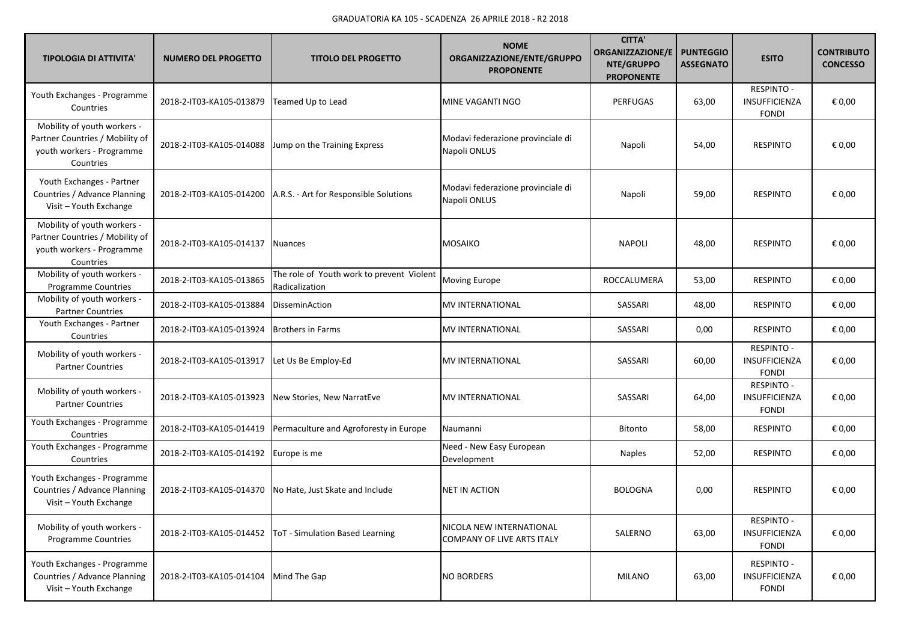GRADUATORIA KA 105 - SCADENZA 26 APRILE 2018 - R2 2018

| TIPOLOGIA DI ATTIVITA' | NUMERO DEL PROGETTO | TITOLO DEL PROGETTO | NOME ORGANIZZAZIONE/ENTE/GRUPPO PROPONENTE | CITTA' ORGANIZZAZIONE/ENTE/GRUPPO PROPONENTE | PUNTEGGIO ASSEGNATO | ESITO | CONTRIBUTO CONCESSO |
| --- | --- | --- | --- | --- | --- | --- | --- |
| Youth Exchanges - Programme Countries | 2018-2-IT03-KA105-013879 | Teamed Up to Lead | MINE VAGANTI NGO | PERFUGAS | 63,00 | RESPINTO - INSUFFICIENZA FONDI | € 0,00 |
| Mobility of youth workers - Partner Countries / Mobility of youth workers - Programme Countries | 2018-2-IT03-KA105-014088 | Jump on the Training Express | Modavi federazione provinciale di Napoli ONLUS | Napoli | 54,00 | RESPINTO | € 0,00 |
| Youth Exchanges - Partner Countries / Advance Planning Visit – Youth Exchange | 2018-2-IT03-KA105-014200 | A.R.S. - Art for Responsible Solutions | Modavi federazione provinciale di Napoli ONLUS | Napoli | 59,00 | RESPINTO | € 0,00 |
| Mobility of youth workers - Partner Countries / Mobility of youth workers - Programme Countries | 2018-2-IT03-KA105-014137 | Nuances | MOSAIKO | NAPOLI | 48,00 | RESPINTO | € 0,00 |
| Mobility of youth workers - Programme Countries | 2018-2-IT03-KA105-013865 | The role of Youth work to prevent Violent Radicalization | Moving Europe | ROCCALUMERA | 53,00 | RESPINTO | € 0,00 |
| Mobility of youth workers - Partner Countries | 2018-2-IT03-KA105-013884 | DisseminAction | MV INTERNATIONAL | SASSARI | 48,00 | RESPINTO | € 0,00 |
| Youth Exchanges - Partner Countries | 2018-2-IT03-KA105-013924 | Brothers in Farms | MV INTERNATIONAL | SASSARI | 0,00 | RESPINTO | € 0,00 |
| Mobility of youth workers - Partner Countries | 2018-2-IT03-KA105-013917 | Let Us Be Employ-Ed | MV INTERNATIONAL | SASSARI | 60,00 | RESPINTO - INSUFFICIENZA FONDI | € 0,00 |
| Mobility of youth workers - Partner Countries | 2018-2-IT03-KA105-013923 | New Stories, New NarratEve | MV INTERNATIONAL | SASSARI | 64,00 | RESPINTO - INSUFFICIENZA FONDI | € 0,00 |
| Youth Exchanges - Programme Countries | 2018-2-IT03-KA105-014419 | Permaculture and Agroforesty in Europe | Naumanni | Bitonto | 58,00 | RESPINTO | € 0,00 |
| Youth Exchanges - Programme Countries | 2018-2-IT03-KA105-014192 | Europe is me | Need - New Easy European Development | Naples | 52,00 | RESPINTO | € 0,00 |
| Youth Exchanges - Programme Countries / Advance Planning Visit – Youth Exchange | 2018-2-IT03-KA105-014370 | No Hate, Just Skate and Include | NET IN ACTION | BOLOGNA | 0,00 | RESPINTO | € 0,00 |
| Mobility of youth workers - Programme Countries | 2018-2-IT03-KA105-014452 | ToT - Simulation Based Learning | NICOLA NEW INTERNATIONAL COMPANY OF LIVE ARTS ITALY | SALERNO | 63,00 | RESPINTO - INSUFFICIENZA FONDI | € 0,00 |
| Youth Exchanges - Programme Countries / Advance Planning Visit – Youth Exchange | 2018-2-IT03-KA105-014104 | Mind The Gap | NO BORDERS | MILANO | 63,00 | RESPINTO - INSUFFICIENZA FONDI | € 0,00 |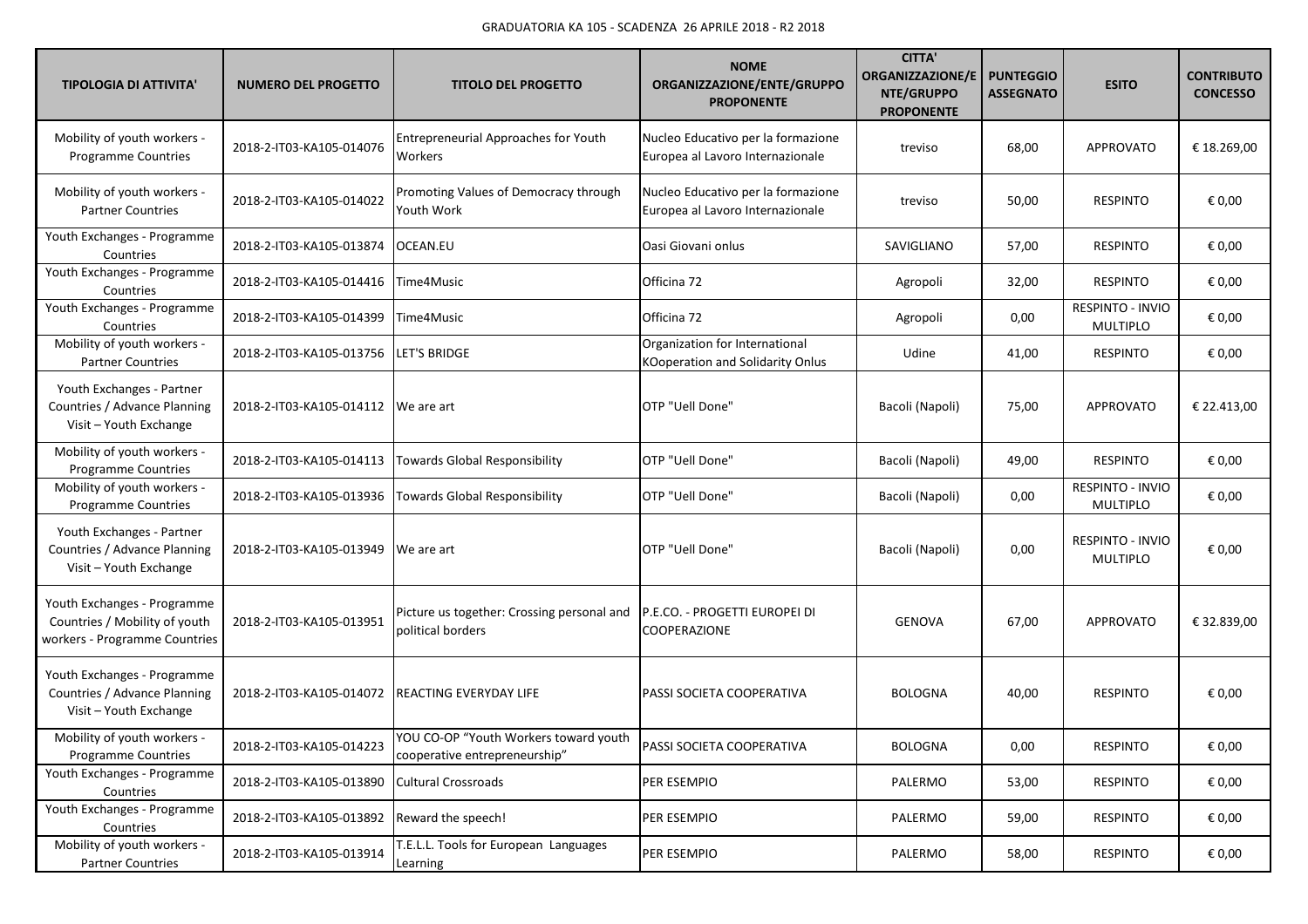GRADUATORIA KA 105 - SCADENZA 26 APRILE 2018 - R2 2018

| TIPOLOGIA DI ATTIVITA' | NUMERO DEL PROGETTO | TITOLO DEL PROGETTO | NOME ORGANIZZAZIONE/ENTE/GRUPPO PROPONENTE | CITTA' ORGANIZZAZIONE/ENTE/GRUPPO PROPONENTE | PUNTEGGIO ASSEGNATO | ESITO | CONTRIBUTO CONCESSO |
|---|---|---|---|---|---|---|---|
| Mobility of youth workers - Programme Countries | 2018-2-IT03-KA105-014076 | Entrepreneurial Approaches for Youth Workers | Nucleo Educativo per la formazione Europea al Lavoro Internazionale | treviso | 68,00 | APPROVATO | € 18.269,00 |
| Mobility of youth workers - Partner Countries | 2018-2-IT03-KA105-014022 | Promoting Values of Democracy through Youth Work | Nucleo Educativo per la formazione Europea al Lavoro Internazionale | treviso | 50,00 | RESPINTO | € 0,00 |
| Youth Exchanges - Programme Countries | 2018-2-IT03-KA105-013874 | OCEAN.EU | Oasi Giovani onlus | SAVIGLIANO | 57,00 | RESPINTO | € 0,00 |
| Youth Exchanges - Programme Countries | 2018-2-IT03-KA105-014416 | Time4Music | Officina 72 | Agropoli | 32,00 | RESPINTO | € 0,00 |
| Youth Exchanges - Programme Countries | 2018-2-IT03-KA105-014399 | Time4Music | Officina 72 | Agropoli | 0,00 | RESPINTO - INVIO MULTIPLO | € 0,00 |
| Mobility of youth workers - Partner Countries | 2018-2-IT03-KA105-013756 | LET'S BRIDGE | Organization for International KOoperation and Solidarity Onlus | Udine | 41,00 | RESPINTO | € 0,00 |
| Youth Exchanges - Partner Countries / Advance Planning Visit – Youth Exchange | 2018-2-IT03-KA105-014112 | We are art | OTP "Uell Done" | Bacoli (Napoli) | 75,00 | APPROVATO | € 22.413,00 |
| Mobility of youth workers - Programme Countries | 2018-2-IT03-KA105-014113 | Towards Global Responsibility | OTP "Uell Done" | Bacoli (Napoli) | 49,00 | RESPINTO | € 0,00 |
| Mobility of youth workers - Programme Countries | 2018-2-IT03-KA105-013936 | Towards Global Responsibility | OTP "Uell Done" | Bacoli (Napoli) | 0,00 | RESPINTO - INVIO MULTIPLO | € 0,00 |
| Youth Exchanges - Partner Countries / Advance Planning Visit – Youth Exchange | 2018-2-IT03-KA105-013949 | We are art | OTP "Uell Done" | Bacoli (Napoli) | 0,00 | RESPINTO - INVIO MULTIPLO | € 0,00 |
| Youth Exchanges - Programme Countries / Mobility of youth workers - Programme Countries | 2018-2-IT03-KA105-013951 | Picture us together: Crossing personal and political borders | P.E.CO. - PROGETTI EUROPEI DI COOPERAZIONE | GENOVA | 67,00 | APPROVATO | € 32.839,00 |
| Youth Exchanges - Programme Countries / Advance Planning Visit – Youth Exchange | 2018-2-IT03-KA105-014072 | REACTING EVERYDAY LIFE | PASSI SOCIETA COOPERATIVA | BOLOGNA | 40,00 | RESPINTO | € 0,00 |
| Mobility of youth workers - Programme Countries | 2018-2-IT03-KA105-014223 | YOU CO-OP "Youth Workers toward youth cooperative entrepreneurship" | PASSI SOCIETA COOPERATIVA | BOLOGNA | 0,00 | RESPINTO | € 0,00 |
| Youth Exchanges - Programme Countries | 2018-2-IT03-KA105-013890 | Cultural Crossroads | PER ESEMPIO | PALERMO | 53,00 | RESPINTO | € 0,00 |
| Youth Exchanges - Programme Countries | 2018-2-IT03-KA105-013892 | Reward the speech! | PER ESEMPIO | PALERMO | 59,00 | RESPINTO | € 0,00 |
| Mobility of youth workers - Partner Countries | 2018-2-IT03-KA105-013914 | T.E.L.L. Tools for European Languages Learning | PER ESEMPIO | PALERMO | 58,00 | RESPINTO | € 0,00 |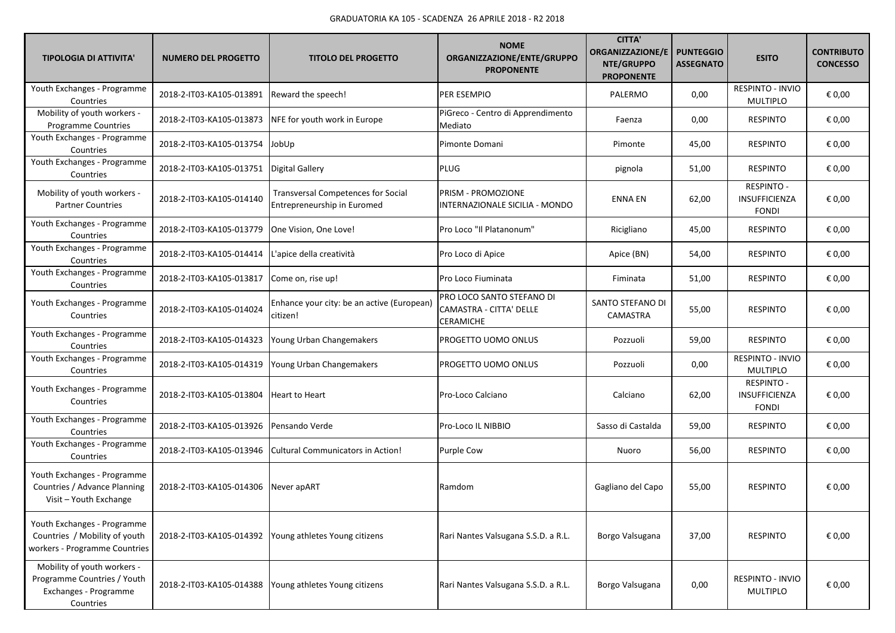GRADUATORIA KA 105 - SCADENZA 26 APRILE 2018 - R2 2018

| TIPOLOGIA DI ATTIVITA' | NUMERO DEL PROGETTO | TITOLO DEL PROGETTO | NOME ORGANIZZAZIONE/ENTE/GRUPPO PROPONENTE | CITTA' ORGANIZZAZIONE/ENTE/GRUPPO PROPONENTE | PUNTEGGIO ASSEGNATO | ESITO | CONTRIBUTO CONCESSO |
|---|---|---|---|---|---|---|---|
| Youth Exchanges - Programme Countries | 2018-2-IT03-KA105-013891 | Reward the speech! | PER ESEMPIO | PALERMO | 0,00 | RESPINTO - INVIO MULTIPLO | € 0,00 |
| Mobility of youth workers - Programme Countries | 2018-2-IT03-KA105-013873 | NFE for youth work in Europe | PiGreco - Centro di Apprendimento Mediato | Faenza | 0,00 | RESPINTO | € 0,00 |
| Youth Exchanges - Programme Countries | 2018-2-IT03-KA105-013754 | JobUp | Pimonte Domani | Pimonte | 45,00 | RESPINTO | € 0,00 |
| Youth Exchanges - Programme Countries | 2018-2-IT03-KA105-013751 | Digital Gallery | PLUG | pignola | 51,00 | RESPINTO | € 0,00 |
| Mobility of youth workers - Partner Countries | 2018-2-IT03-KA105-014140 | Transversal Competences for Social Entrepreneurship in Euromed | PRISM - PROMOZIONE INTERNAZIONALE SICILIA - MONDO | ENNA EN | 62,00 | RESPINTO - INSUFFICIENZA FONDI | € 0,00 |
| Youth Exchanges - Programme Countries | 2018-2-IT03-KA105-013779 | One Vision, One Love! | Pro Loco "Il Platanonum" | Ricigliano | 45,00 | RESPINTO | € 0,00 |
| Youth Exchanges - Programme Countries | 2018-2-IT03-KA105-014414 | L'apice della creatività | Pro Loco di Apice | Apice (BN) | 54,00 | RESPINTO | € 0,00 |
| Youth Exchanges - Programme Countries | 2018-2-IT03-KA105-013817 | Come on, rise up! | Pro Loco Fiuminata | Fiminata | 51,00 | RESPINTO | € 0,00 |
| Youth Exchanges - Programme Countries | 2018-2-IT03-KA105-014024 | Enhance your city: be an active (European) citizen! | PRO LOCO SANTO STEFANO DI CAMASTRA - CITTA' DELLE CERAMICHE | SANTO STEFANO DI CAMASTRA | 55,00 | RESPINTO | € 0,00 |
| Youth Exchanges - Programme Countries | 2018-2-IT03-KA105-014323 | Young Urban Changemakers | PROGETTO UOMO ONLUS | Pozzuoli | 59,00 | RESPINTO | € 0,00 |
| Youth Exchanges - Programme Countries | 2018-2-IT03-KA105-014319 | Young Urban Changemakers | PROGETTO UOMO ONLUS | Pozzuoli | 0,00 | RESPINTO - INVIO MULTIPLO | € 0,00 |
| Youth Exchanges - Programme Countries | 2018-2-IT03-KA105-013804 | Heart to Heart | Pro-Loco Calciano | Calciano | 62,00 | RESPINTO - INSUFFICIENZA FONDI | € 0,00 |
| Youth Exchanges - Programme Countries | 2018-2-IT03-KA105-013926 | Pensando Verde | Pro-Loco IL NIBBIO | Sasso di Castalda | 59,00 | RESPINTO | € 0,00 |
| Youth Exchanges - Programme Countries | 2018-2-IT03-KA105-013946 | Cultural Communicators in Action! | Purple Cow | Nuoro | 56,00 | RESPINTO | € 0,00 |
| Youth Exchanges - Programme Countries / Advance Planning Visit – Youth Exchange | 2018-2-IT03-KA105-014306 | Never apART | Ramdom | Gagliano del Capo | 55,00 | RESPINTO | € 0,00 |
| Youth Exchanges - Programme Countries / Mobility of youth workers - Programme Countries | 2018-2-IT03-KA105-014392 | Young athletes Young citizens | Rari Nantes Valsugana S.S.D. a R.L. | Borgo Valsugana | 37,00 | RESPINTO | € 0,00 |
| Mobility of youth workers - Programme Countries / Youth Exchanges - Programme Countries | 2018-2-IT03-KA105-014388 | Young athletes Young citizens | Rari Nantes Valsugana S.S.D. a R.L. | Borgo Valsugana | 0,00 | RESPINTO - INVIO MULTIPLO | € 0,00 |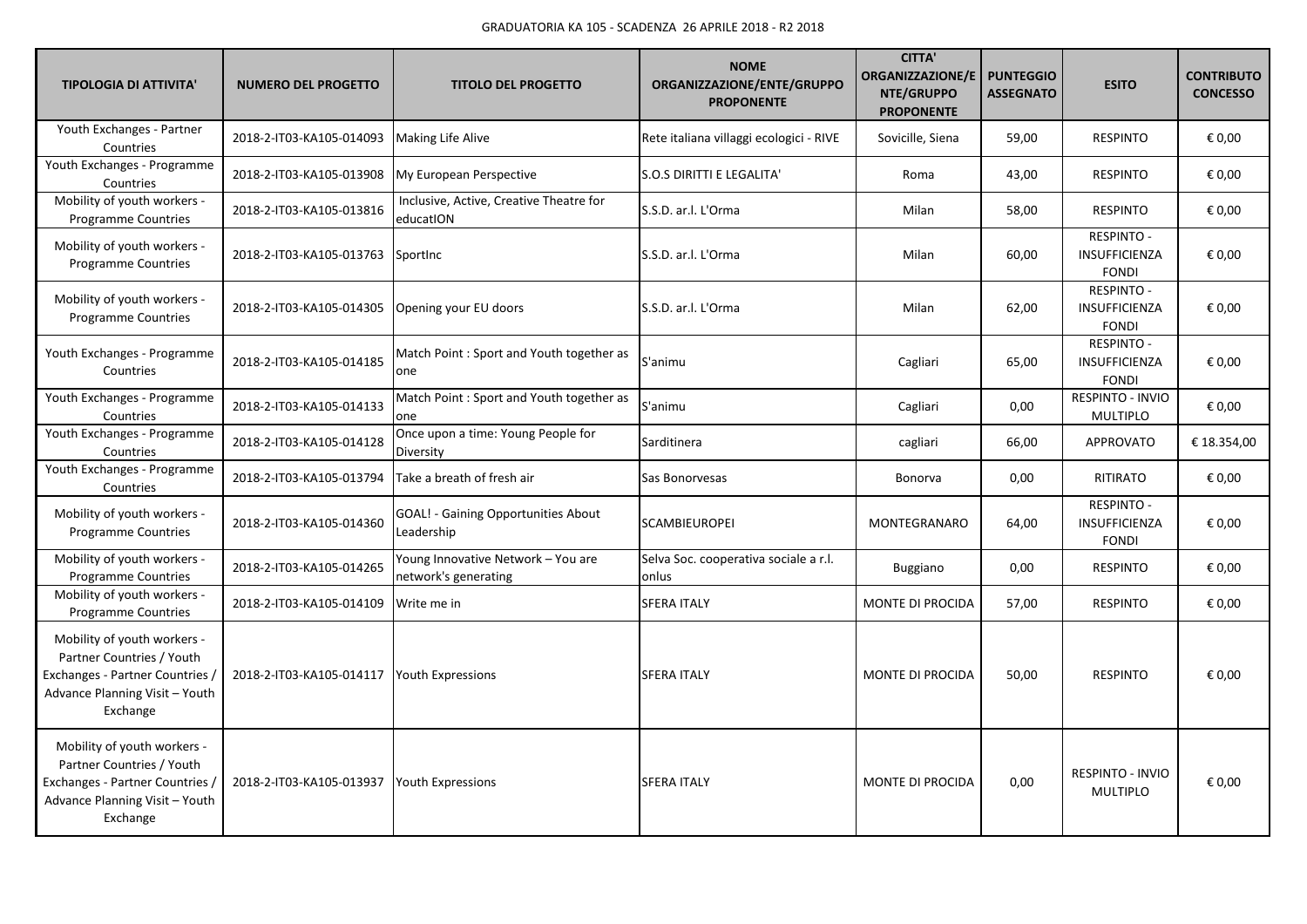GRADUATORIA KA 105 - SCADENZA 26 APRILE 2018 - R2 2018

| TIPOLOGIA DI ATTIVITA' | NUMERO DEL PROGETTO | TITOLO DEL PROGETTO | NOME ORGANIZZAZIONE/ENTE/GRUPPO PROPONENTE | CITTA' ORGANIZZAZIONE/ENTE/GRUPPO PROPONENTE | PUNTEGGIO ASSEGNATO | ESITO | CONTRIBUTO CONCESSO |
|---|---|---|---|---|---|---|---|
| Youth Exchanges - Partner Countries | 2018-2-IT03-KA105-014093 | Making Life Alive | Rete italiana villaggi ecologici - RIVE | Sovicille, Siena | 59,00 | RESPINTO | € 0,00 |
| Youth Exchanges - Programme Countries | 2018-2-IT03-KA105-013908 | My European Perspective | S.O.S DIRITTI E LEGALITA' | Roma | 43,00 | RESPINTO | € 0,00 |
| Mobility of youth workers - Programme Countries | 2018-2-IT03-KA105-013816 | Inclusive, Active, Creative Theatre for educatION | S.S.D. ar.l. L'Orma | Milan | 58,00 | RESPINTO | € 0,00 |
| Mobility of youth workers - Programme Countries | 2018-2-IT03-KA105-013763 | SportInc | S.S.D. ar.l. L'Orma | Milan | 60,00 | RESPINTO - INSUFFICIENZA FONDI | € 0,00 |
| Mobility of youth workers - Programme Countries | 2018-2-IT03-KA105-014305 | Opening your EU doors | S.S.D. ar.l. L'Orma | Milan | 62,00 | RESPINTO - INSUFFICIENZA FONDI | € 0,00 |
| Youth Exchanges - Programme Countries | 2018-2-IT03-KA105-014185 | Match Point : Sport and Youth together as one | S'animu | Cagliari | 65,00 | RESPINTO - INSUFFICIENZA FONDI | € 0,00 |
| Youth Exchanges - Programme Countries | 2018-2-IT03-KA105-014133 | Match Point : Sport and Youth together as one | S'animu | Cagliari | 0,00 | RESPINTO - INVIO MULTIPLO | € 0,00 |
| Youth Exchanges - Programme Countries | 2018-2-IT03-KA105-014128 | Once upon a time: Young People for Diversity | Sarditinera | cagliari | 66,00 | APPROVATO | € 18.354,00 |
| Youth Exchanges - Programme Countries | 2018-2-IT03-KA105-013794 | Take a breath of fresh air | Sas Bonorvesas | Bonorva | 0,00 | RITIRATO | € 0,00 |
| Mobility of youth workers - Programme Countries | 2018-2-IT03-KA105-014360 | GOAL! - Gaining Opportunities About Leadership | SCAMBIEUROPEI | MONTEGRANARO | 64,00 | RESPINTO - INSUFFICIENZA FONDI | € 0,00 |
| Mobility of youth workers - Programme Countries | 2018-2-IT03-KA105-014265 | Young Innovative Network – You are network's generating | Selva Soc. cooperativa sociale a r.l. onlus | Buggiano | 0,00 | RESPINTO | € 0,00 |
| Mobility of youth workers - Programme Countries | 2018-2-IT03-KA105-014109 | Write me in | SFERA ITALY | MONTE DI PROCIDA | 57,00 | RESPINTO | € 0,00 |
| Mobility of youth workers - Partner Countries / Youth Exchanges - Partner Countries / Advance Planning Visit – Youth Exchange | 2018-2-IT03-KA105-014117 | Youth Expressions | SFERA ITALY | MONTE DI PROCIDA | 50,00 | RESPINTO | € 0,00 |
| Mobility of youth workers - Partner Countries / Youth Exchanges - Partner Countries / Advance Planning Visit – Youth Exchange | 2018-2-IT03-KA105-013937 | Youth Expressions | SFERA ITALY | MONTE DI PROCIDA | 0,00 | RESPINTO - INVIO MULTIPLO | € 0,00 |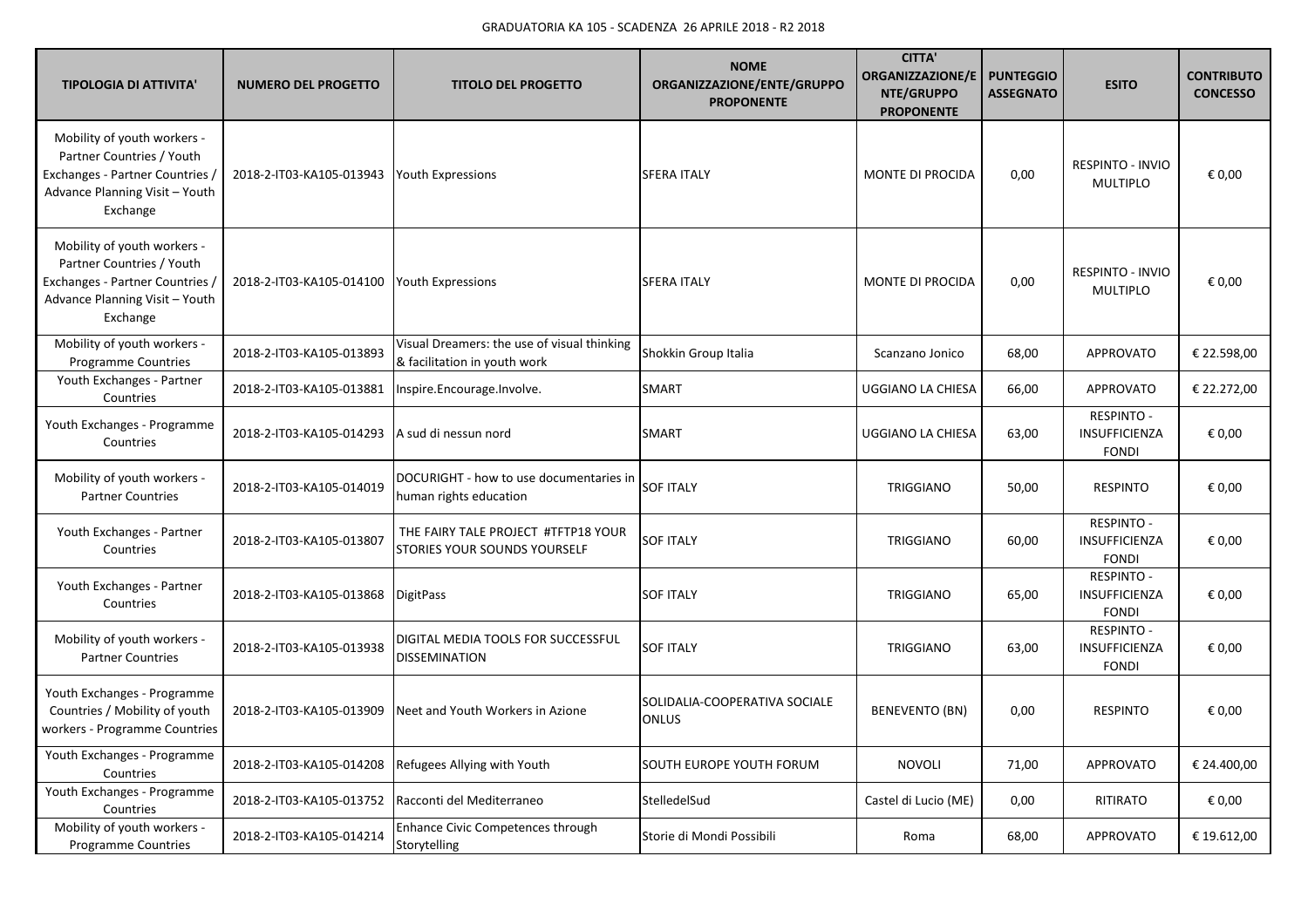GRADUATORIA KA 105 - SCADENZA 26 APRILE 2018 - R2 2018

| TIPOLOGIA DI ATTIVITA' | NUMERO DEL PROGETTO | TITOLO DEL PROGETTO | NOME ORGANIZZAZIONE/ENTE/GRUPPO PROPONENTE | CITTA' ORGANIZZAZIONE/ENTE/GRUPPO PROPONENTE | PUNTEGGIO ASSEGNATO | ESITO | CONTRIBUTO CONCESSO |
|---|---|---|---|---|---|---|---|
| Mobility of youth workers - Partner Countries / Youth Exchanges - Partner Countries / Advance Planning Visit – Youth Exchange | 2018-2-IT03-KA105-013943 | Youth Expressions | SFERA ITALY | MONTE DI PROCIDA | 0,00 | RESPINTO - INVIO MULTIPLO | € 0,00 |
| Mobility of youth workers - Partner Countries / Youth Exchanges - Partner Countries / Advance Planning Visit – Youth Exchange | 2018-2-IT03-KA105-014100 | Youth Expressions | SFERA ITALY | MONTE DI PROCIDA | 0,00 | RESPINTO - INVIO MULTIPLO | € 0,00 |
| Mobility of youth workers - Programme Countries | 2018-2-IT03-KA105-013893 | Visual Dreamers: the use of visual thinking & facilitation in youth work | Shokkin Group Italia | Scanzano Jonico | 68,00 | APPROVATO | € 22.598,00 |
| Youth Exchanges - Partner Countries | 2018-2-IT03-KA105-013881 | Inspire.Encourage.Involve. | SMART | UGGIANO LA CHIESA | 66,00 | APPROVATO | € 22.272,00 |
| Youth Exchanges - Programme Countries | 2018-2-IT03-KA105-014293 | A sud di nessun nord | SMART | UGGIANO LA CHIESA | 63,00 | RESPINTO - INSUFFICIENZA FONDI | € 0,00 |
| Mobility of youth workers - Partner Countries | 2018-2-IT03-KA105-014019 | DOCURIGHT - how to use documentaries in human rights education | SOF ITALY | TRIGGIANO | 50,00 | RESPINTO | € 0,00 |
| Youth Exchanges - Partner Countries | 2018-2-IT03-KA105-013807 | THE FAIRY TALE PROJECT #TFTP18 YOUR STORIES YOUR SOUNDS YOURSELF | SOF ITALY | TRIGGIANO | 60,00 | RESPINTO - INSUFFICIENZA FONDI | € 0,00 |
| Youth Exchanges - Partner Countries | 2018-2-IT03-KA105-013868 | DigitPass | SOF ITALY | TRIGGIANO | 65,00 | RESPINTO - INSUFFICIENZA FONDI | € 0,00 |
| Mobility of youth workers - Partner Countries | 2018-2-IT03-KA105-013938 | DIGITAL MEDIA TOOLS FOR SUCCESSFUL DISSEMINATION | SOF ITALY | TRIGGIANO | 63,00 | RESPINTO - INSUFFICIENZA FONDI | € 0,00 |
| Youth Exchanges - Programme Countries / Mobility of youth workers - Programme Countries | 2018-2-IT03-KA105-013909 | Neet and Youth Workers in Azione | SOLIDALIA-COOPERATIVA SOCIALE ONLUS | BENEVENTO (BN) | 0,00 | RESPINTO | € 0,00 |
| Youth Exchanges - Programme Countries | 2018-2-IT03-KA105-014208 | Refugees Allying with Youth | SOUTH EUROPE YOUTH FORUM | NOVOLI | 71,00 | APPROVATO | € 24.400,00 |
| Youth Exchanges - Programme Countries | 2018-2-IT03-KA105-013752 | Racconti del Mediterraneo | StelledelSud | Castel di Lucio (ME) | 0,00 | RITIRATO | € 0,00 |
| Mobility of youth workers - Programme Countries | 2018-2-IT03-KA105-014214 | Enhance Civic Competences through Storytelling | Storie di Mondi Possibili | Roma | 68,00 | APPROVATO | € 19.612,00 |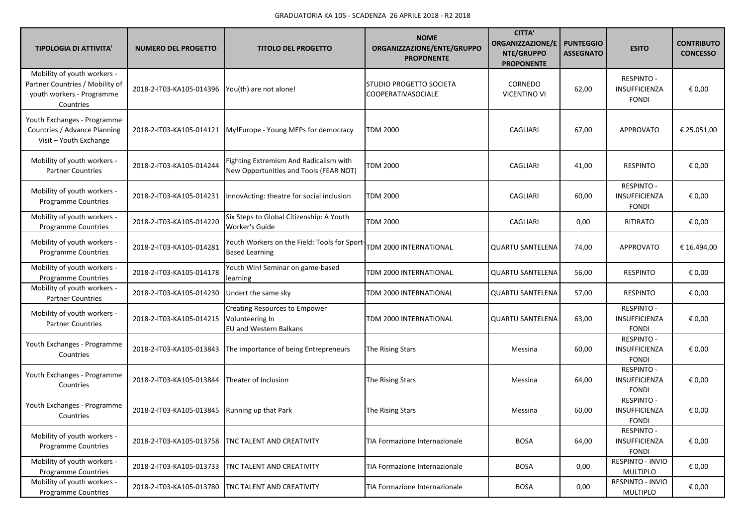GRADUATORIA KA 105 - SCADENZA 26 APRILE 2018 - R2 2018

| TIPOLOGIA DI ATTIVITA' | NUMERO DEL PROGETTO | TITOLO DEL PROGETTO | NOME ORGANIZZAZIONE/ENTE/GRUPPO PROPONENTE | CITTA' ORGANIZZAZIONE/ENTE/GRUPPO PROPONENTE | PUNTEGGIO ASSEGNATO | ESITO | CONTRIBUTO CONCESSO |
|---|---|---|---|---|---|---|---|
| Mobility of youth workers - Partner Countries / Mobility of youth workers - Programme Countries | 2018-2-IT03-KA105-014396 | You(th) are not alone! | STUDIO PROGETTO SOCIETA COOPERATIVASOCIALE | CORNEDO VICENTINO VI | 62,00 | RESPINTO - INSUFFICIENZA FONDI | € 0,00 |
| Youth Exchanges - Programme Countries / Advance Planning Visit – Youth Exchange | 2018-2-IT03-KA105-014121 | My!Europe - Young MEPs for democracy | TDM 2000 | CAGLIARI | 67,00 | APPROVATO | € 25.051,00 |
| Mobility of youth workers - Partner Countries | 2018-2-IT03-KA105-014244 | Fighting Extremism And Radicalism with New Opportunities and Tools (FEAR NOT) | TDM 2000 | CAGLIARI | 41,00 | RESPINTO | € 0,00 |
| Mobility of youth workers - Programme Countries | 2018-2-IT03-KA105-014231 | InnovActing: theatre for social inclusion | TDM 2000 | CAGLIARI | 60,00 | RESPINTO - INSUFFICIENZA FONDI | € 0,00 |
| Mobility of youth workers - Programme Countries | 2018-2-IT03-KA105-014220 | Six Steps to Global Citizenship: A Youth Worker's Guide | TDM 2000 | CAGLIARI | 0,00 | RITIRATO | € 0,00 |
| Mobility of youth workers - Programme Countries | 2018-2-IT03-KA105-014281 | Youth Workers on the Field: Tools for Sport-Based Learning | TDM 2000 INTERNATIONAL | QUARTU SANTELENA | 74,00 | APPROVATO | € 16.494,00 |
| Mobility of youth workers - Programme Countries | 2018-2-IT03-KA105-014178 | Youth Win! Seminar on game-based learning | TDM 2000 INTERNATIONAL | QUARTU SANTELENA | 56,00 | RESPINTO | € 0,00 |
| Mobility of youth workers - Partner Countries | 2018-2-IT03-KA105-014230 | Undert the same sky | TDM 2000 INTERNATIONAL | QUARTU SANTELENA | 57,00 | RESPINTO | € 0,00 |
| Mobility of youth workers - Partner Countries | 2018-2-IT03-KA105-014215 | Creating Resources to Empower Volunteering In EU and Western Balkans | TDM 2000 INTERNATIONAL | QUARTU SANTELENA | 63,00 | RESPINTO - INSUFFICIENZA FONDI | € 0,00 |
| Youth Exchanges - Programme Countries | 2018-2-IT03-KA105-013843 | The importance of being Entrepreneurs | The Rising Stars | Messina | 60,00 | RESPINTO - INSUFFICIENZA FONDI | € 0,00 |
| Youth Exchanges - Programme Countries | 2018-2-IT03-KA105-013844 | Theater of Inclusion | The Rising Stars | Messina | 64,00 | RESPINTO - INSUFFICIENZA FONDI | € 0,00 |
| Youth Exchanges - Programme Countries | 2018-2-IT03-KA105-013845 | Running up that Park | The Rising Stars | Messina | 60,00 | RESPINTO - INSUFFICIENZA FONDI | € 0,00 |
| Mobility of youth workers - Programme Countries | 2018-2-IT03-KA105-013758 | TNC TALENT AND CREATIVITY | TIA Formazione Internazionale | BOSA | 64,00 | RESPINTO - INSUFFICIENZA FONDI | € 0,00 |
| Mobility of youth workers - Programme Countries | 2018-2-IT03-KA105-013733 | TNC TALENT AND CREATIVITY | TIA Formazione Internazionale | BOSA | 0,00 | RESPINTO - INVIO MULTIPLO | € 0,00 |
| Mobility of youth workers - Programme Countries | 2018-2-IT03-KA105-013780 | TNC TALENT AND CREATIVITY | TIA Formazione Internazionale | BOSA | 0,00 | RESPINTO - INVIO MULTIPLO | € 0,00 |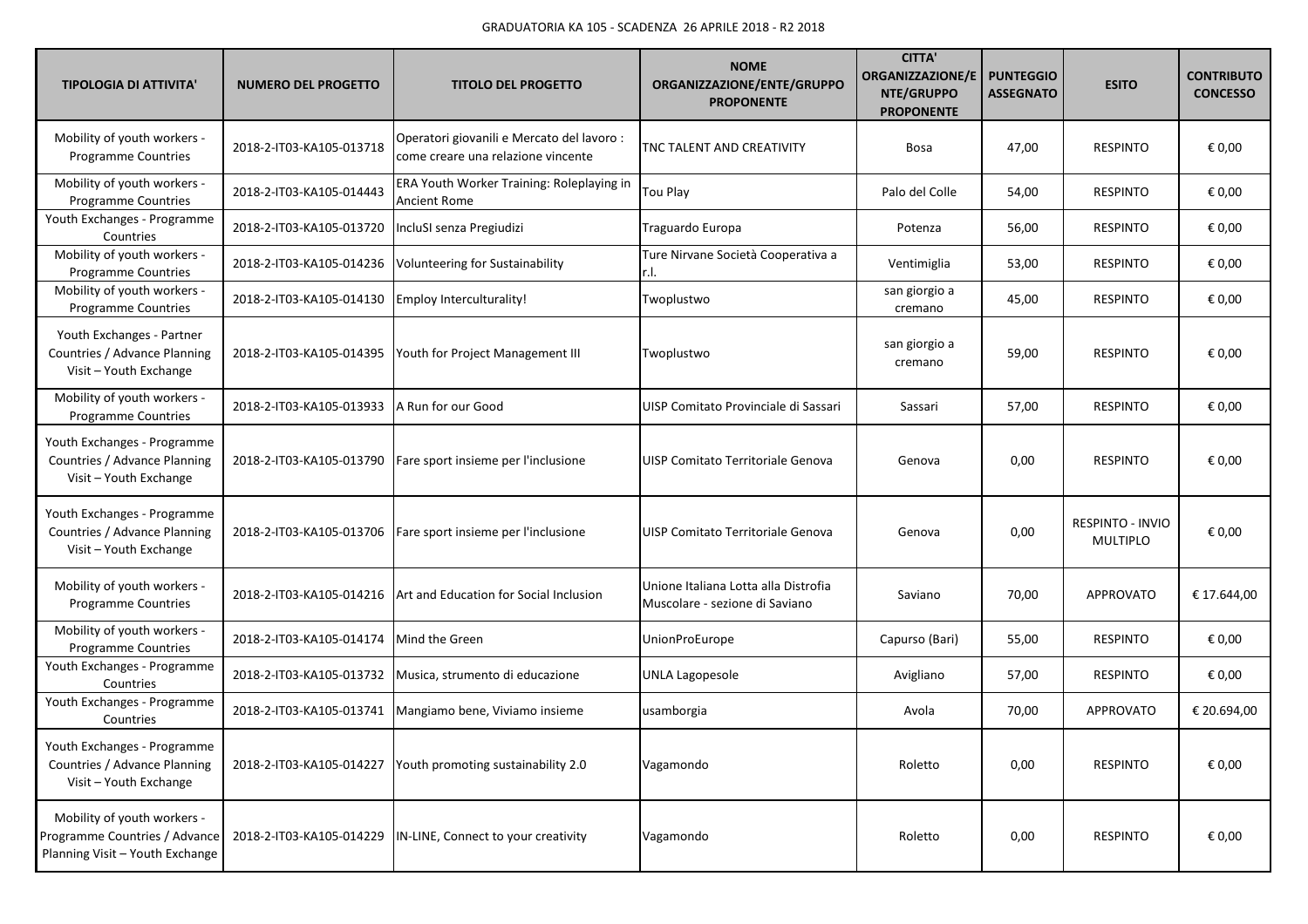GRADUATORIA KA 105 - SCADENZA 26 APRILE 2018 - R2 2018

| TIPOLOGIA DI ATTIVITA' | NUMERO DEL PROGETTO | TITOLO DEL PROGETTO | NOME ORGANIZZAZIONE/ENTE/GRUPPO PROPONENTE | CITTA' ORGANIZZAZIONE/ENTE/GRUPPO PROPONENTE | PUNTEGGIO ASSEGNATO | ESITO | CONTRIBUTO CONCESSO |
|---|---|---|---|---|---|---|---|
| Mobility of youth workers - Programme Countries | 2018-2-IT03-KA105-013718 | Operatori giovanili e Mercato del lavoro : come creare una relazione vincente | TNC TALENT AND CREATIVITY | Bosa | 47,00 | RESPINTO | € 0,00 |
| Mobility of youth workers - Programme Countries | 2018-2-IT03-KA105-014443 | ERA Youth Worker Training: Roleplaying in Ancient Rome | Tou Play | Palo del Colle | 54,00 | RESPINTO | € 0,00 |
| Youth Exchanges - Programme Countries | 2018-2-IT03-KA105-013720 | IncluSI senza Pregiudizi | Traguardo Europa | Potenza | 56,00 | RESPINTO | € 0,00 |
| Mobility of youth workers - Programme Countries | 2018-2-IT03-KA105-014236 | Volunteering for Sustainability | Ture Nirvane Società Cooperativa a r.l. | Ventimiglia | 53,00 | RESPINTO | € 0,00 |
| Mobility of youth workers - Programme Countries | 2018-2-IT03-KA105-014130 | Employ Interculturality! | Twoplustwo | san giorgio a cremano | 45,00 | RESPINTO | € 0,00 |
| Youth Exchanges - Partner Countries / Advance Planning Visit – Youth Exchange | 2018-2-IT03-KA105-014395 | Youth for Project Management III | Twoplustwo | san giorgio a cremano | 59,00 | RESPINTO | € 0,00 |
| Mobility of youth workers - Programme Countries | 2018-2-IT03-KA105-013933 | A Run for our Good | UISP Comitato Provinciale di Sassari | Sassari | 57,00 | RESPINTO | € 0,00 |
| Youth Exchanges - Programme Countries / Advance Planning Visit – Youth Exchange | 2018-2-IT03-KA105-013790 | Fare sport insieme per l'inclusione | UISP Comitato Territoriale Genova | Genova | 0,00 | RESPINTO | € 0,00 |
| Youth Exchanges - Programme Countries / Advance Planning Visit – Youth Exchange | 2018-2-IT03-KA105-013706 | Fare sport insieme per l'inclusione | UISP Comitato Territoriale Genova | Genova | 0,00 | RESPINTO - INVIO MULTIPLO | € 0,00 |
| Mobility of youth workers - Programme Countries | 2018-2-IT03-KA105-014216 | Art and Education for Social Inclusion | Unione Italiana Lotta alla Distrofia Muscolare - sezione di Saviano | Saviano | 70,00 | APPROVATO | € 17.644,00 |
| Mobility of youth workers - Programme Countries | 2018-2-IT03-KA105-014174 | Mind the Green | UnionProEurope | Capurso (Bari) | 55,00 | RESPINTO | € 0,00 |
| Youth Exchanges - Programme Countries | 2018-2-IT03-KA105-013732 | Musica, strumento di educazione | UNLA Lagopesole | Avigliano | 57,00 | RESPINTO | € 0,00 |
| Youth Exchanges - Programme Countries | 2018-2-IT03-KA105-013741 | Mangiamo bene, Viviamo insieme | usamborgia | Avola | 70,00 | APPROVATO | € 20.694,00 |
| Youth Exchanges - Programme Countries / Advance Planning Visit – Youth Exchange | 2018-2-IT03-KA105-014227 | Youth promoting sustainability 2.0 | Vagamondo | Roletto | 0,00 | RESPINTO | € 0,00 |
| Mobility of youth workers - Programme Countries / Advance Planning Visit – Youth Exchange | 2018-2-IT03-KA105-014229 | IN-LINE, Connect to your creativity | Vagamondo | Roletto | 0,00 | RESPINTO | € 0,00 |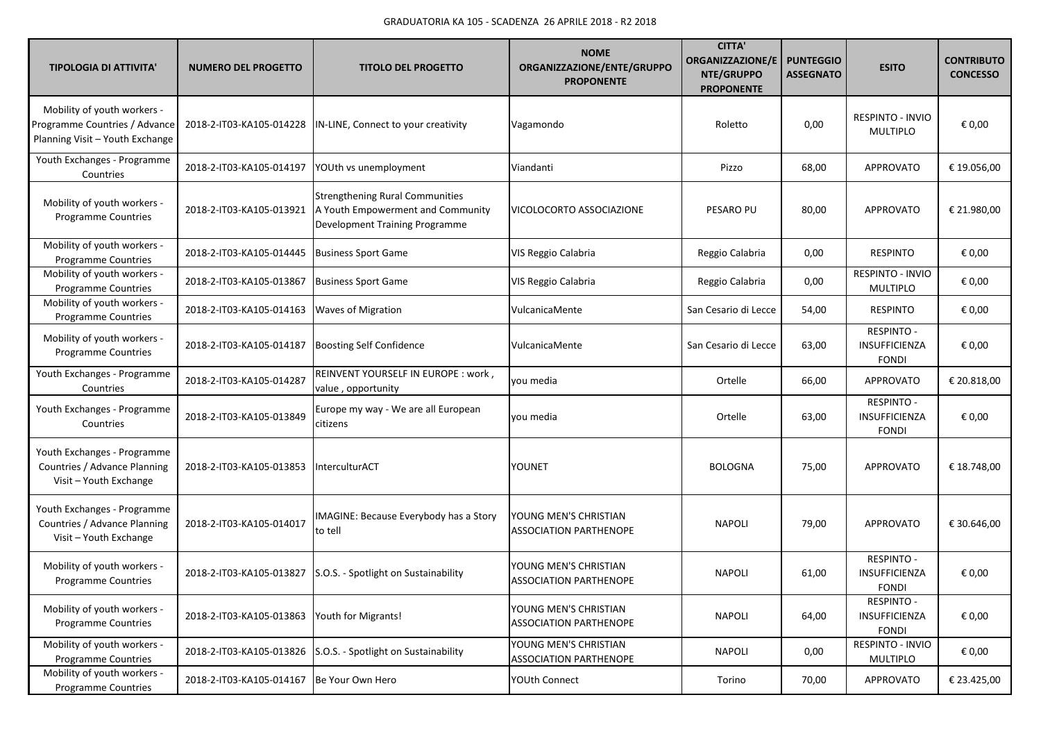GRADUATORIA KA 105 - SCADENZA 26 APRILE 2018 - R2 2018

| TIPOLOGIA DI ATTIVITA' | NUMERO DEL PROGETTO | TITOLO DEL PROGETTO | NOME ORGANIZZAZIONE/ENTE/GRUPPO PROPONENTE | CITTA' ORGANIZZAZIONE/ENTE/GRUPPO PROPONENTE | PUNTEGGIO ASSEGNATO | ESITO | CONTRIBUTO CONCESSO |
|---|---|---|---|---|---|---|---|
| Mobility of youth workers - Programme Countries / Advance Planning Visit – Youth Exchange | 2018-2-IT03-KA105-014228 | IN-LINE, Connect to your creativity | Vagamondo | Roletto | 0,00 | RESPINTO - INVIO MULTIPLO | € 0,00 |
| Youth Exchanges - Programme Countries | 2018-2-IT03-KA105-014197 | YOUth vs unemployment | Viandanti | Pizzo | 68,00 | APPROVATO | € 19.056,00 |
| Mobility of youth workers - Programme Countries | 2018-2-IT03-KA105-013921 | Strengthening Rural Communities A Youth Empowerment and Community Development Training Programme | VICOLOCORTO ASSOCIAZIONE | PESARO PU | 80,00 | APPROVATO | € 21.980,00 |
| Mobility of youth workers - Programme Countries | 2018-2-IT03-KA105-014445 | Business Sport Game | VIS Reggio Calabria | Reggio Calabria | 0,00 | RESPINTO | € 0,00 |
| Mobility of youth workers - Programme Countries | 2018-2-IT03-KA105-013867 | Business Sport Game | VIS Reggio Calabria | Reggio Calabria | 0,00 | RESPINTO - INVIO MULTIPLO | € 0,00 |
| Mobility of youth workers - Programme Countries | 2018-2-IT03-KA105-014163 | Waves of Migration | VulcanicaMente | San Cesario di Lecce | 54,00 | RESPINTO | € 0,00 |
| Mobility of youth workers - Programme Countries | 2018-2-IT03-KA105-014187 | Boosting Self Confidence | VulcanicaMente | San Cesario di Lecce | 63,00 | RESPINTO - INSUFFICIENZA FONDI | € 0,00 |
| Youth Exchanges - Programme Countries | 2018-2-IT03-KA105-014287 | REINVENT YOURSELF IN EUROPE : work , value , opportunity | you media | Ortelle | 66,00 | APPROVATO | € 20.818,00 |
| Youth Exchanges - Programme Countries | 2018-2-IT03-KA105-013849 | Europe my way - We are all European citizens | you media | Ortelle | 63,00 | RESPINTO - INSUFFICIENZA FONDI | € 0,00 |
| Youth Exchanges - Programme Countries / Advance Planning Visit – Youth Exchange | 2018-2-IT03-KA105-013853 | InterculturACT | YOUNET | BOLOGNA | 75,00 | APPROVATO | € 18.748,00 |
| Youth Exchanges - Programme Countries / Advance Planning Visit – Youth Exchange | 2018-2-IT03-KA105-014017 | IMAGINE: Because Everybody has a Story to tell | YOUNG MEN'S CHRISTIAN ASSOCIATION PARTHENOPE | NAPOLI | 79,00 | APPROVATO | € 30.646,00 |
| Mobility of youth workers - Programme Countries | 2018-2-IT03-KA105-013827 | S.O.S. - Spotlight on Sustainability | YOUNG MEN'S CHRISTIAN ASSOCIATION PARTHENOPE | NAPOLI | 61,00 | RESPINTO - INSUFFICIENZA FONDI | € 0,00 |
| Mobility of youth workers - Programme Countries | 2018-2-IT03-KA105-013863 | Youth for Migrants! | YOUNG MEN'S CHRISTIAN ASSOCIATION PARTHENOPE | NAPOLI | 64,00 | RESPINTO - INSUFFICIENZA FONDI | € 0,00 |
| Mobility of youth workers - Programme Countries | 2018-2-IT03-KA105-013826 | S.O.S. - Spotlight on Sustainability | YOUNG MEN'S CHRISTIAN ASSOCIATION PARTHENOPE | NAPOLI | 0,00 | RESPINTO - INVIO MULTIPLO | € 0,00 |
| Mobility of youth workers - Programme Countries | 2018-2-IT03-KA105-014167 | Be Your Own Hero | YOUth Connect | Torino | 70,00 | APPROVATO | € 23.425,00 |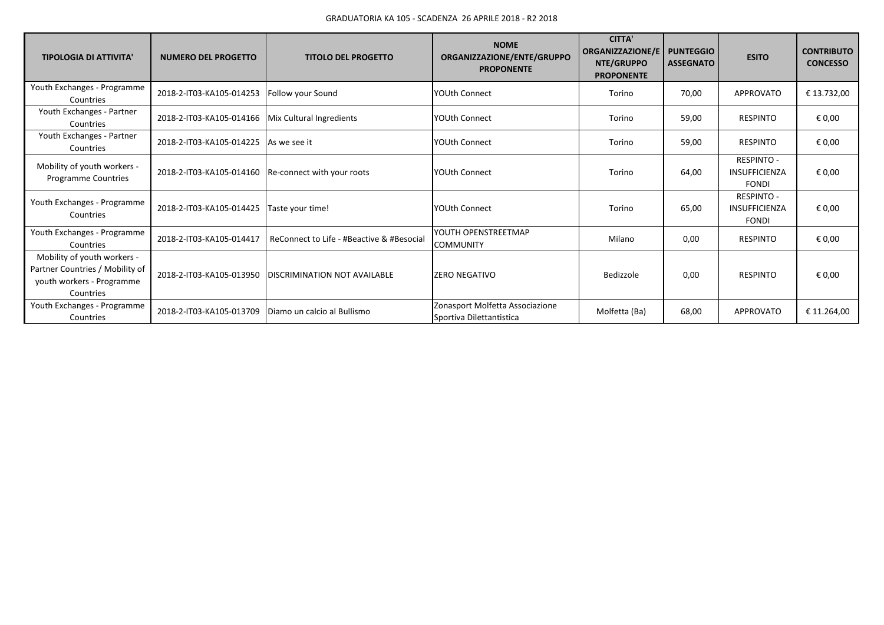GRADUATORIA KA 105 - SCADENZA 26 APRILE 2018 - R2 2018

| TIPOLOGIA DI ATTIVITA' | NUMERO DEL PROGETTO | TITOLO DEL PROGETTO | NOME ORGANIZZAZIONE/ENTE/GRUPPO PROPONENTE | CITTA' ORGANIZZAZIONE/ENTE/GRUPPO PROPONENTE | PUNTEGGIO ASSEGNATO | ESITO | CONTRIBUTO CONCESSO |
|---|---|---|---|---|---|---|---|
| Youth Exchanges - Programme Countries | 2018-2-IT03-KA105-014253 | Follow your Sound | YOUth Connect | Torino | 70,00 | APPROVATO | € 13.732,00 |
| Youth Exchanges - Partner Countries | 2018-2-IT03-KA105-014166 | Mix Cultural Ingredients | YOUth Connect | Torino | 59,00 | RESPINTO | € 0,00 |
| Youth Exchanges - Partner Countries | 2018-2-IT03-KA105-014225 | As we see it | YOUth Connect | Torino | 59,00 | RESPINTO | € 0,00 |
| Mobility of youth workers - Programme Countries | 2018-2-IT03-KA105-014160 | Re-connect with your roots | YOUth Connect | Torino | 64,00 | RESPINTO - INSUFFICIENZA FONDI | € 0,00 |
| Youth Exchanges - Programme Countries | 2018-2-IT03-KA105-014425 | Taste your time! | YOUth Connect | Torino | 65,00 | RESPINTO - INSUFFICIENZA FONDI | € 0,00 |
| Youth Exchanges - Programme Countries | 2018-2-IT03-KA105-014417 | ReConnect to Life - #Beactive & #Besocial | YOUTH OPENSTREETMAP COMMUNITY | Milano | 0,00 | RESPINTO | € 0,00 |
| Mobility of youth workers - Partner Countries / Mobility of youth workers - Programme Countries | 2018-2-IT03-KA105-013950 | DISCRIMINATION NOT AVAILABLE | ZERO NEGATIVO | Bedizzole | 0,00 | RESPINTO | € 0,00 |
| Youth Exchanges - Programme Countries | 2018-2-IT03-KA105-013709 | Diamo un calcio al Bullismo | Zonasport Molfetta Associazione Sportiva Dilettantistica | Molfetta (Ba) | 68,00 | APPROVATO | € 11.264,00 |